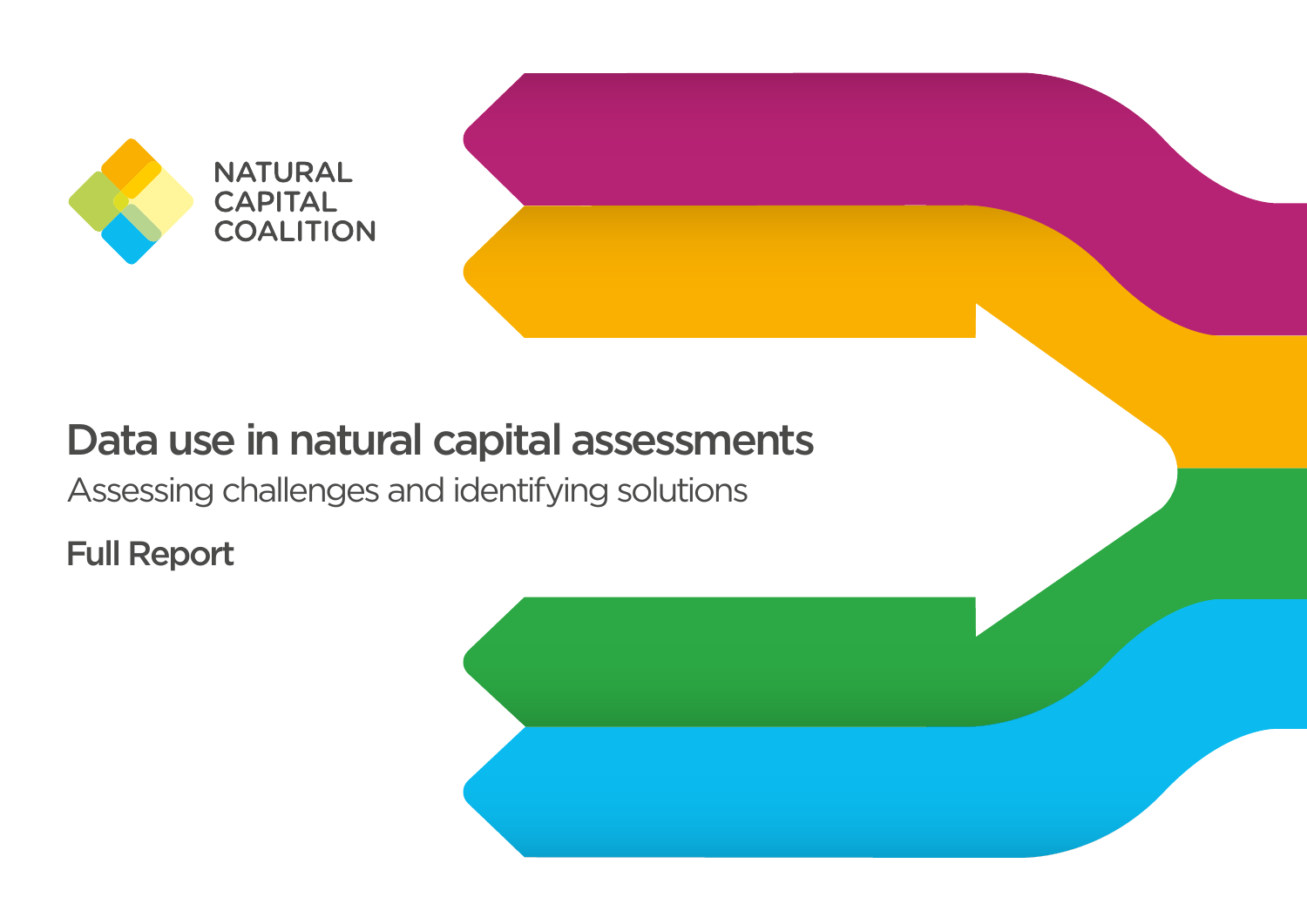NATURAL CAPITAL COALITION

# Data use in natural capital assessments

## Assessing challenges and identifying solutions

**Full Report**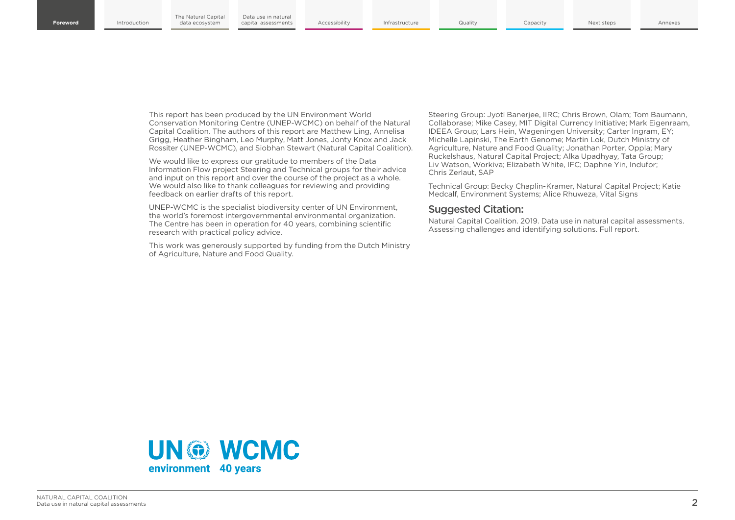This report has been produced by the UN Environment World Conservation Monitoring Centre (UNEP-WCMC) on behalf of the Natural Capital Coalition. The authors of this report are Matthew Ling, Annelisa Grigg, Heather Bingham, Leo Murphy, Matt Jones, Jonty Knox and Jack Rossiter (UNEP-WCMC), and Siobhan Stewart (Natural Capital Coalition).

We would like to express our gratitude to members of the Data Information Flow project Steering and Technical groups for their advice and input on this report and over the course of the project as a whole. We would also like to thank colleagues for reviewing and providing feedback on earlier drafts of this report.

UNEP-WCMC is the specialist biodiversity center of UN Environment, the world's foremost intergovernmental environmental organization. The Centre has been in operation for 40 years, combining scientific research with practical policy advice.

This work was generously supported by funding from the Dutch Ministry of Agriculture, Nature and Food Quality.

Steering Group: Jyoti Banerjee, IIRC; Chris Brown, Olam; Tom Baumann, Collaborase; Mike Casey, MIT Digital Currency Initiative; Mark Eigenraam, IDEEA Group; Lars Hein, Wageningen University; Carter Ingram, EY; Michelle Lapinski, The Earth Genome; Martin Lok, Dutch Ministry of Agriculture, Nature and Food Quality; Jonathan Porter, Oppla; Mary Ruckelshaus, Natural Capital Project; Alka Upadhyay, Tata Group; Liv Watson, Workiva; Elizabeth White, IFC; Daphne Yin, Indufor; Chris Zerlaut, SAP

Technical Group: Becky Chaplin-Kramer, Natural Capital Project; Katie Medcalf, Environment Systems; Alice Rhuweza, Vital Signs

## Suggested Citation:

Natural Capital Coalition. 2019. Data use in natural capital assessments. Assessing challenges and identifying solutions. Full report.

UN environment WCMC 40 years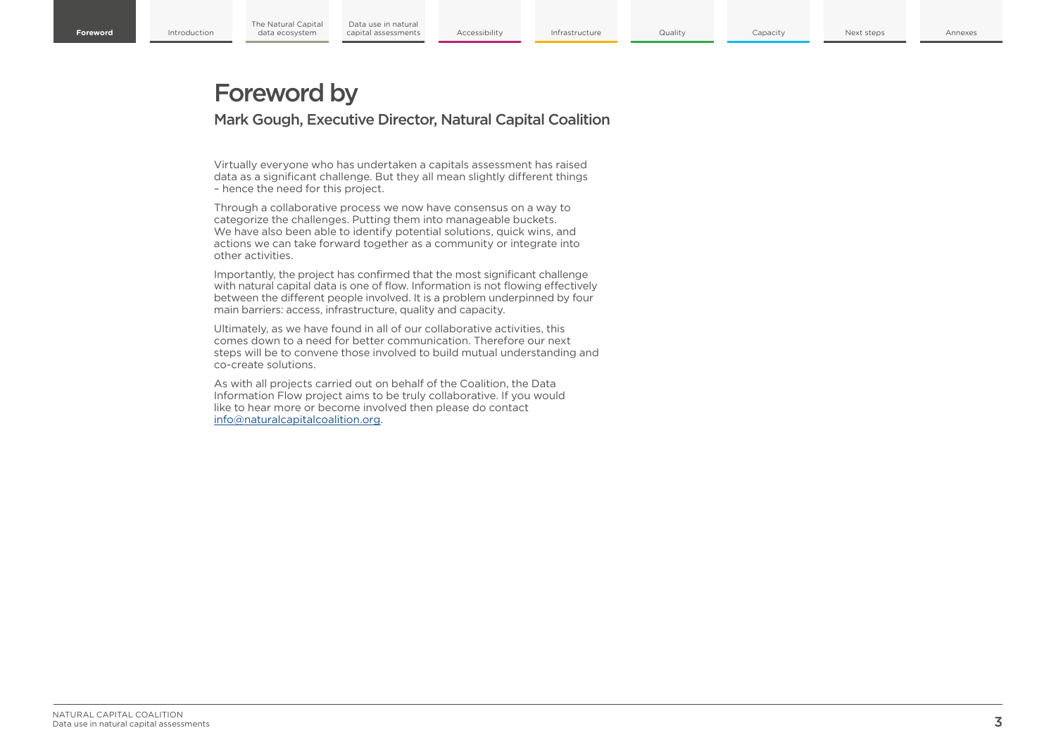# Foreword by

## Mark Gough, Executive Director, Natural Capital Coalition

Virtually everyone who has undertaken a capitals assessment has raised data as a significant challenge. But they all mean slightly different things – hence the need for this project.

Through a collaborative process we now have consensus on a way to categorize the challenges. Putting them into manageable buckets. We have also been able to identify potential solutions, quick wins, and actions we can take forward together as a community or integrate into other activities.

Importantly, the project has confirmed that the most significant challenge with natural capital data is one of flow. Information is not flowing effectively between the different people involved. It is a problem underpinned by four main barriers: access, infrastructure, quality and capacity.

Ultimately, as we have found in all of our collaborative activities, this comes down to a need for better communication. Therefore our next steps will be to convene those involved to build mutual understanding and co-create solutions.

As with all projects carried out on behalf of the Coalition, the Data Information Flow project aims to be truly collaborative. If you would like to hear more or become involved then please do contact info@naturalcapitalcoalition.org.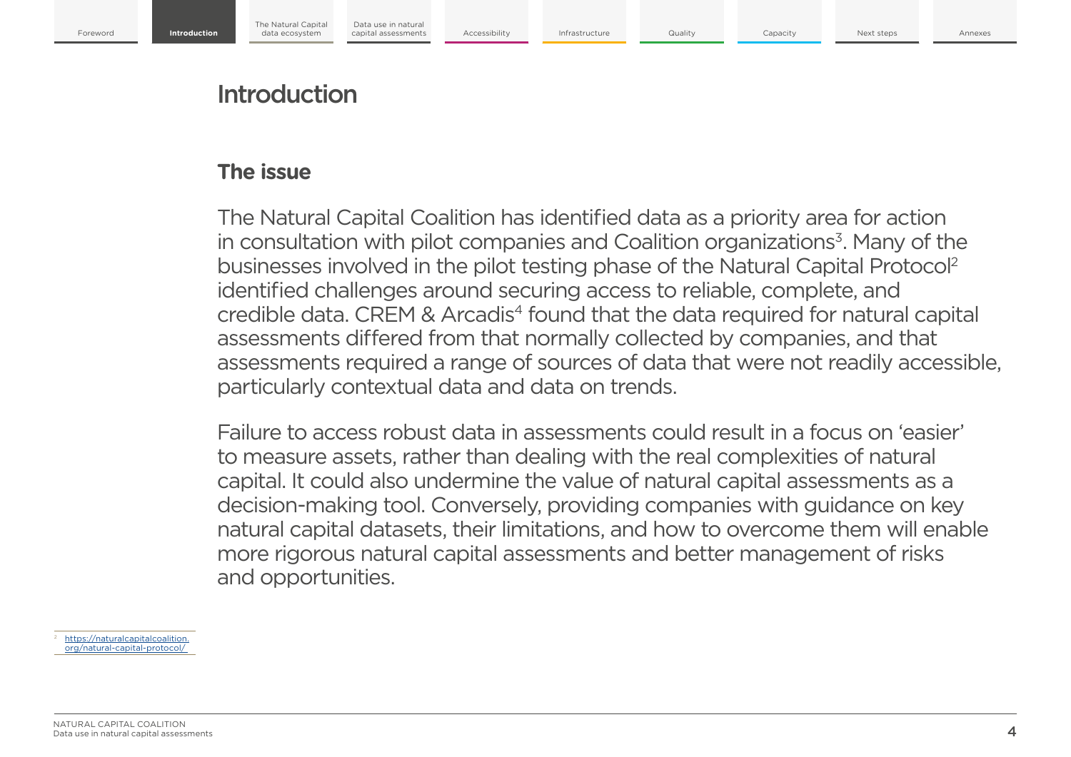# Introduction

## The issue

The Natural Capital Coalition has identified data as a priority area for action in consultation with pilot companies and Coalition organizations[3]. Many of the businesses involved in the pilot testing phase of the Natural Capital Protocol[2] identified challenges around securing access to reliable, complete, and credible data. CREM & Arcadis[4] found that the data required for natural capital assessments differed from that normally collected by companies, and that assessments required a range of sources of data that were not readily accessible, particularly contextual data and data on trends.

Failure to access robust data in assessments could result in a focus on 'easier' to measure assets, rather than dealing with the real complexities of natural capital. It could also undermine the value of natural capital assessments as a decision-making tool. Conversely, providing companies with guidance on key natural capital datasets, their limitations, and how to overcome them will enable more rigorous natural capital assessments and better management of risks and opportunities.

[2] https://naturalcapitalcoalition.org/natural-capital-protocol/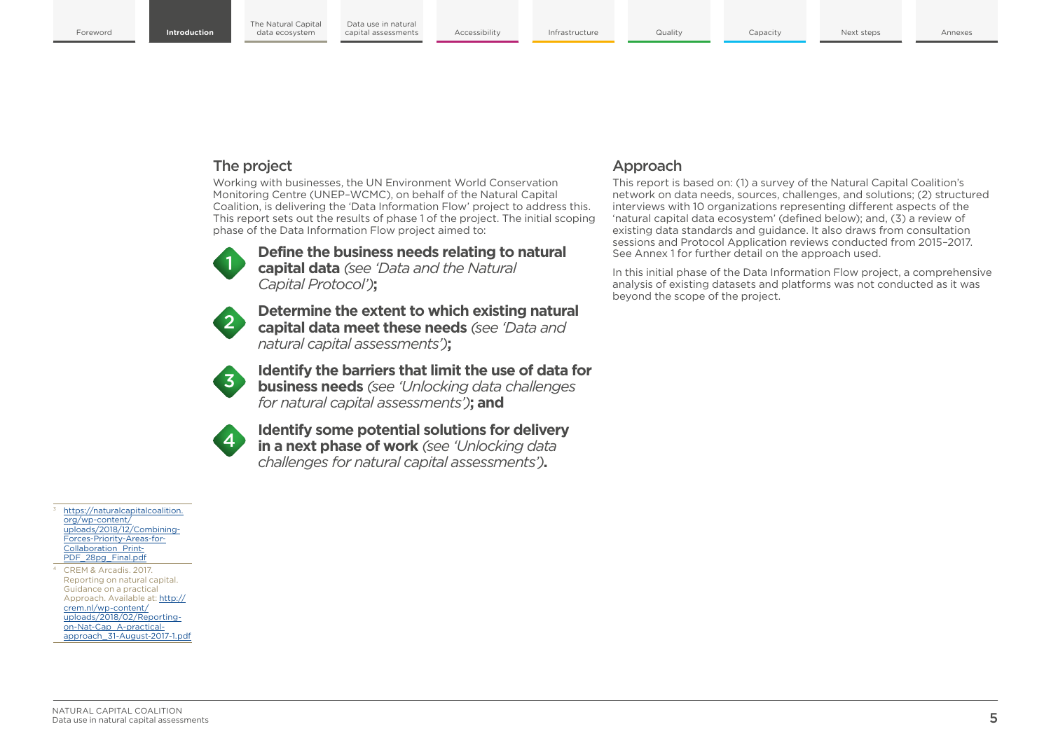## The project

Working with businesses, the UN Environment World Conservation Monitoring Centre (UNEP–WCMC), on behalf of the Natural Capital Coalition, is delivering the 'Data Information Flow' project to address this. This report sets out the results of phase 1 of the project. The initial scoping phase of the Data Information Flow project aimed to:

1. **Define the business needs relating to natural capital data** *(see 'Data and the Natural Capital Protocol')***;**
2. **Determine the extent to which existing natural capital data meet these needs** *(see 'Data and natural capital assessments')***;**
3. **Identify the barriers that limit the use of data for business needs** *(see 'Unlocking data challenges for natural capital assessments')***; and**
4. **Identify some potential solutions for delivery in a next phase of work** *(see 'Unlocking data challenges for natural capital assessments')***.**

## Approach

This report is based on: (1) a survey of the Natural Capital Coalition's network on data needs, sources, challenges, and solutions; (2) structured interviews with 10 organizations representing different aspects of the 'natural capital data ecosystem' (defined below); and, (3) a review of existing data standards and guidance. It also draws from consultation sessions and Protocol Application reviews conducted from 2015–2017. See Annex 1 for further detail on the approach used.

In this initial phase of the Data Information Flow project, a comprehensive analysis of existing datasets and platforms was not conducted as it was beyond the scope of the project.

---

[3] https://naturalcapitalcoalition.org/wp-content/uploads/2018/12/Combining-Forces-Priority-Areas-for-Collaboration_Print-PDF_28pg_Final.pdf

[4] CREM & Arcadis. 2017. Reporting on natural capital. Guidance on a practical Approach. Available at: http://crem.nl/wp-content/uploads/2018/02/Reporting-on-Nat-Cap_A-practical-approach_31-August-2017-1.pdf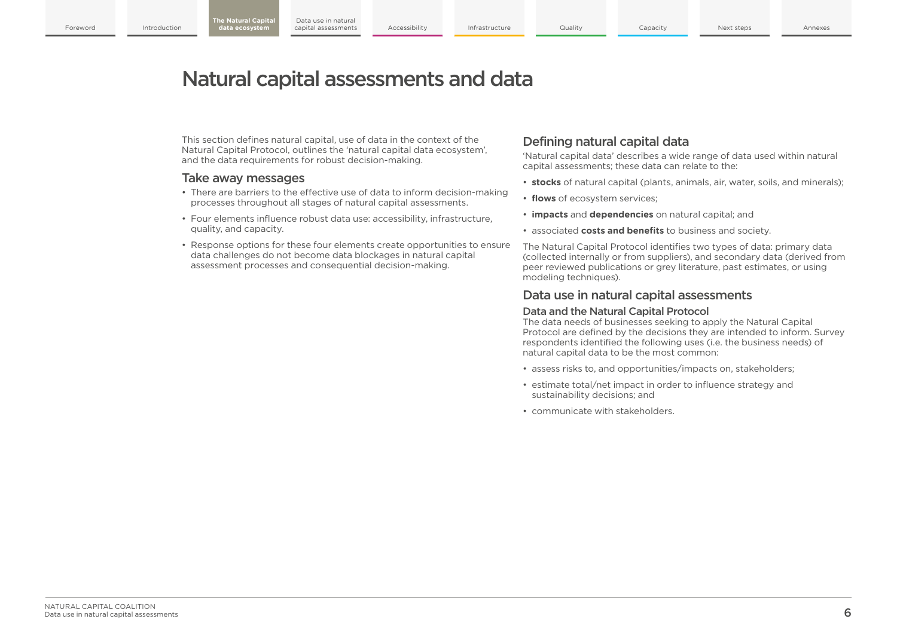# Natural capital assessments and data

This section defines natural capital, use of data in the context of the Natural Capital Protocol, outlines the 'natural capital data ecosystem', and the data requirements for robust decision-making.

## Take away messages

- There are barriers to the effective use of data to inform decision-making processes throughout all stages of natural capital assessments.
- Four elements influence robust data use: accessibility, infrastructure, quality, and capacity.
- Response options for these four elements create opportunities to ensure data challenges do not become data blockages in natural capital assessment processes and consequential decision-making.

## Defining natural capital data

'Natural capital data' describes a wide range of data used within natural capital assessments; these data can relate to the:

- **stocks** of natural capital (plants, animals, air, water, soils, and minerals);
- **flows** of ecosystem services;
- **impacts** and **dependencies** on natural capital; and
- associated **costs and benefits** to business and society.

The Natural Capital Protocol identifies two types of data: primary data (collected internally or from suppliers), and secondary data (derived from peer reviewed publications or grey literature, past estimates, or using modeling techniques).

## Data use in natural capital assessments

### Data and the Natural Capital Protocol

The data needs of businesses seeking to apply the Natural Capital Protocol are defined by the decisions they are intended to inform. Survey respondents identified the following uses (i.e. the business needs) of natural capital data to be the most common:

- assess risks to, and opportunities/impacts on, stakeholders;
- estimate total/net impact in order to influence strategy and sustainability decisions; and
- communicate with stakeholders.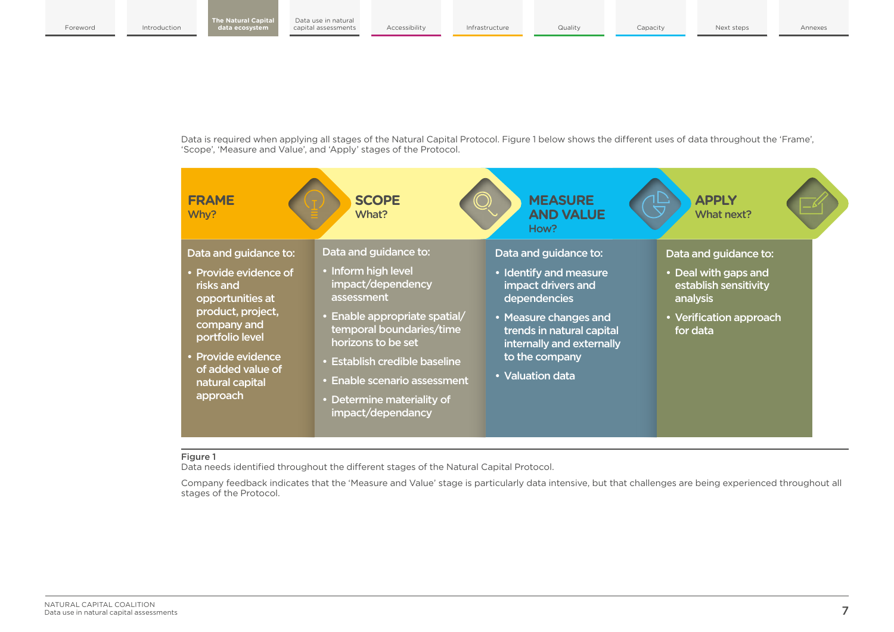Data is required when applying all stages of the Natural Capital Protocol. Figure 1 below shows the different uses of data throughout the 'Frame', 'Scope', 'Measure and Value', and 'Apply' stages of the Protocol.

**FRAME**
Why?

Data and guidance to:

- Provide evidence of risks and opportunities at product, project, company and portfolio level
- Provide evidence of added value of natural capital approach

**SCOPE**
What?

Data and guidance to:

- Inform high level impact/dependency assessment
- Enable appropriate spatial/temporal boundaries/time horizons to be set
- Establish credible baseline
- Enable scenario assessment
- Determine materiality of impact/dependancy

**MEASURE AND VALUE**
How?

Data and guidance to:

- Identify and measure impact drivers and dependencies
- Measure changes and trends in natural capital internally and externally to the company
- Valuation data

**APPLY**
What next?

Data and guidance to:

- Deal with gaps and establish sensitivity analysis
- Verification approach for data

**Figure 1**
Data needs identified throughout the different stages of the Natural Capital Protocol.

Company feedback indicates that the 'Measure and Value' stage is particularly data intensive, but that challenges are being experienced throughout all stages of the Protocol.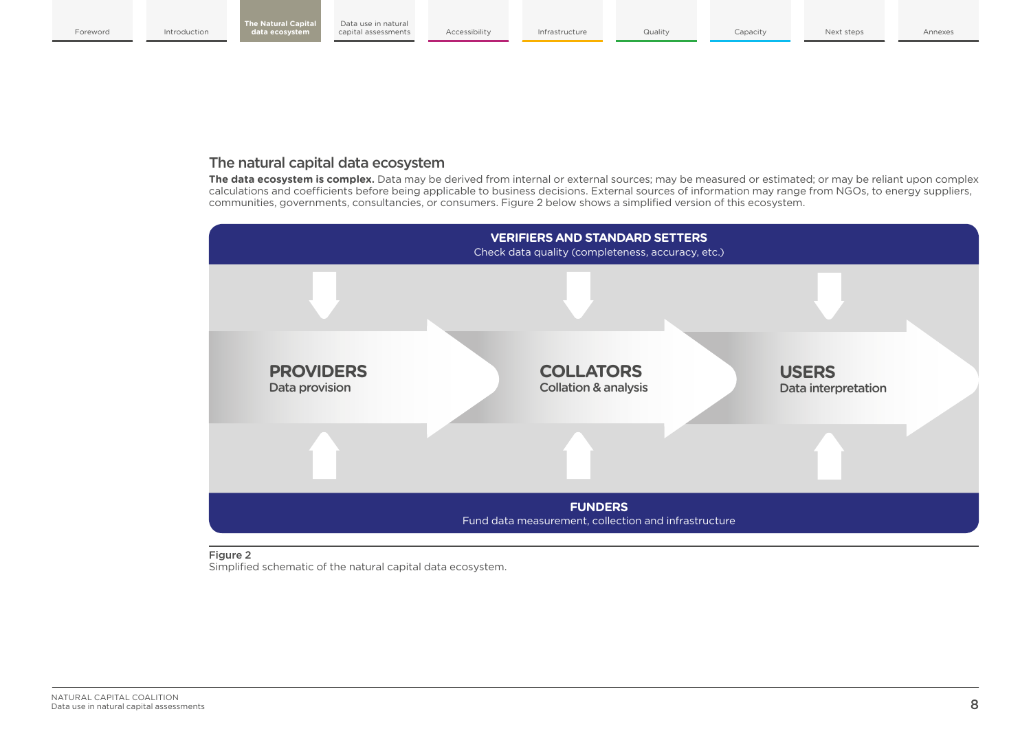## The natural capital data ecosystem

**The data ecosystem is complex.** Data may be derived from internal or external sources; may be measured or estimated; or may be reliant upon complex calculations and coefficients before being applicable to business decisions. External sources of information may range from NGOs, to energy suppliers, communities, governments, consultancies, or consumers. Figure 2 below shows a simplified version of this ecosystem.

**VERIFIERS AND STANDARD SETTERS**
Check data quality (completeness, accuracy, etc.)

**PROVIDERS**
Data provision

**COLLATORS**
Collation & analysis

**USERS**
Data interpretation

**FUNDERS**
Fund data measurement, collection and infrastructure

**Figure 2**
Simplified schematic of the natural capital data ecosystem.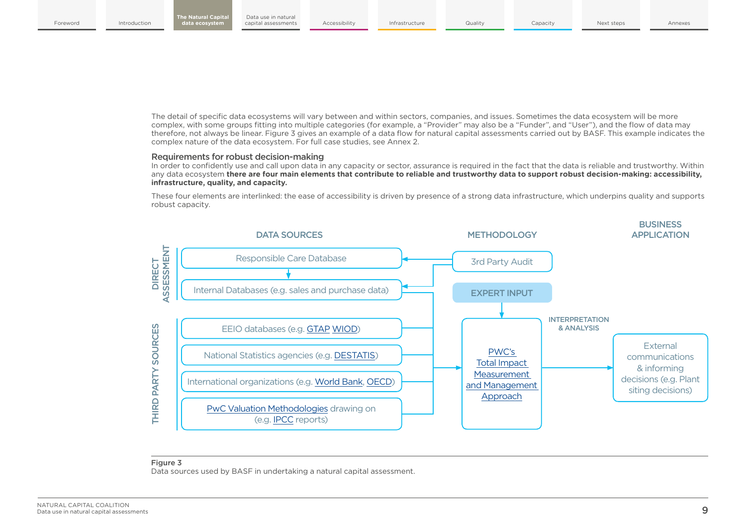The detail of specific data ecosystems will vary between and within sectors, companies, and issues. Sometimes the data ecosystem will be more complex, with some groups fitting into multiple categories (for example, a "Provider" may also be a "Funder", and "User"), and the flow of data may therefore, not always be linear. Figure 3 gives an example of a data flow for natural capital assessments carried out by BASF. This example indicates the complex nature of the data ecosystem. For full case studies, see Annex 2.

### Requirements for robust decision-making

In order to confidently use and call upon data in any capacity or sector, assurance is required in the fact that the data is reliable and trustworthy. Within any data ecosystem **there are four main elements that contribute to reliable and trustworthy data to support robust decision-making: accessibility, infrastructure, quality, and capacity.**

These four elements are interlinked: the ease of accessibility is driven by presence of a strong data infrastructure, which underpins quality and supports robust capacity.

DATA SOURCES

DIRECT ASSESSMENT
- Responsible Care Database
- Internal Databases (e.g. sales and purchase data)

THIRD PARTY SOURCES
- EEIO databases (e.g. GTAP WIOD)
- National Statistics agencies (e.g. DESTATIS)
- International organizations (e.g. World Bank, OECD)
- PwC Valuation Methodologies drawing on (e.g. IPCC reports)

METHODOLOGY
- 3rd Party Audit
- EXPERT INPUT
- PWC's Total Impact Measurement and Management Approach

INTERPRETATION & ANALYSIS

BUSINESS APPLICATION
- External communications & informing decisions (e.g. Plant siting decisions)

**Figure 3**
Data sources used by BASF in undertaking a natural capital assessment.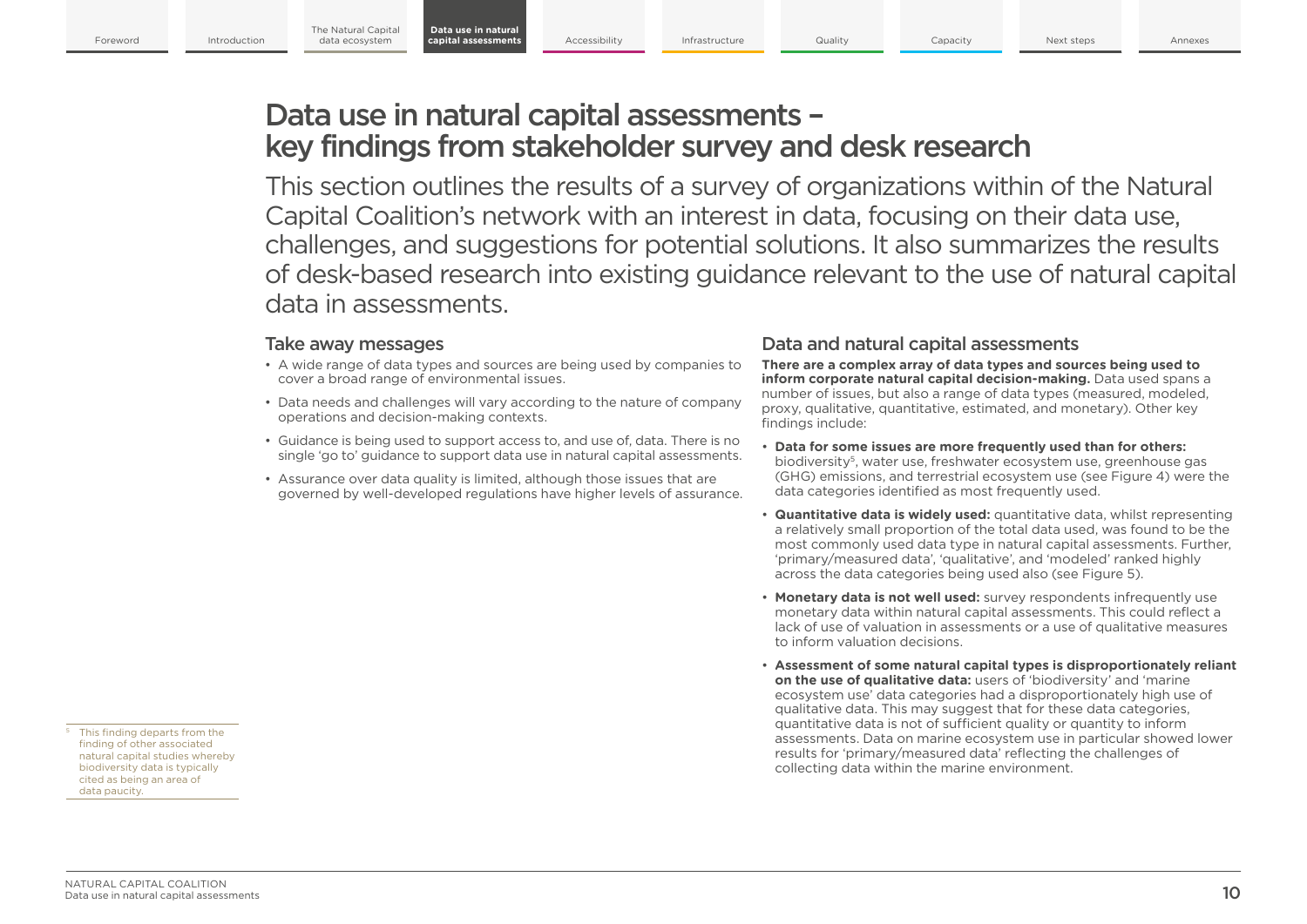# Data use in natural capital assessments – key findings from stakeholder survey and desk research

This section outlines the results of a survey of organizations within of the Natural Capital Coalition's network with an interest in data, focusing on their data use, challenges, and suggestions for potential solutions. It also summarizes the results of desk-based research into existing guidance relevant to the use of natural capital data in assessments.

## Take away messages

- A wide range of data types and sources are being used by companies to cover a broad range of environmental issues.
- Data needs and challenges will vary according to the nature of company operations and decision-making contexts.
- Guidance is being used to support access to, and use of, data. There is no single 'go to' guidance to support data use in natural capital assessments.
- Assurance over data quality is limited, although those issues that are governed by well-developed regulations have higher levels of assurance.

## Data and natural capital assessments

**There are a complex array of data types and sources being used to inform corporate natural capital decision-making.** Data used spans a number of issues, but also a range of data types (measured, modeled, proxy, qualitative, quantitative, estimated, and monetary). Other key findings include:

- **Data for some issues are more frequently used than for others:** biodiversity[5], water use, freshwater ecosystem use, greenhouse gas (GHG) emissions, and terrestrial ecosystem use (see Figure 4) were the data categories identified as most frequently used.
- **Quantitative data is widely used:** quantitative data, whilst representing a relatively small proportion of the total data used, was found to be the most commonly used data type in natural capital assessments. Further, 'primary/measured data', 'qualitative', and 'modeled' ranked highly across the data categories being used also (see Figure 5).
- **Monetary data is not well used:** survey respondents infrequently use monetary data within natural capital assessments. This could reflect a lack of use of valuation in assessments or a use of qualitative measures to inform valuation decisions.
- **Assessment of some natural capital types is disproportionately reliant on the use of qualitative data:** users of 'biodiversity' and 'marine ecosystem use' data categories had a disproportionately high use of qualitative data. This may suggest that for these data categories, quantitative data is not of sufficient quality or quantity to inform assessments. Data on marine ecosystem use in particular showed lower results for 'primary/measured data' reflecting the challenges of collecting data within the marine environment.

[5] This finding departs from the finding of other associated natural capital studies whereby biodiversity data is typically cited as being an area of data paucity.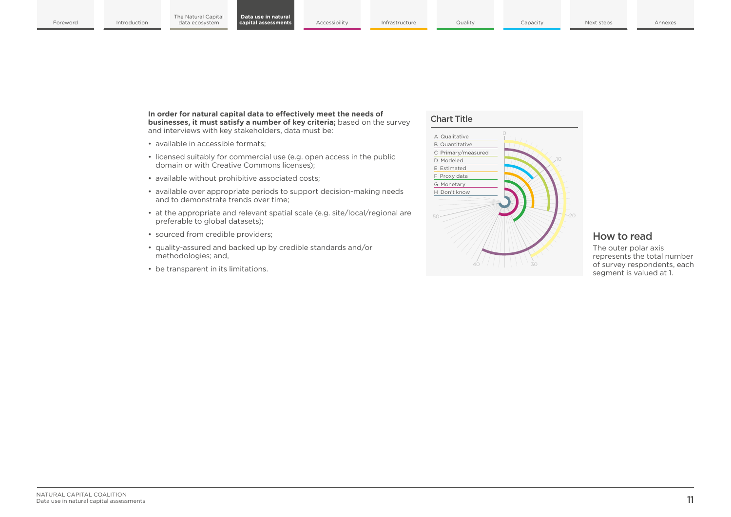**In order for natural capital data to effectively meet the needs of businesses, it must satisfy a number of key criteria;** based on the survey and interviews with key stakeholders, data must be:

- available in accessible formats;
- licensed suitably for commercial use (e.g. open access in the public domain or with Creative Commons licenses);
- available without prohibitive associated costs;
- available over appropriate periods to support decision-making needs and to demonstrate trends over time;
- at the appropriate and relevant spatial scale (e.g. site/local/regional are preferable to global datasets);
- sourced from credible providers;
- quality-assured and backed up by credible standards and/or methodologies; and,
- be transparent in its limitations.

### Chart Title

A Qualitative
B Quantitative
C Primary/measured
D Modeled
E Estimated
F Proxy data
G Monetary
H Don't know

### How to read

The outer polar axis represents the total number of survey respondents, each segment is valued at 1.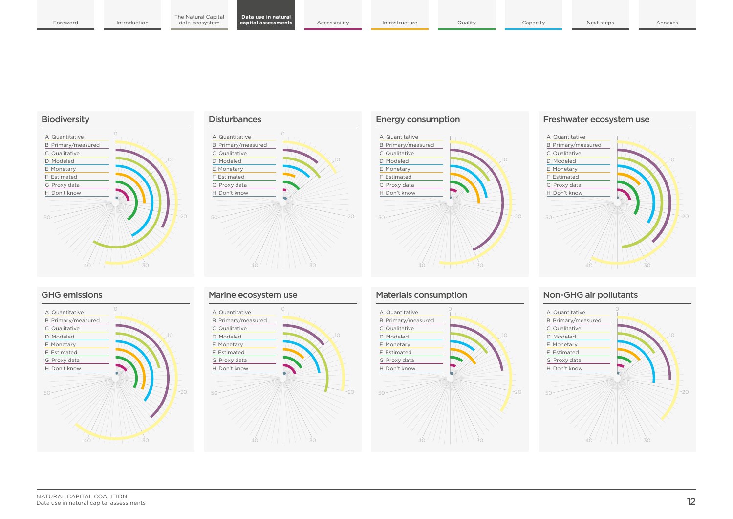## Biodiversity

A Quantitative
B Primary/measured
C Qualitative
D Modeled
E Monetary
F Estimated
G Proxy data
H Don't know

0 10 20 30 40 50

## Disturbances

A Quantitative
B Primary/measured
C Qualitative
D Modeled
E Monetary
F Estimated
G Proxy data
H Don't know

0 10 20 30 40 50

## Energy consumption

A Quantitative
B Primary/measured
C Qualitative
D Modeled
E Monetary
F Estimated
G Proxy data
H Don't know

0 10 20 30 40 50

## Freshwater ecosystem use

A Quantitative
B Primary/measured
C Qualitative
D Modeled
E Monetary
F Estimated
G Proxy data
H Don't know

0 10 20 30 40 50

## GHG emissions

A Quantitative
B Primary/measured
C Qualitative
D Modeled
E Monetary
F Estimated
G Proxy data
H Don't know

0 10 20 30 40 50

## Marine ecosystem use

A Quantitative
B Primary/measured
C Qualitative
D Modeled
E Monetary
F Estimated
G Proxy data
H Don't know

0 10 20 30 40 50

## Materials consumption

A Quantitative
B Primary/measured
C Qualitative
D Modeled
E Monetary
F Estimated
G Proxy data
H Don't know

0 10 20 30 40 50

## Non-GHG air pollutants

A Quantitative
B Primary/measured
C Qualitative
D Modeled
E Monetary
F Estimated
G Proxy data
H Don't know

0 10 20 30 40 50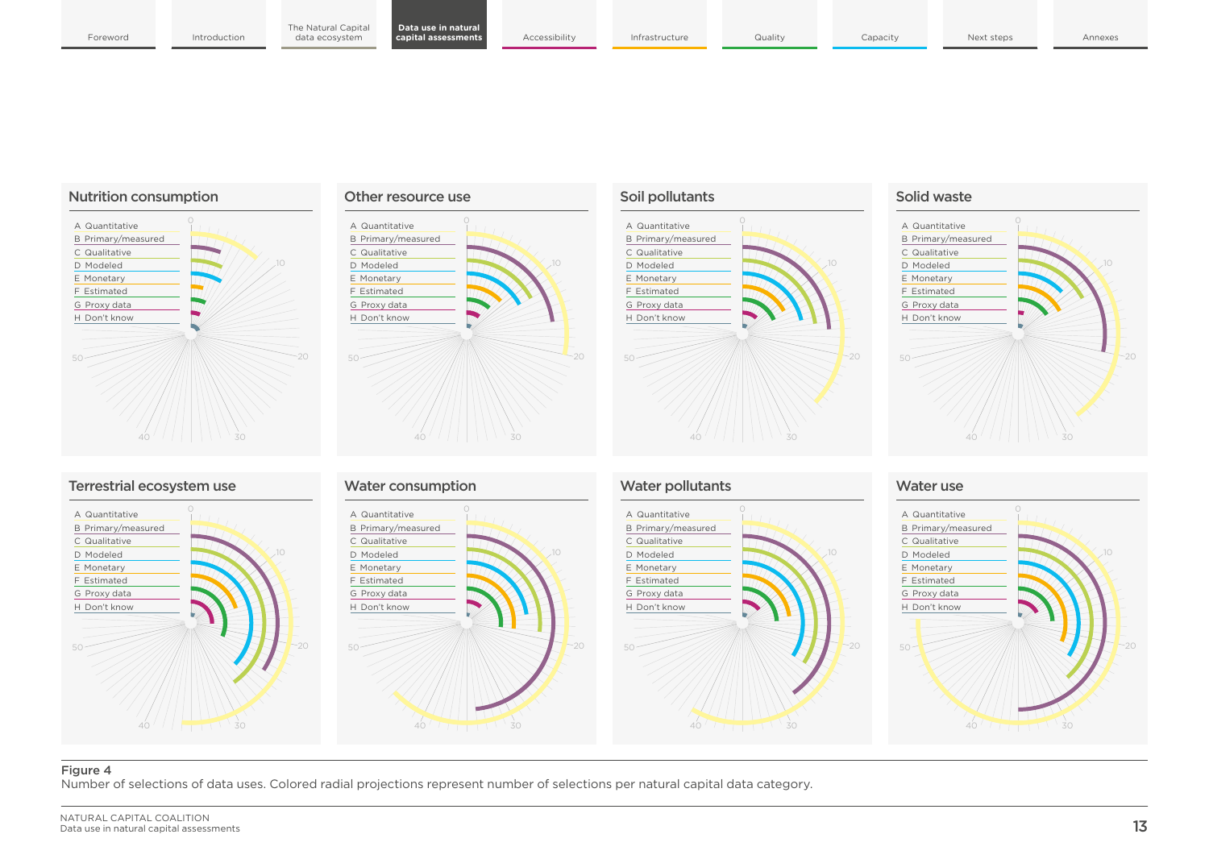## Nutrition consumption

A Quantitative
B Primary/measured
C Qualitative
D Modeled
E Monetary
F Estimated
G Proxy data
H Don't know

## Other resource use

A Quantitative
B Primary/measured
C Qualitative
D Modeled
E Monetary
F Estimated
G Proxy data
H Don't know

## Soil pollutants

A Quantitative
B Primary/measured
C Qualitative
D Modeled
E Monetary
F Estimated
G Proxy data
H Don't know

## Solid waste

A Quantitative
B Primary/measured
C Qualitative
D Modeled
E Monetary
F Estimated
G Proxy data
H Don't know

## Terrestrial ecosystem use

A Quantitative
B Primary/measured
C Qualitative
D Modeled
E Monetary
F Estimated
G Proxy data
H Don't know

## Water consumption

A Quantitative
B Primary/measured
C Qualitative
D Modeled
E Monetary
F Estimated
G Proxy data
H Don't know

## Water pollutants

A Quantitative
B Primary/measured
C Qualitative
D Modeled
E Monetary
F Estimated
G Proxy data
H Don't know

## Water use

A Quantitative
B Primary/measured
C Qualitative
D Modeled
E Monetary
F Estimated
G Proxy data
H Don't know

**Figure 4**
Number of selections of data uses. Colored radial projections represent number of selections per natural capital data category.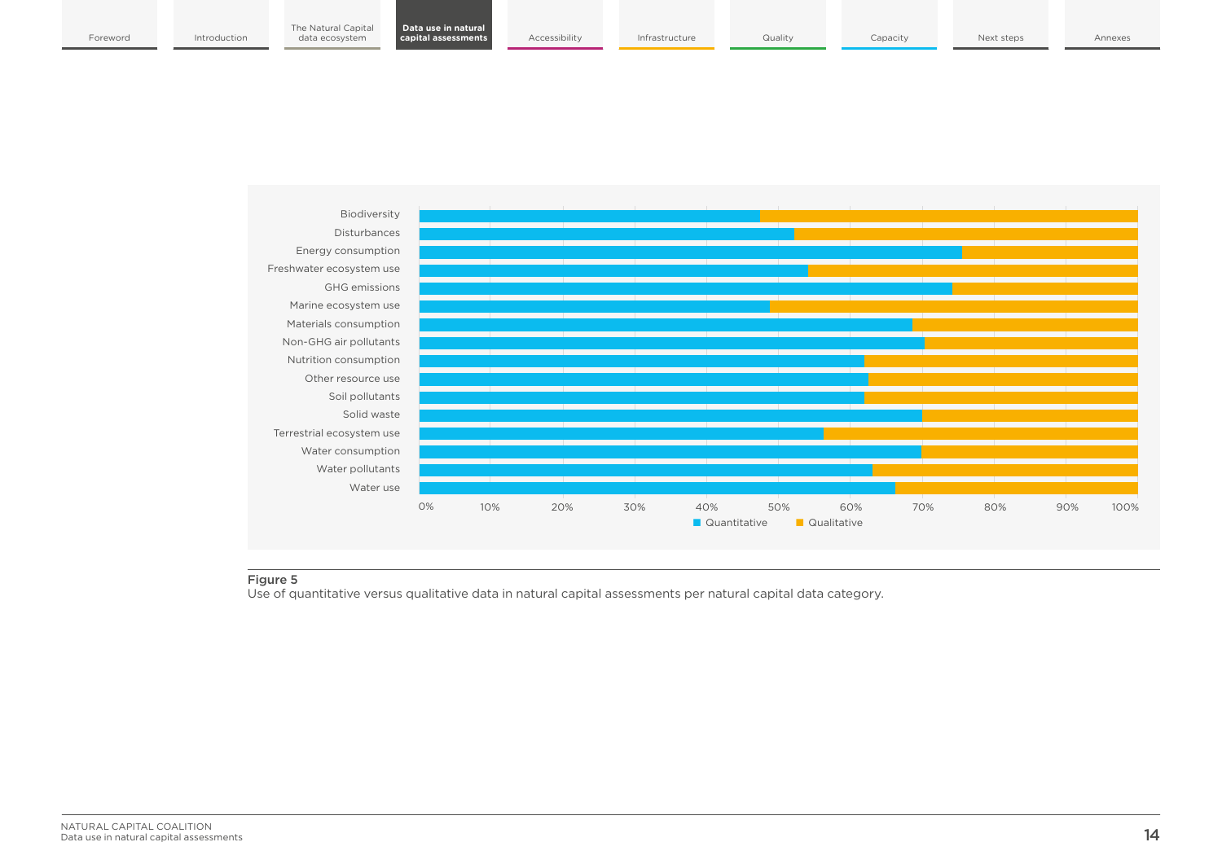Biodiversity
Disturbances
Energy consumption
Freshwater ecosystem use
GHG emissions
Marine ecosystem use
Materials consumption
Non-GHG air pollutants
Nutrition consumption
Other resource use
Soil pollutants
Solid waste
Terrestrial ecosystem use
Water consumption
Water pollutants
Water use

0% 10% 20% 30% 40% 50% 60% 70% 80% 90% 100%

Quantitative Qualitative

**Figure 5**
Use of quantitative versus qualitative data in natural capital assessments per natural capital data category.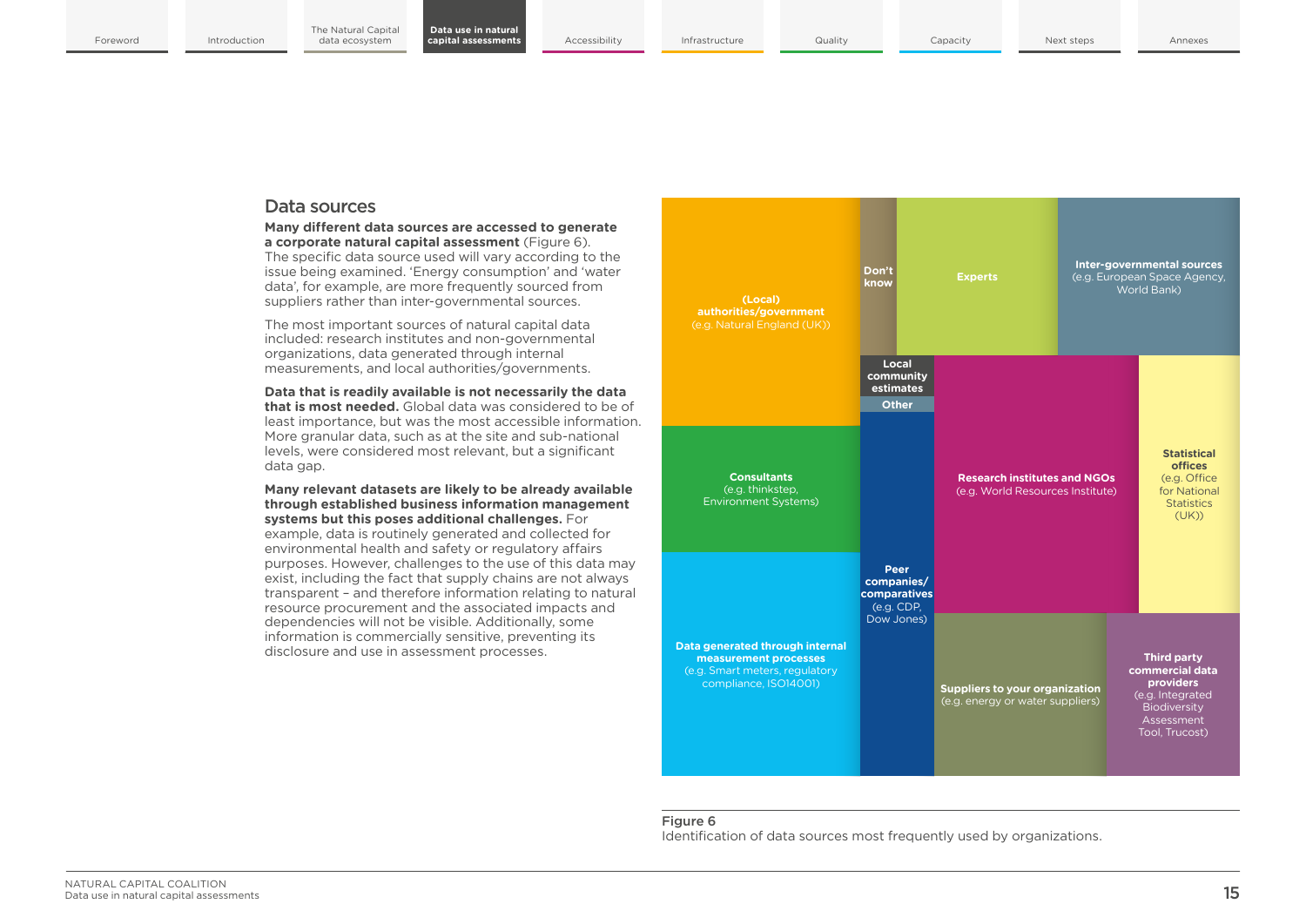## Data sources

**Many different data sources are accessed to generate a corporate natural capital assessment** (Figure 6). The specific data source used will vary according to the issue being examined. 'Energy consumption' and 'water data', for example, are more frequently sourced from suppliers rather than inter-governmental sources.

The most important sources of natural capital data included: research institutes and non-governmental organizations, data generated through internal measurements, and local authorities/governments.

**Data that is readily available is not necessarily the data that is most needed.** Global data was considered to be of least importance, but was the most accessible information. More granular data, such as at the site and sub-national levels, were considered most relevant, but a significant data gap.

**Many relevant datasets are likely to be already available through established business information management systems but this poses additional challenges.** For example, data is routinely generated and collected for environmental health and safety or regulatory affairs purposes. However, challenges to the use of this data may exist, including the fact that supply chains are not always transparent – and therefore information relating to natural resource procurement and the associated impacts and dependencies will not be visible. Additionally, some information is commercially sensitive, preventing its disclosure and use in assessment processes.

**(Local) authorities/government** (e.g. Natural England (UK))

**Don't know**

**Experts**

**Inter-governmental sources** (e.g. European Space Agency, World Bank)

**Local community estimates**

**Other**

**Consultants** (e.g. thinkstep, Environment Systems)

**Research institutes and NGOs** (e.g. World Resources Institute)

**Statistical offices** (e.g. Office for National Statistics (UK))

**Peer companies/ comparatives** (e.g. CDP, Dow Jones)

**Data generated through internal measurement processes** (e.g. Smart meters, regulatory compliance, ISO14001)

**Suppliers to your organization** (e.g. energy or water suppliers)

**Third party commercial data providers** (e.g. Integrated Biodiversity Assessment Tool, Trucost)

Figure 6
Identification of data sources most frequently used by organizations.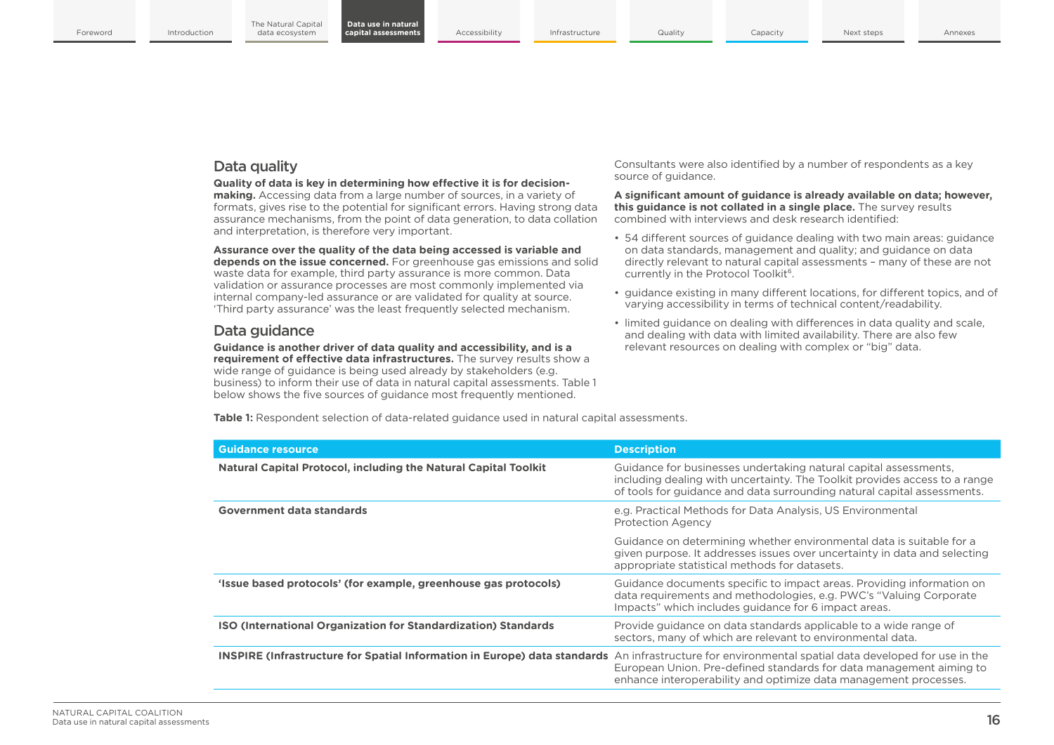## Data quality

**Quality of data is key in determining how effective it is for decision-making.** Accessing data from a large number of sources, in a variety of formats, gives rise to the potential for significant errors. Having strong data assurance mechanisms, from the point of data generation, to data collation and interpretation, is therefore very important.

**Assurance over the quality of the data being accessed is variable and depends on the issue concerned.** For greenhouse gas emissions and solid waste data for example, third party assurance is more common. Data validation or assurance processes are most commonly implemented via internal company-led assurance or are validated for quality at source. 'Third party assurance' was the least frequently selected mechanism.

## Data guidance

**Guidance is another driver of data quality and accessibility, and is a requirement of effective data infrastructures.** The survey results show a wide range of guidance is being used already by stakeholders (e.g. business) to inform their use of data in natural capital assessments. Table 1 below shows the five sources of guidance most frequently mentioned.

Consultants were also identified by a number of respondents as a key source of guidance.

**A significant amount of guidance is already available on data; however, this guidance is not collated in a single place.** The survey results combined with interviews and desk research identified:

- 54 different sources of guidance dealing with two main areas: guidance on data standards, management and quality; and guidance on data directly relevant to natural capital assessments – many of these are not currently in the Protocol Toolkit[6].
- guidance existing in many different locations, for different topics, and of varying accessibility in terms of technical content/readability.
- limited guidance on dealing with differences in data quality and scale, and dealing with data with limited availability. There are also few relevant resources on dealing with complex or "big" data.

**Table 1:** Respondent selection of data-related guidance used in natural capital assessments.

| Guidance resource | Description |
|---|---|
| **Natural Capital Protocol, including the Natural Capital Toolkit** | Guidance for businesses undertaking natural capital assessments, including dealing with uncertainty. The Toolkit provides access to a range of tools for guidance and data surrounding natural capital assessments. |
| **Government data standards** | e.g. Practical Methods for Data Analysis, US Environmental Protection Agency<br><br>Guidance on determining whether environmental data is suitable for a given purpose. It addresses issues over uncertainty in data and selecting appropriate statistical methods for datasets. |
| **'Issue based protocols' (for example, greenhouse gas protocols)** | Guidance documents specific to impact areas. Providing information on data requirements and methodologies, e.g. PWC's "Valuing Corporate Impacts" which includes guidance for 6 impact areas. |
| **ISO (International Organization for Standardization) Standards** | Provide guidance on data standards applicable to a wide range of sectors, many of which are relevant to environmental data. |
| **INSPIRE (Infrastructure for Spatial Information in Europe) data standards** | An infrastructure for environmental spatial data developed for use in the European Union. Pre-defined standards for data management aiming to enhance interoperability and optimize data management processes. |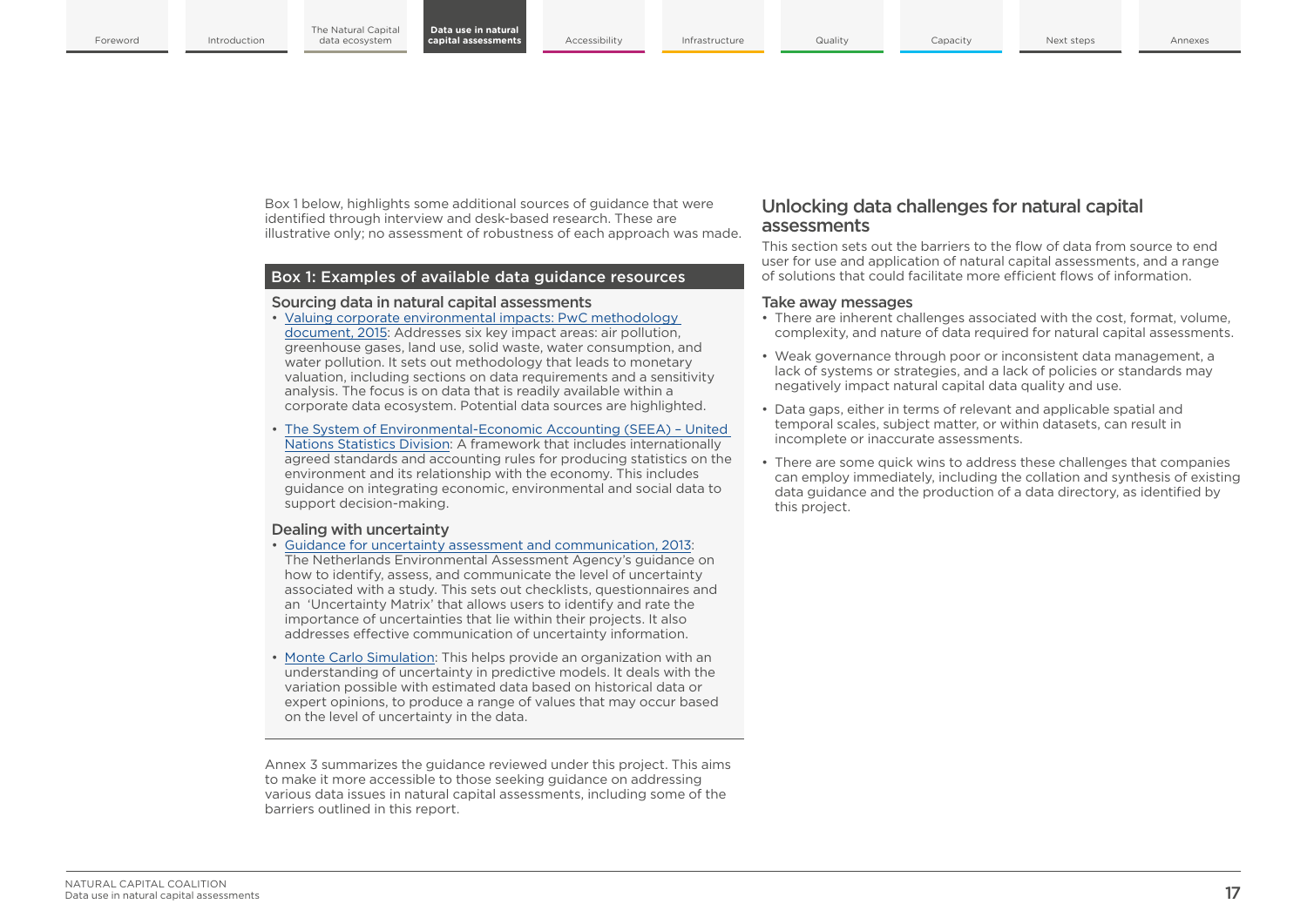Box 1 below, highlights some additional sources of guidance that were identified through interview and desk-based research. These are illustrative only; no assessment of robustness of each approach was made.

## Box 1: Examples of available data guidance resources

### Sourcing data in natural capital assessments

- Valuing corporate environmental impacts: PwC methodology document, 2015: Addresses six key impact areas: air pollution, greenhouse gases, land use, solid waste, water consumption, and water pollution. It sets out methodology that leads to monetary valuation, including sections on data requirements and a sensitivity analysis. The focus is on data that is readily available within a corporate data ecosystem. Potential data sources are highlighted.
- The System of Environmental-Economic Accounting (SEEA) – United Nations Statistics Division: A framework that includes internationally agreed standards and accounting rules for producing statistics on the environment and its relationship with the economy. This includes guidance on integrating economic, environmental and social data to support decision-making.

### Dealing with uncertainty

- Guidance for uncertainty assessment and communication, 2013: The Netherlands Environmental Assessment Agency's guidance on how to identify, assess, and communicate the level of uncertainty associated with a study. This sets out checklists, questionnaires and an 'Uncertainty Matrix' that allows users to identify and rate the importance of uncertainties that lie within their projects. It also addresses effective communication of uncertainty information.
- Monte Carlo Simulation: This helps provide an organization with an understanding of uncertainty in predictive models. It deals with the variation possible with estimated data based on historical data or expert opinions, to produce a range of values that may occur based on the level of uncertainty in the data.

Annex 3 summarizes the guidance reviewed under this project. This aims to make it more accessible to those seeking guidance on addressing various data issues in natural capital assessments, including some of the barriers outlined in this report.

## Unlocking data challenges for natural capital assessments

This section sets out the barriers to the flow of data from source to end user for use and application of natural capital assessments, and a range of solutions that could facilitate more efficient flows of information.

### Take away messages

- There are inherent challenges associated with the cost, format, volume, complexity, and nature of data required for natural capital assessments.
- Weak governance through poor or inconsistent data management, a lack of systems or strategies, and a lack of policies or standards may negatively impact natural capital data quality and use.
- Data gaps, either in terms of relevant and applicable spatial and temporal scales, subject matter, or within datasets, can result in incomplete or inaccurate assessments.
- There are some quick wins to address these challenges that companies can employ immediately, including the collation and synthesis of existing data guidance and the production of a data directory, as identified by this project.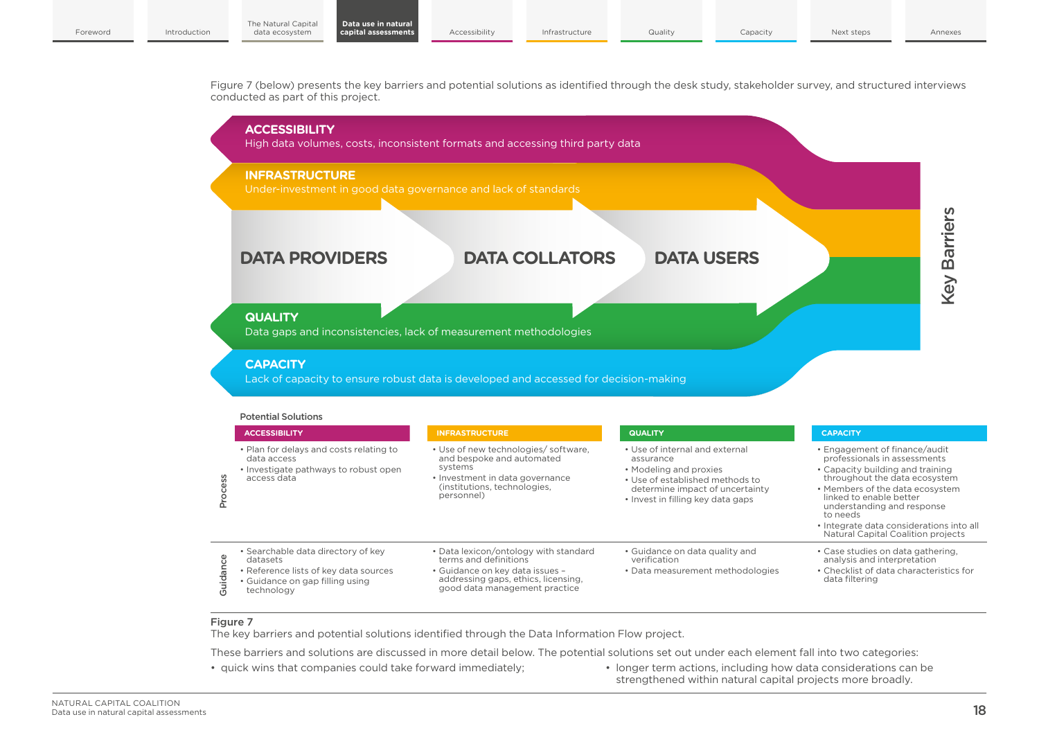Figure 7 (below) presents the key barriers and potential solutions as identified through the desk study, stakeholder survey, and structured interviews conducted as part of this project.

**Key Barriers**

**ACCESSIBILITY**
High data volumes, costs, inconsistent formats and accessing third party data

**INFRASTRUCTURE**
Under-investment in good data governance and lack of standards

**DATA PROVIDERS** → **DATA COLLATORS** → **DATA USERS**

**QUALITY**
Data gaps and inconsistencies, lack of measurement methodologies

**CAPACITY**
Lack of capacity to ensure robust data is developed and accessed for decision-making

**Potential Solutions**

| | ACCESSIBILITY | INFRASTRUCTURE | QUALITY | CAPACITY |
|---|---|---|---|---|
| Process | • Plan for delays and costs relating to data access<br>• Investigate pathways to robust open access data | • Use of new technologies/ software, and bespoke and automated systems<br>• Investment in data governance (institutions, technologies, personnel) | • Use of internal and external assurance<br>• Modeling and proxies<br>• Use of established methods to determine impact of uncertainty<br>• Invest in filling key data gaps | • Engagement of finance/audit professionals in assessments<br>• Capacity building and training throughout the data ecosystem<br>• Members of the data ecosystem linked to enable better understanding and response to needs<br>• Integrate data considerations into all Natural Capital Coalition projects |
| Guidance | • Searchable data directory of key datasets<br>• Reference lists of key data sources<br>• Guidance on gap filling using technology | • Data lexicon/ontology with standard terms and definitions<br>• Guidance on key data issues – addressing gaps, ethics, licensing, good data management practice | • Guidance on data quality and verification<br>• Data measurement methodologies | • Case studies on data gathering, analysis and interpretation<br>• Checklist of data characteristics for data filtering |

**Figure 7**
The key barriers and potential solutions identified through the Data Information Flow project.

These barriers and solutions are discussed in more detail below. The potential solutions set out under each element fall into two categories:

- quick wins that companies could take forward immediately;
- longer term actions, including how data considerations can be strengthened within natural capital projects more broadly.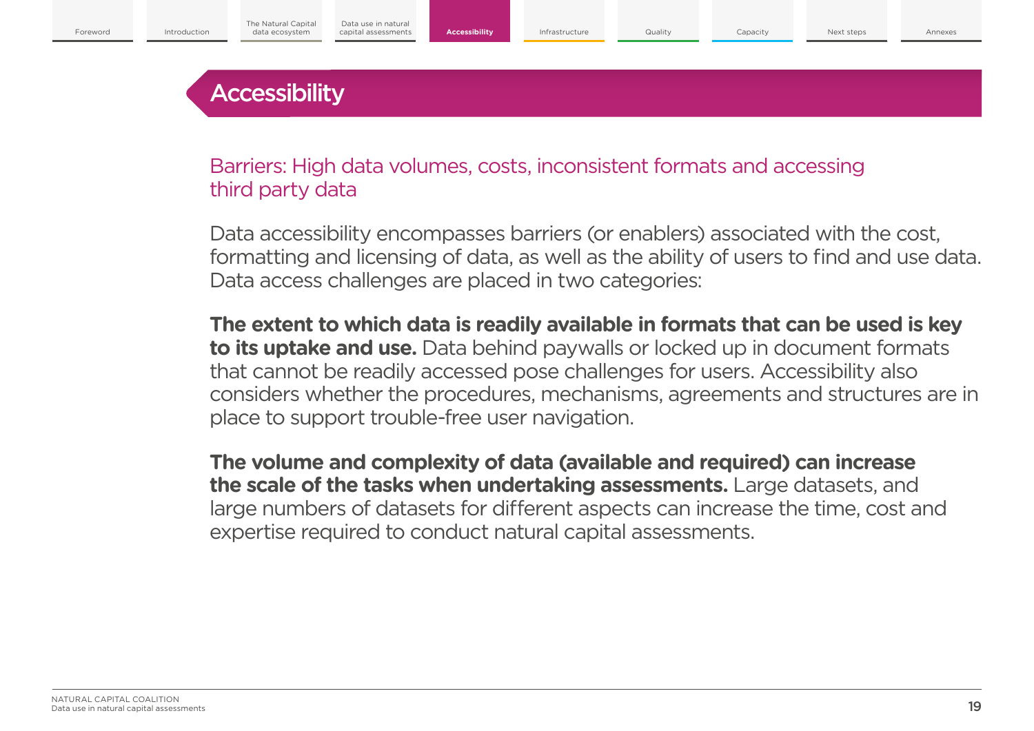# Accessibility

## Barriers: High data volumes, costs, inconsistent formats and accessing third party data

Data accessibility encompasses barriers (or enablers) associated with the cost, formatting and licensing of data, as well as the ability of users to find and use data. Data access challenges are placed in two categories:

**The extent to which data is readily available in formats that can be used is key to its uptake and use.** Data behind paywalls or locked up in document formats that cannot be readily accessed pose challenges for users. Accessibility also considers whether the procedures, mechanisms, agreements and structures are in place to support trouble-free user navigation.

**The volume and complexity of data (available and required) can increase the scale of the tasks when undertaking assessments.** Large datasets, and large numbers of datasets for different aspects can increase the time, cost and expertise required to conduct natural capital assessments.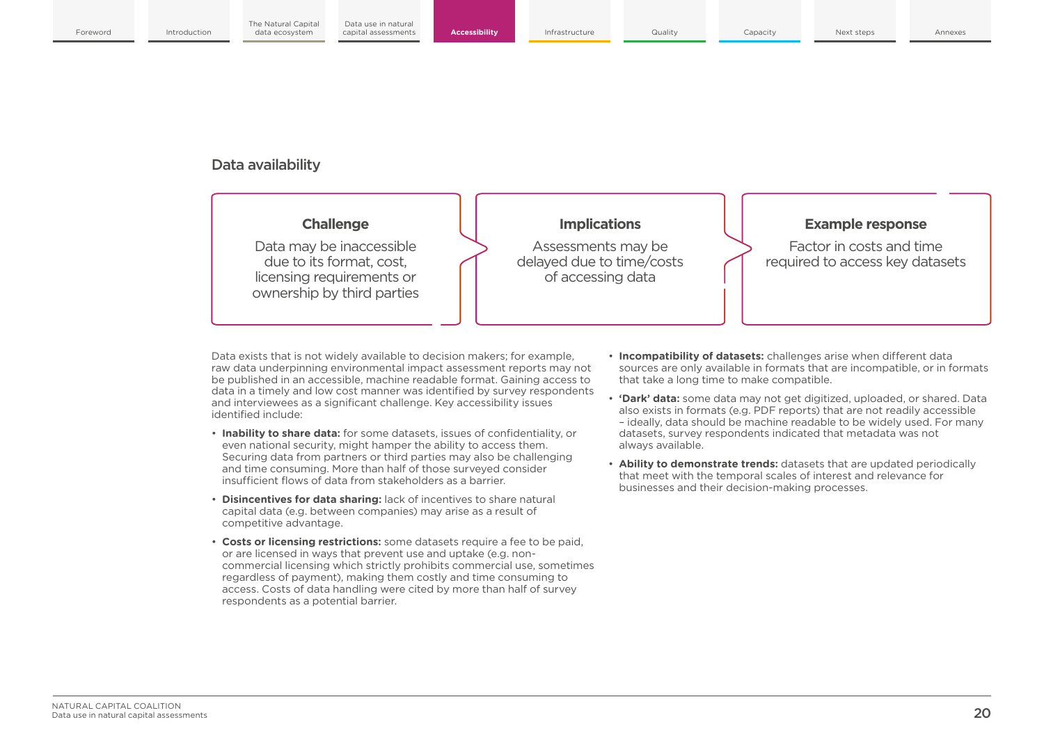## Data availability

| Challenge | Implications | Example response |
| --- | --- | --- |
| Data may be inaccessible due to its format, cost, licensing requirements or ownership by third parties | Assessments may be delayed due to time/costs of accessing data | Factor in costs and time required to access key datasets |

Data exists that is not widely available to decision makers; for example, raw data underpinning environmental impact assessment reports may not be published in an accessible, machine readable format. Gaining access to data in a timely and low cost manner was identified by survey respondents and interviewees as a significant challenge. Key accessibility issues identified include:

- **Inability to share data:** for some datasets, issues of confidentiality, or even national security, might hamper the ability to access them. Securing data from partners or third parties may also be challenging and time consuming. More than half of those surveyed consider insufficient flows of data from stakeholders as a barrier.
- **Disincentives for data sharing:** lack of incentives to share natural capital data (e.g. between companies) may arise as a result of competitive advantage.
- **Costs or licensing restrictions:** some datasets require a fee to be paid, or are licensed in ways that prevent use and uptake (e.g. non-commercial licensing which strictly prohibits commercial use, sometimes regardless of payment), making them costly and time consuming to access. Costs of data handling were cited by more than half of survey respondents as a potential barrier.
- **Incompatibility of datasets:** challenges arise when different data sources are only available in formats that are incompatible, or in formats that take a long time to make compatible.
- **'Dark' data:** some data may not get digitized, uploaded, or shared. Data also exists in formats (e.g. PDF reports) that are not readily accessible – ideally, data should be machine readable to be widely used. For many datasets, survey respondents indicated that metadata was not always available.
- **Ability to demonstrate trends:** datasets that are updated periodically that meet with the temporal scales of interest and relevance for businesses and their decision-making processes.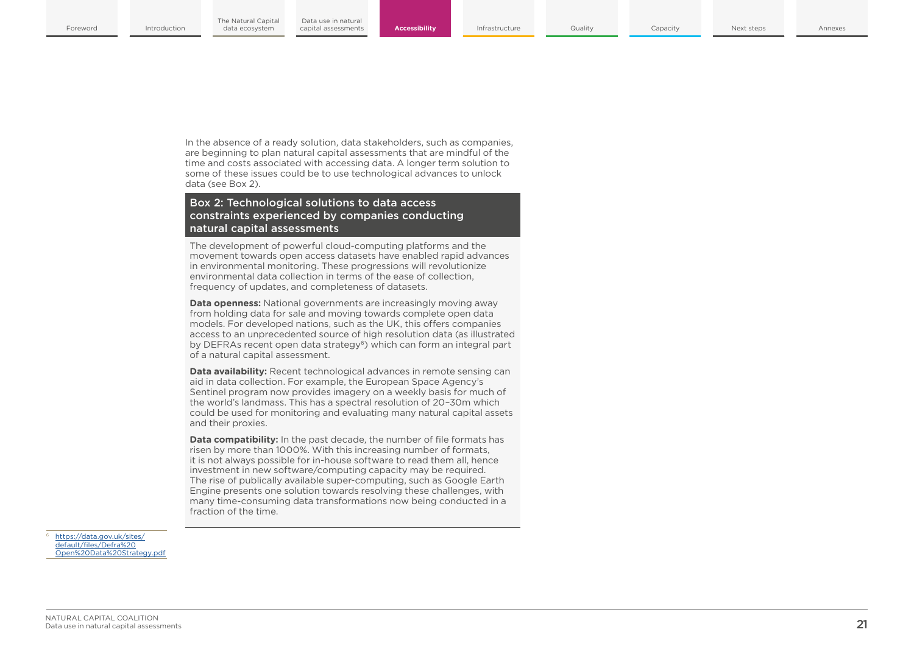In the absence of a ready solution, data stakeholders, such as companies, are beginning to plan natural capital assessments that are mindful of the time and costs associated with accessing data. A longer term solution to some of these issues could be to use technological advances to unlock data (see Box 2).

### Box 2: Technological solutions to data access constraints experienced by companies conducting natural capital assessments

The development of powerful cloud-computing platforms and the movement towards open access datasets have enabled rapid advances in environmental monitoring. These progressions will revolutionize environmental data collection in terms of the ease of collection, frequency of updates, and completeness of datasets.

**Data openness:** National governments are increasingly moving away from holding data for sale and moving towards complete open data models. For developed nations, such as the UK, this offers companies access to an unprecedented source of high resolution data (as illustrated by DEFRAs recent open data strategy[6]) which can form an integral part of a natural capital assessment.

**Data availability:** Recent technological advances in remote sensing can aid in data collection. For example, the European Space Agency's Sentinel program now provides imagery on a weekly basis for much of the world's landmass. This has a spectral resolution of 20–30m which could be used for monitoring and evaluating many natural capital assets and their proxies.

**Data compatibility:** In the past decade, the number of file formats has risen by more than 1000%. With this increasing number of formats, it is not always possible for in-house software to read them all, hence investment in new software/computing capacity may be required. The rise of publically available super-computing, such as Google Earth Engine presents one solution towards resolving these challenges, with many time-consuming data transformations now being conducted in a fraction of the time.

[6] https://data.gov.uk/sites/default/files/Defra%20Open%20Data%20Strategy.pdf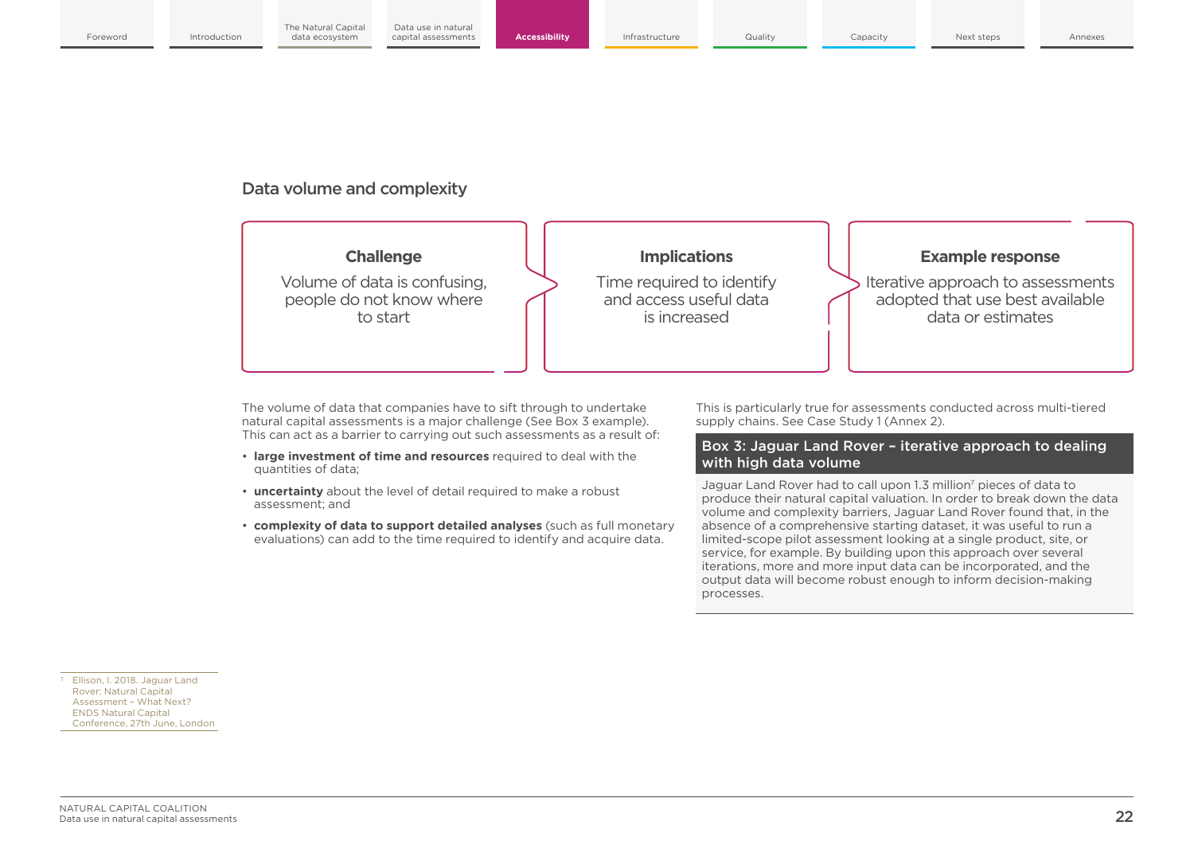## Data volume and complexity

**Challenge**

Volume of data is confusing, people do not know where to start

**Implications**

Time required to identify and access useful data is increased

**Example response**

Iterative approach to assessments adopted that use best available data or estimates

The volume of data that companies have to sift through to undertake natural capital assessments is a major challenge (See Box 3 example). This can act as a barrier to carrying out such assessments as a result of:

- **large investment of time and resources** required to deal with the quantities of data;
- **uncertainty** about the level of detail required to make a robust assessment; and
- **complexity of data to support detailed analyses** (such as full monetary evaluations) can add to the time required to identify and acquire data.

This is particularly true for assessments conducted across multi-tiered supply chains. See Case Study 1 (Annex 2).

### Box 3: Jaguar Land Rover – iterative approach to dealing with high data volume

Jaguar Land Rover had to call upon 1.3 million[7] pieces of data to produce their natural capital valuation. In order to break down the data volume and complexity barriers, Jaguar Land Rover found that, in the absence of a comprehensive starting dataset, it was useful to run a limited-scope pilot assessment looking at a single product, site, or service, for example. By building upon this approach over several iterations, more and more input data can be incorporated, and the output data will become robust enough to inform decision-making processes.

[7] Ellison, I. 2018. Jaguar Land Rover: Natural Capital Assessment – What Next? ENDS Natural Capital Conference, 27th June, London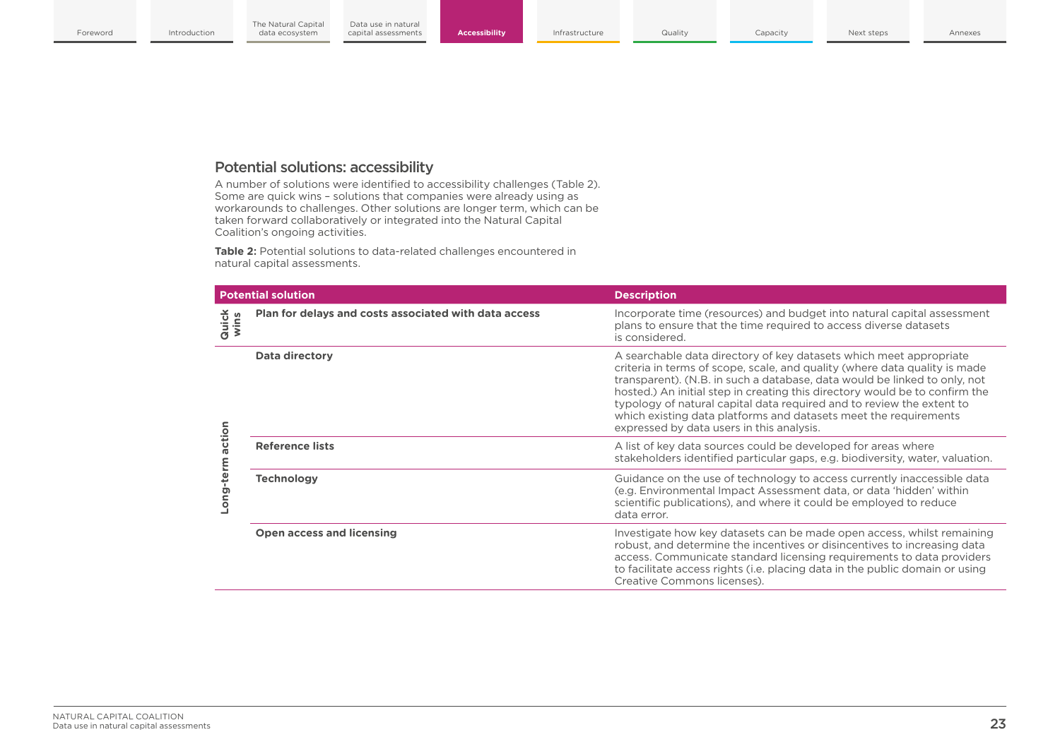## Potential solutions: accessibility

A number of solutions were identified to accessibility challenges (Table 2). Some are quick wins – solutions that companies were already using as workarounds to challenges. Other solutions are longer term, which can be taken forward collaboratively or integrated into the Natural Capital Coalition's ongoing activities.

**Table 2:** Potential solutions to data-related challenges encountered in natural capital assessments.

| | Potential solution | Description |
|---|---|---|
| Quick wins | **Plan for delays and costs associated with data access** | Incorporate time (resources) and budget into natural capital assessment plans to ensure that the time required to access diverse datasets is considered. |
| Long-term action | **Data directory** | A searchable data directory of key datasets which meet appropriate criteria in terms of scope, scale, and quality (where data quality is made transparent). (N.B. in such a database, data would be linked to only, not hosted.) An initial step in creating this directory would be to confirm the typology of natural capital data required and to review the extent to which existing data platforms and datasets meet the requirements expressed by data users in this analysis. |
| | **Reference lists** | A list of key data sources could be developed for areas where stakeholders identified particular gaps, e.g. biodiversity, water, valuation. |
| | **Technology** | Guidance on the use of technology to access currently inaccessible data (e.g. Environmental Impact Assessment data, or data 'hidden' within scientific publications), and where it could be employed to reduce data error. |
| | **Open access and licensing** | Investigate how key datasets can be made open access, whilst remaining robust, and determine the incentives or disincentives to increasing data access. Communicate standard licensing requirements to data providers to facilitate access rights (i.e. placing data in the public domain or using Creative Commons licenses). |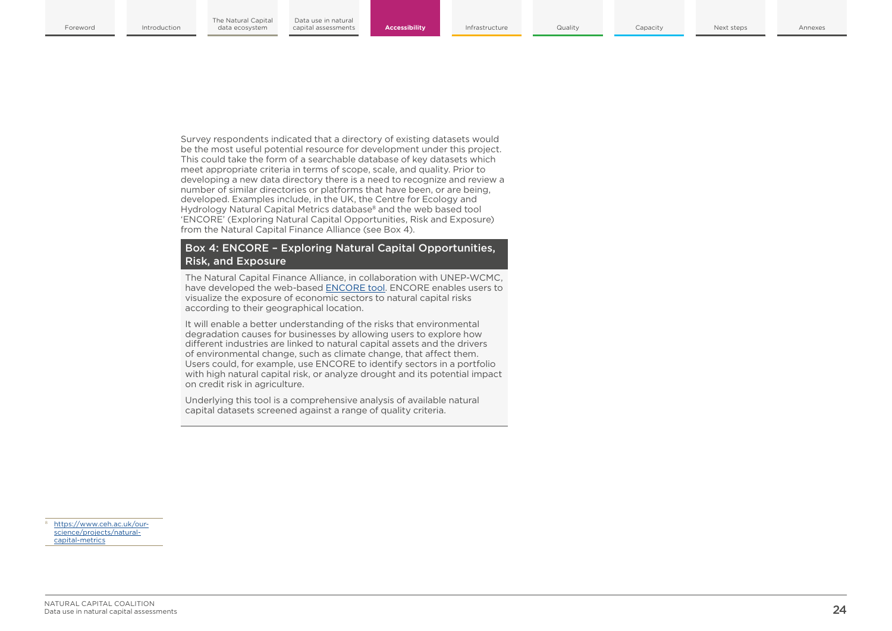Survey respondents indicated that a directory of existing datasets would be the most useful potential resource for development under this project. This could take the form of a searchable database of key datasets which meet appropriate criteria in terms of scope, scale, and quality. Prior to developing a new data directory there is a need to recognize and review a number of similar directories or platforms that have been, or are being, developed. Examples include, in the UK, the Centre for Ecology and Hydrology Natural Capital Metrics database[8] and the web based tool 'ENCORE' (Exploring Natural Capital Opportunities, Risk and Exposure) from the Natural Capital Finance Alliance (see Box 4).

### Box 4: ENCORE – Exploring Natural Capital Opportunities, Risk, and Exposure

The Natural Capital Finance Alliance, in collaboration with UNEP-WCMC, have developed the web-based ENCORE tool. ENCORE enables users to visualize the exposure of economic sectors to natural capital risks according to their geographical location.

It will enable a better understanding of the risks that environmental degradation causes for businesses by allowing users to explore how different industries are linked to natural capital assets and the drivers of environmental change, such as climate change, that affect them. Users could, for example, use ENCORE to identify sectors in a portfolio with high natural capital risk, or analyze drought and its potential impact on credit risk in agriculture.

Underlying this tool is a comprehensive analysis of available natural capital datasets screened against a range of quality criteria.

---

[8] https://www.ceh.ac.uk/our-science/projects/natural-capital-metrics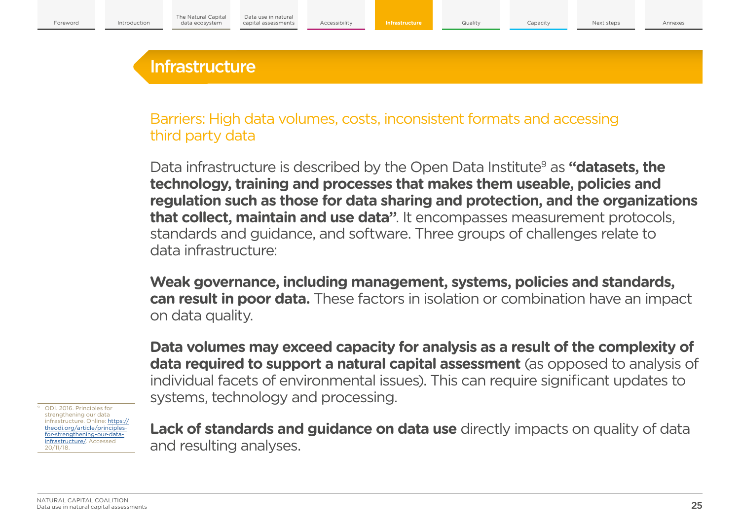# Infrastructure

## Barriers: High data volumes, costs, inconsistent formats and accessing third party data

Data infrastructure is described by the Open Data Institute[9] as **"datasets, the technology, training and processes that makes them useable, policies and regulation such as those for data sharing and protection, and the organizations that collect, maintain and use data"**. It encompasses measurement protocols, standards and guidance, and software. Three groups of challenges relate to data infrastructure:

**Weak governance, including management, systems, policies and standards, can result in poor data.** These factors in isolation or combination have an impact on data quality.

**Data volumes may exceed capacity for analysis as a result of the complexity of data required to support a natural capital assessment** (as opposed to analysis of individual facets of environmental issues). This can require significant updates to systems, technology and processing.

**Lack of standards and guidance on data use** directly impacts on quality of data and resulting analyses.

---

[9] ODI. 2016. Principles for strengthening our data infrastructure. Online: https://theodi.org/article/principles-for-strengthening-our-data-infrastructure/. Accessed 20/11/18.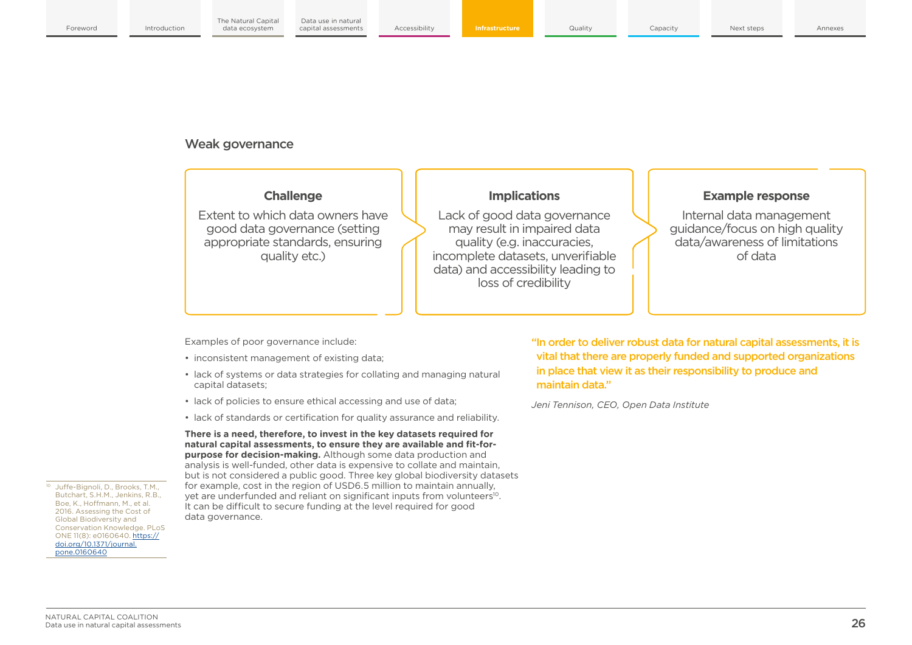## Weak governance

| Challenge | Implications | Example response |
| --- | --- | --- |
| Extent to which data owners have good data governance (setting appropriate standards, ensuring quality etc.) | Lack of good data governance may result in impaired data quality (e.g. inaccuracies, incomplete datasets, unverifiable data) and accessibility leading to loss of credibility | Internal data management guidance/focus on high quality data/awareness of limitations of data |

Examples of poor governance include:

- inconsistent management of existing data;
- lack of systems or data strategies for collating and managing natural capital datasets;
- lack of policies to ensure ethical accessing and use of data;
- lack of standards or certification for quality assurance and reliability.

**There is a need, therefore, to invest in the key datasets required for natural capital assessments, to ensure they are available and fit-for-purpose for decision-making.** Although some data production and analysis is well-funded, other data is expensive to collate and maintain, but is not considered a public good. Three key global biodiversity datasets for example, cost in the region of USD6.5 million to maintain annually, yet are underfunded and reliant on significant inputs from volunteers[10]. It can be difficult to secure funding at the level required for good data governance.

"In order to deliver robust data for natural capital assessments, it is vital that there are properly funded and supported organizations in place that view it as their responsibility to produce and maintain data."

*Jeni Tennison, CEO, Open Data Institute*

[10] Juffe-Bignoli, D., Brooks, T.M., Butchart, S.H.M., Jenkins, R.B., Boe, K., Hoffmann, M., et al. 2016. Assessing the Cost of Global Biodiversity and Conservation Knowledge. PLoS ONE 11(8): e0160640. https://doi.org/10.1371/journal.pone.0160640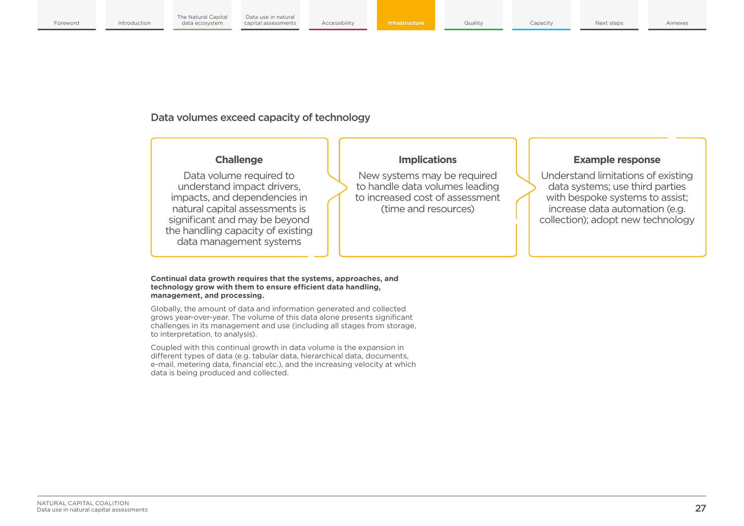## Data volumes exceed capacity of technology

| Challenge | Implications | Example response |
| --- | --- | --- |
| Data volume required to understand impact drivers, impacts, and dependencies in natural capital assessments is significant and may be beyond the handling capacity of existing data management systems | New systems may be required to handle data volumes leading to increased cost of assessment (time and resources) | Understand limitations of existing data systems; use third parties with bespoke systems to assist; increase data automation (e.g. collection); adopt new technology |

**Continual data growth requires that the systems, approaches, and technology grow with them to ensure efficient data handling, management, and processing.**

Globally, the amount of data and information generated and collected grows year-over-year. The volume of this data alone presents significant challenges in its management and use (including all stages from storage, to interpretation, to analysis).

Coupled with this continual growth in data volume is the expansion in different types of data (e.g. tabular data, hierarchical data, documents, e-mail, metering data, financial etc.), and the increasing velocity at which data is being produced and collected.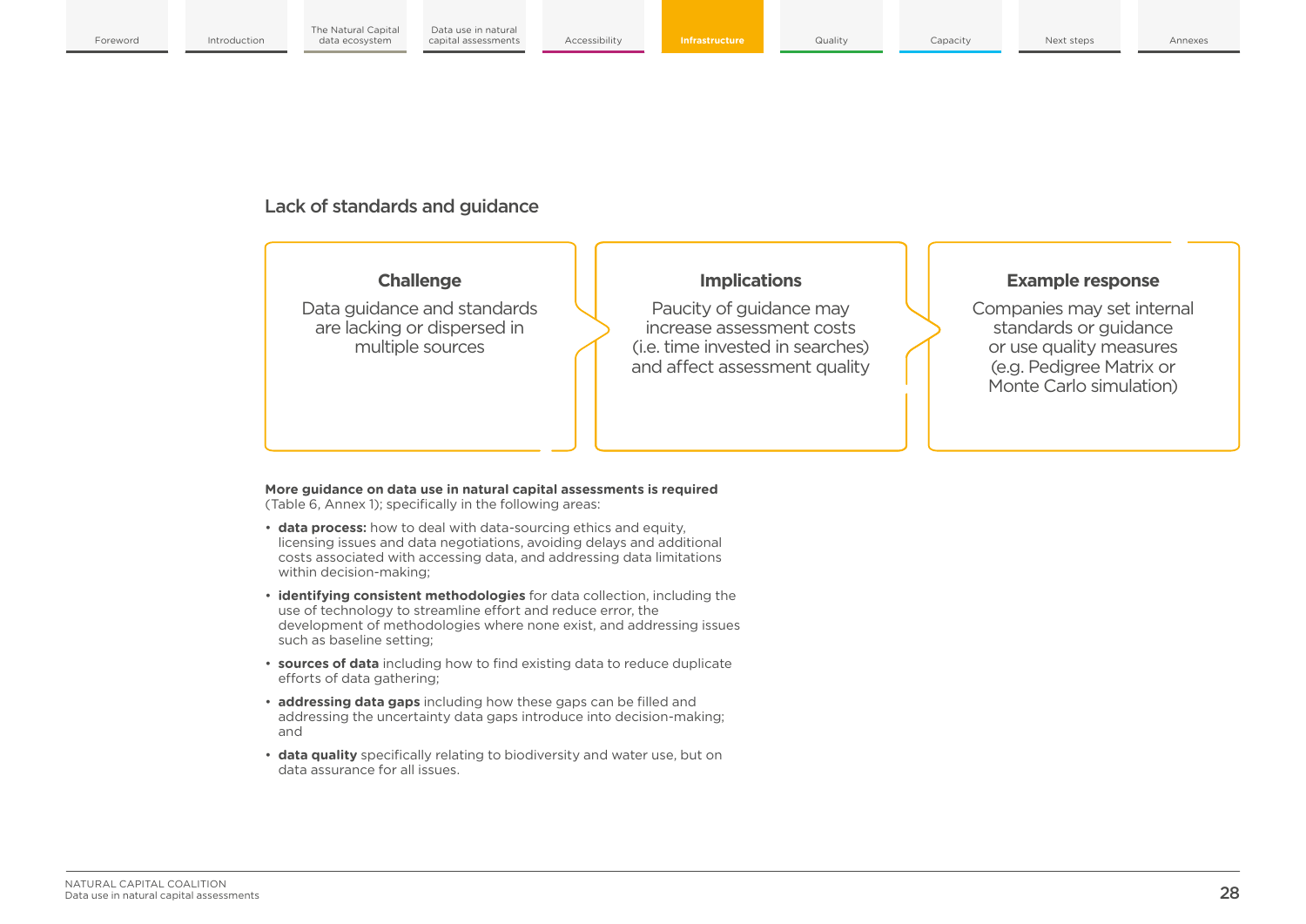## Lack of standards and guidance

| Challenge | Implications | Example response |
| --- | --- | --- |
| Data guidance and standards are lacking or dispersed in multiple sources | Paucity of guidance may increase assessment costs (i.e. time invested in searches) and affect assessment quality | Companies may set internal standards or guidance or use quality measures (e.g. Pedigree Matrix or Monte Carlo simulation) |

**More guidance on data use in natural capital assessments is required** (Table 6, Annex 1); specifically in the following areas:

- **data process:** how to deal with data-sourcing ethics and equity, licensing issues and data negotiations, avoiding delays and additional costs associated with accessing data, and addressing data limitations within decision-making;
- **identifying consistent methodologies** for data collection, including the use of technology to streamline effort and reduce error, the development of methodologies where none exist, and addressing issues such as baseline setting;
- **sources of data** including how to find existing data to reduce duplicate efforts of data gathering;
- **addressing data gaps** including how these gaps can be filled and addressing the uncertainty data gaps introduce into decision-making; and
- **data quality** specifically relating to biodiversity and water use, but on data assurance for all issues.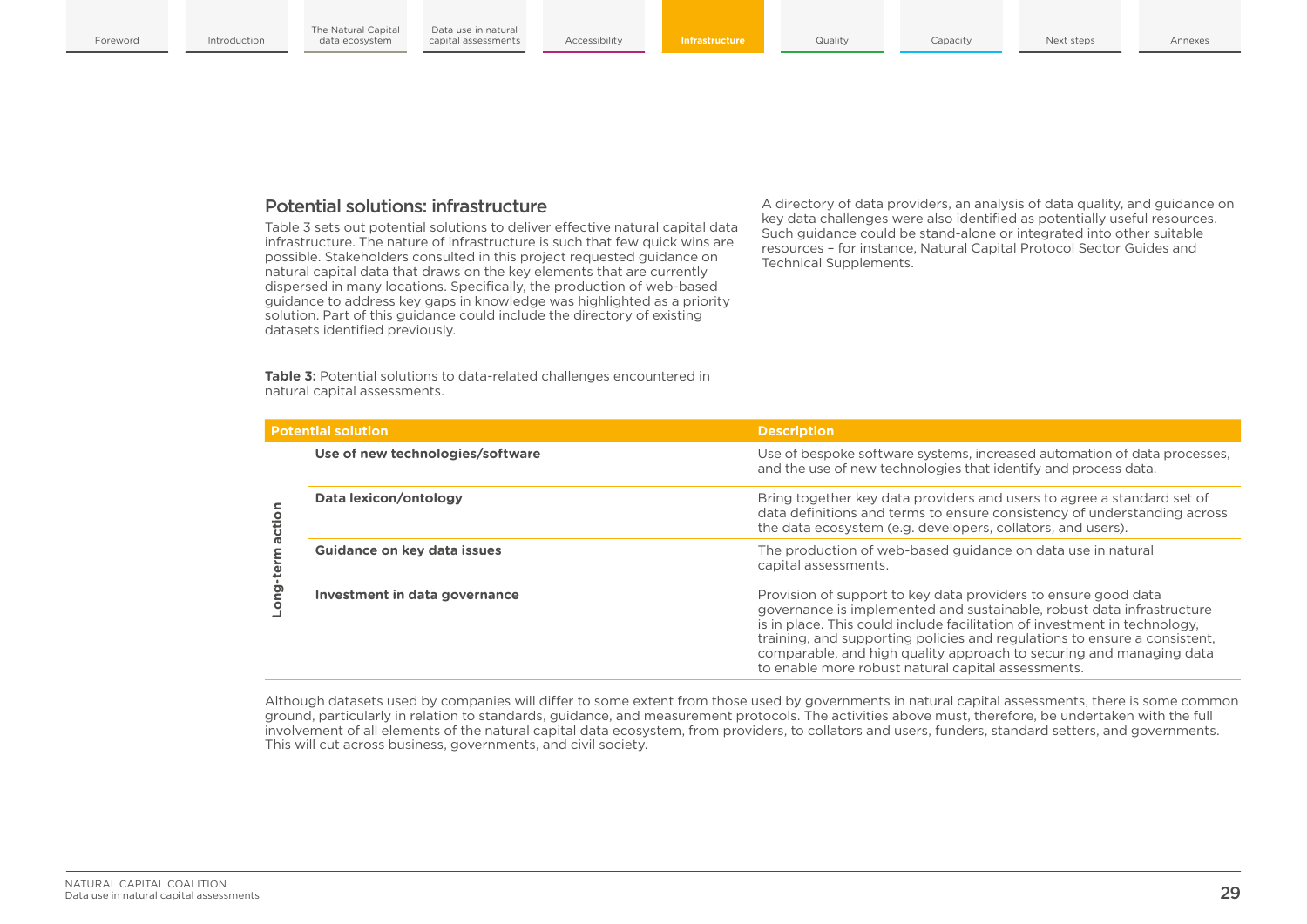## Potential solutions: infrastructure

Table 3 sets out potential solutions to deliver effective natural capital data infrastructure. The nature of infrastructure is such that few quick wins are possible. Stakeholders consulted in this project requested guidance on natural capital data that draws on the key elements that are currently dispersed in many locations. Specifically, the production of web-based guidance to address key gaps in knowledge was highlighted as a priority solution. Part of this guidance could include the directory of existing datasets identified previously.

A directory of data providers, an analysis of data quality, and guidance on key data challenges were also identified as potentially useful resources. Such guidance could be stand-alone or integrated into other suitable resources – for instance, Natural Capital Protocol Sector Guides and Technical Supplements.

**Table 3:** Potential solutions to data-related challenges encountered in natural capital assessments.

| | Potential solution | Description |
|---|---|---|
| Long-term action | **Use of new technologies/software** | Use of bespoke software systems, increased automation of data processes, and the use of new technologies that identify and process data. |
| | **Data lexicon/ontology** | Bring together key data providers and users to agree a standard set of data definitions and terms to ensure consistency of understanding across the data ecosystem (e.g. developers, collators, and users). |
| | **Guidance on key data issues** | The production of web-based guidance on data use in natural capital assessments. |
| | **Investment in data governance** | Provision of support to key data providers to ensure good data governance is implemented and sustainable, robust data infrastructure is in place. This could include facilitation of investment in technology, training, and supporting policies and regulations to ensure a consistent, comparable, and high quality approach to securing and managing data to enable more robust natural capital assessments. |

Although datasets used by companies will differ to some extent from those used by governments in natural capital assessments, there is some common ground, particularly in relation to standards, guidance, and measurement protocols. The activities above must, therefore, be undertaken with the full involvement of all elements of the natural capital data ecosystem, from providers, to collators and users, funders, standard setters, and governments. This will cut across business, governments, and civil society.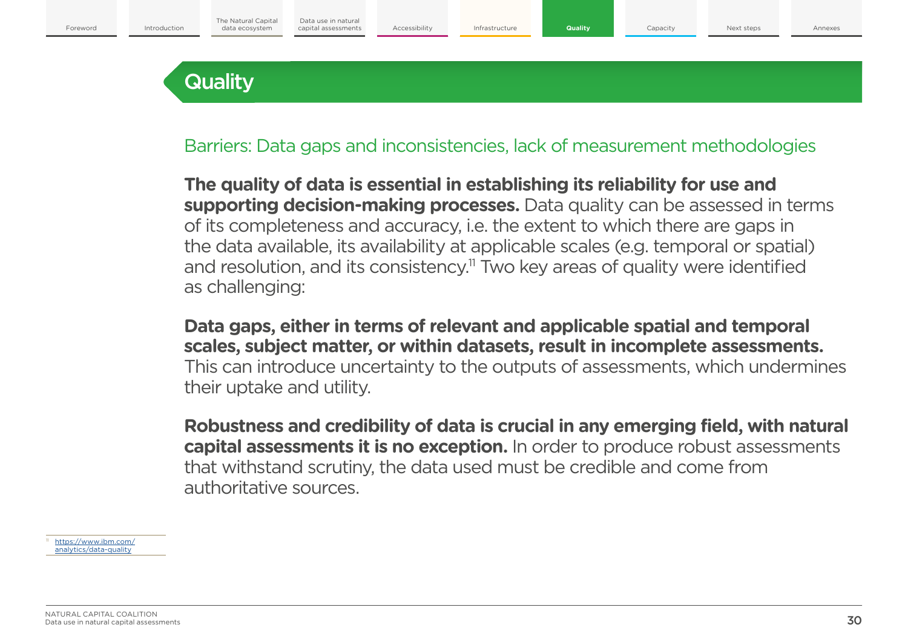# Quality

## Barriers: Data gaps and inconsistencies, lack of measurement methodologies

**The quality of data is essential in establishing its reliability for use and supporting decision-making processes.** Data quality can be assessed in terms of its completeness and accuracy, i.e. the extent to which there are gaps in the data available, its availability at applicable scales (e.g. temporal or spatial) and resolution, and its consistency.[11] Two key areas of quality were identified as challenging:

**Data gaps, either in terms of relevant and applicable spatial and temporal scales, subject matter, or within datasets, result in incomplete assessments.** This can introduce uncertainty to the outputs of assessments, which undermines their uptake and utility.

**Robustness and credibility of data is crucial in any emerging field, with natural capital assessments it is no exception.** In order to produce robust assessments that withstand scrutiny, the data used must be credible and come from authoritative sources.

[11] https://www.ibm.com/analytics/data-quality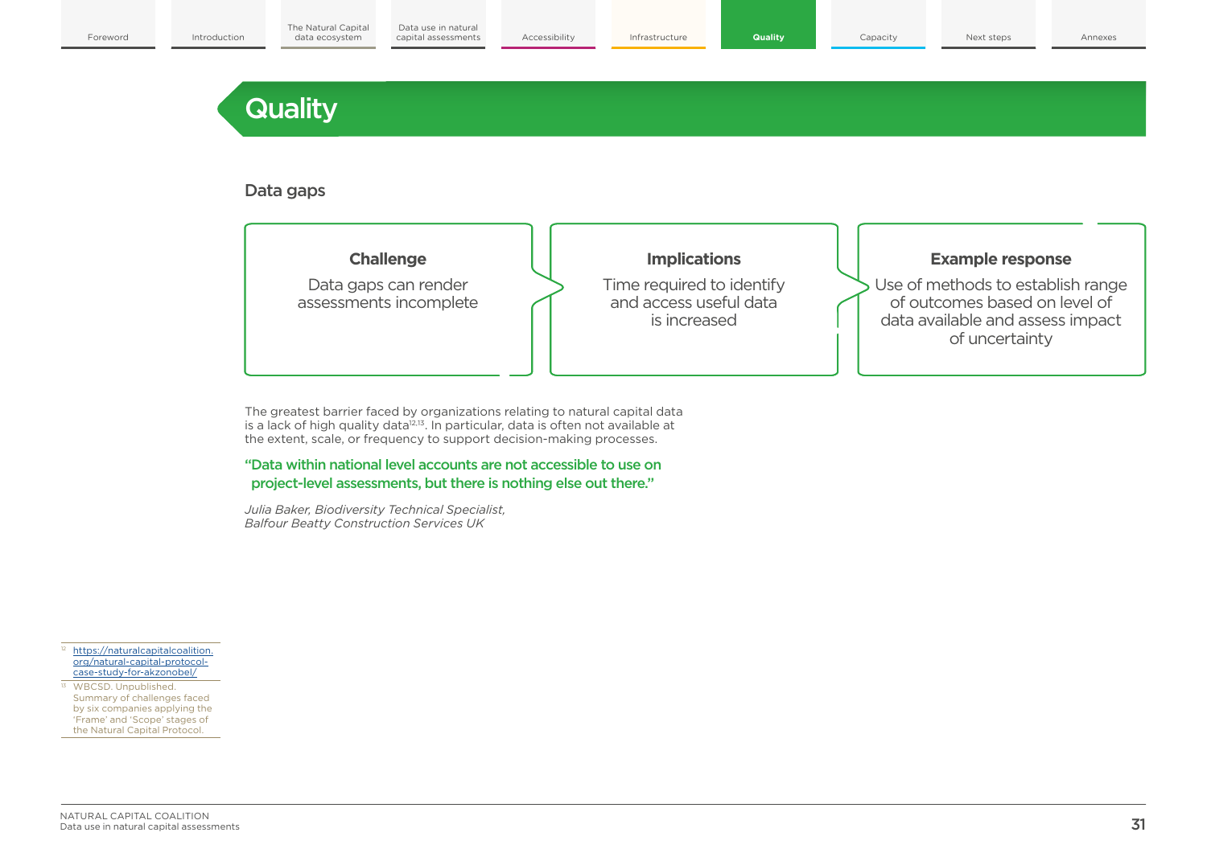# Quality

## Data gaps

| Challenge | Implications | Example response |
| --- | --- | --- |
| Data gaps can render assessments incomplete | Time required to identify and access useful data is increased | Use of methods to establish range of outcomes based on level of data available and assess impact of uncertainty |

The greatest barrier faced by organizations relating to natural capital data is a lack of high quality data[12,13]. In particular, data is often not available at the extent, scale, or frequency to support decision-making processes.

**"Data within national level accounts are not accessible to use on project-level assessments, but there is nothing else out there."**

*Julia Baker, Biodiversity Technical Specialist, Balfour Beatty Construction Services UK*

[12] https://naturalcapitalcoalition.org/natural-capital-protocol-case-study-for-akzonobel/

[13] WBCSD. Unpublished. Summary of challenges faced by six companies applying the 'Frame' and 'Scope' stages of the Natural Capital Protocol.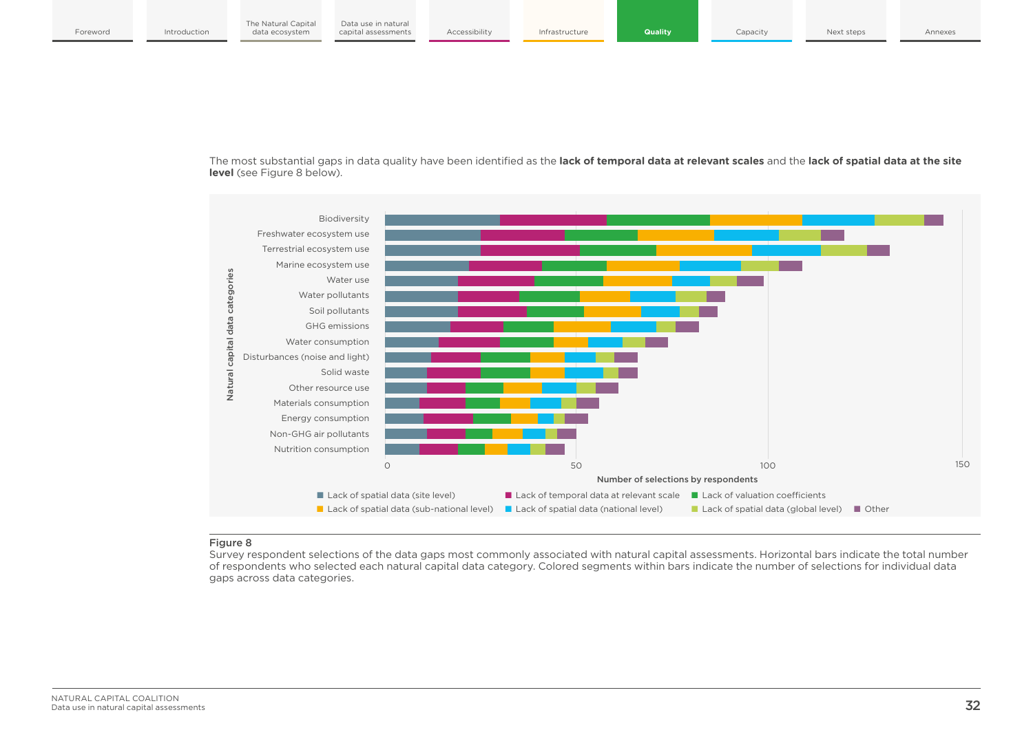The most substantial gaps in data quality have been identified as the **lack of temporal data at relevant scales** and the **lack of spatial data at the site level** (see Figure 8 below).

**Figure 8**
Survey respondent selections of the data gaps most commonly associated with natural capital assessments. Horizontal bars indicate the total number of respondents who selected each natural capital data category. Colored segments within bars indicate the number of selections for individual data gaps across data categories.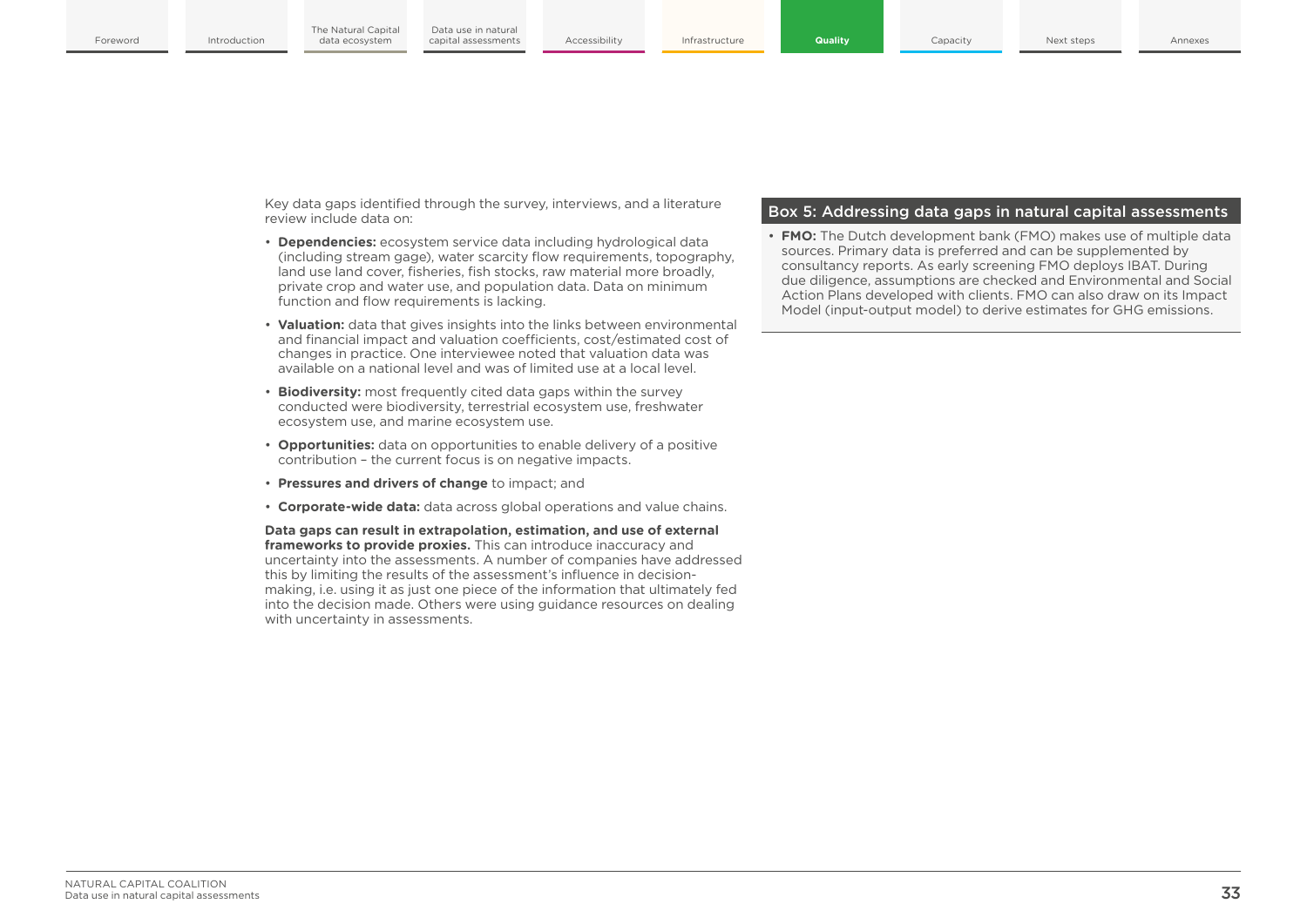Key data gaps identified through the survey, interviews, and a literature review include data on:

- **Dependencies:** ecosystem service data including hydrological data (including stream gage), water scarcity flow requirements, topography, land use land cover, fisheries, fish stocks, raw material more broadly, private crop and water use, and population data. Data on minimum function and flow requirements is lacking.
- **Valuation:** data that gives insights into the links between environmental and financial impact and valuation coefficients, cost/estimated cost of changes in practice. One interviewee noted that valuation data was available on a national level and was of limited use at a local level.
- **Biodiversity:** most frequently cited data gaps within the survey conducted were biodiversity, terrestrial ecosystem use, freshwater ecosystem use, and marine ecosystem use.
- **Opportunities:** data on opportunities to enable delivery of a positive contribution – the current focus is on negative impacts.
- **Pressures and drivers of change** to impact; and
- **Corporate-wide data:** data across global operations and value chains.

**Data gaps can result in extrapolation, estimation, and use of external frameworks to provide proxies.** This can introduce inaccuracy and uncertainty into the assessments. A number of companies have addressed this by limiting the results of the assessment's influence in decision-making, i.e. using it as just one piece of the information that ultimately fed into the decision made. Others were using guidance resources on dealing with uncertainty in assessments.

### Box 5: Addressing data gaps in natural capital assessments

- **FMO:** The Dutch development bank (FMO) makes use of multiple data sources. Primary data is preferred and can be supplemented by consultancy reports. As early screening FMO deploys IBAT. During due diligence, assumptions are checked and Environmental and Social Action Plans developed with clients. FMO can also draw on its Impact Model (input-output model) to derive estimates for GHG emissions.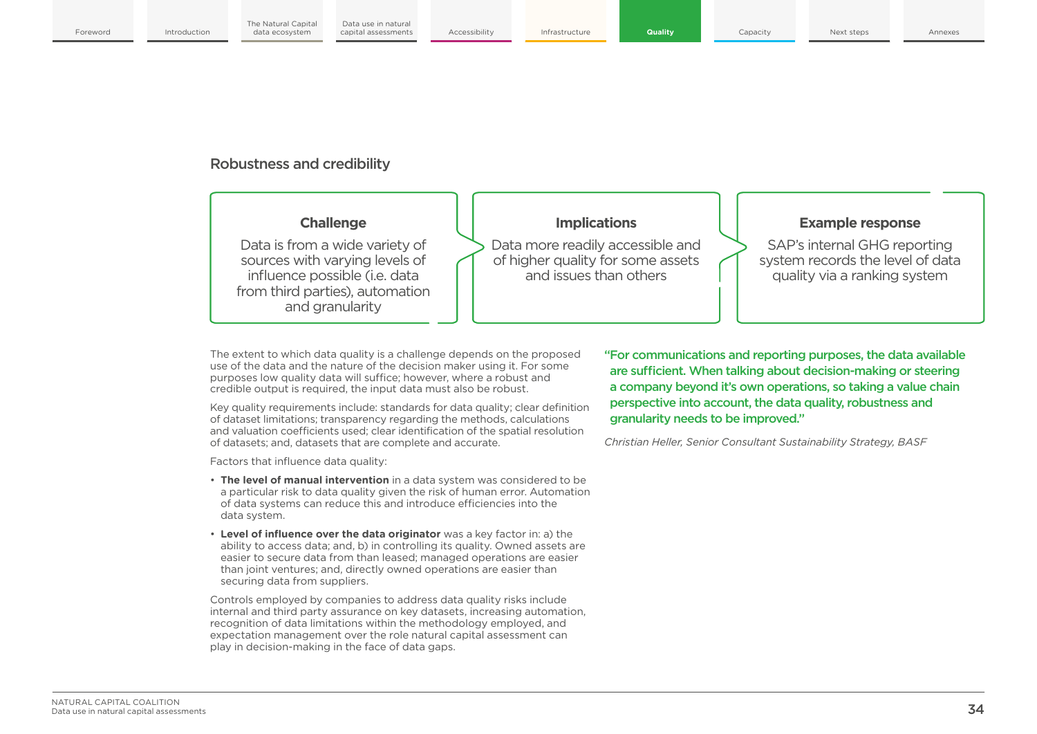## Robustness and credibility

| Challenge | Implications | Example response |
| --- | --- | --- |
| Data is from a wide variety of sources with varying levels of influence possible (i.e. data from third parties), automation and granularity | Data more readily accessible and of higher quality for some assets and issues than others | SAP's internal GHG reporting system records the level of data quality via a ranking system |

The extent to which data quality is a challenge depends on the proposed use of the data and the nature of the decision maker using it. For some purposes low quality data will suffice; however, where a robust and credible output is required, the input data must also be robust.

Key quality requirements include: standards for data quality; clear definition of dataset limitations; transparency regarding the methods, calculations and valuation coefficients used; clear identification of the spatial resolution of datasets; and, datasets that are complete and accurate.

Factors that influence data quality:

- **The level of manual intervention** in a data system was considered to be a particular risk to data quality given the risk of human error. Automation of data systems can reduce this and introduce efficiencies into the data system.
- **Level of influence over the data originator** was a key factor in: a) the ability to access data; and, b) in controlling its quality. Owned assets are easier to secure data from than leased; managed operations are easier than joint ventures; and, directly owned operations are easier than securing data from suppliers.

Controls employed by companies to address data quality risks include internal and third party assurance on key datasets, increasing automation, recognition of data limitations within the methodology employed, and expectation management over the role natural capital assessment can play in decision-making in the face of data gaps.

**"For communications and reporting purposes, the data available are sufficient. When talking about decision-making or steering a company beyond it's own operations, so taking a value chain perspective into account, the data quality, robustness and granularity needs to be improved."**

*Christian Heller, Senior Consultant Sustainability Strategy, BASF*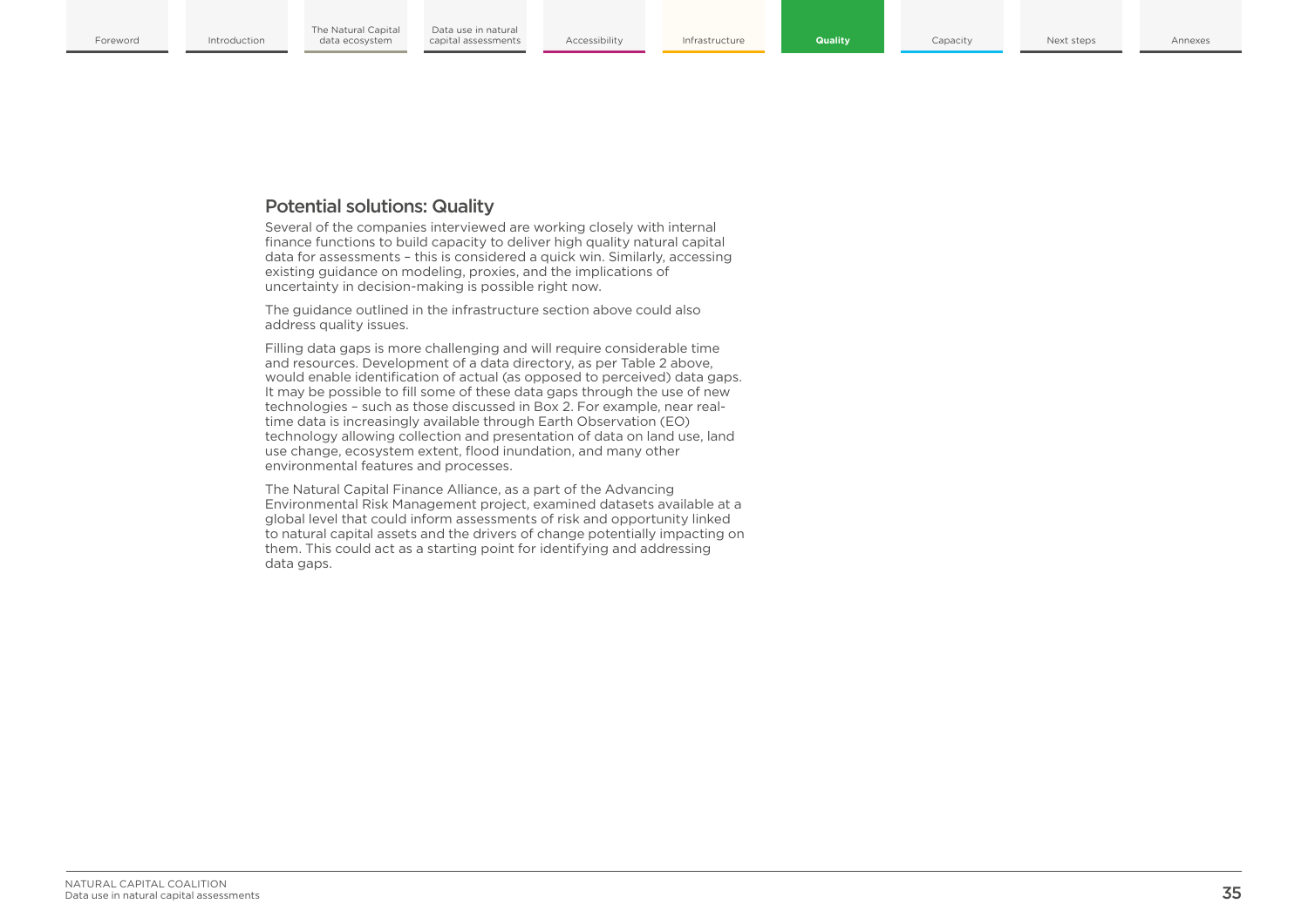## Potential solutions: Quality

Several of the companies interviewed are working closely with internal finance functions to build capacity to deliver high quality natural capital data for assessments – this is considered a quick win. Similarly, accessing existing guidance on modeling, proxies, and the implications of uncertainty in decision-making is possible right now.

The guidance outlined in the infrastructure section above could also address quality issues.

Filling data gaps is more challenging and will require considerable time and resources. Development of a data directory, as per Table 2 above, would enable identification of actual (as opposed to perceived) data gaps. It may be possible to fill some of these data gaps through the use of new technologies – such as those discussed in Box 2. For example, near real-time data is increasingly available through Earth Observation (EO) technology allowing collection and presentation of data on land use, land use change, ecosystem extent, flood inundation, and many other environmental features and processes.

The Natural Capital Finance Alliance, as a part of the Advancing Environmental Risk Management project, examined datasets available at a global level that could inform assessments of risk and opportunity linked to natural capital assets and the drivers of change potentially impacting on them. This could act as a starting point for identifying and addressing data gaps.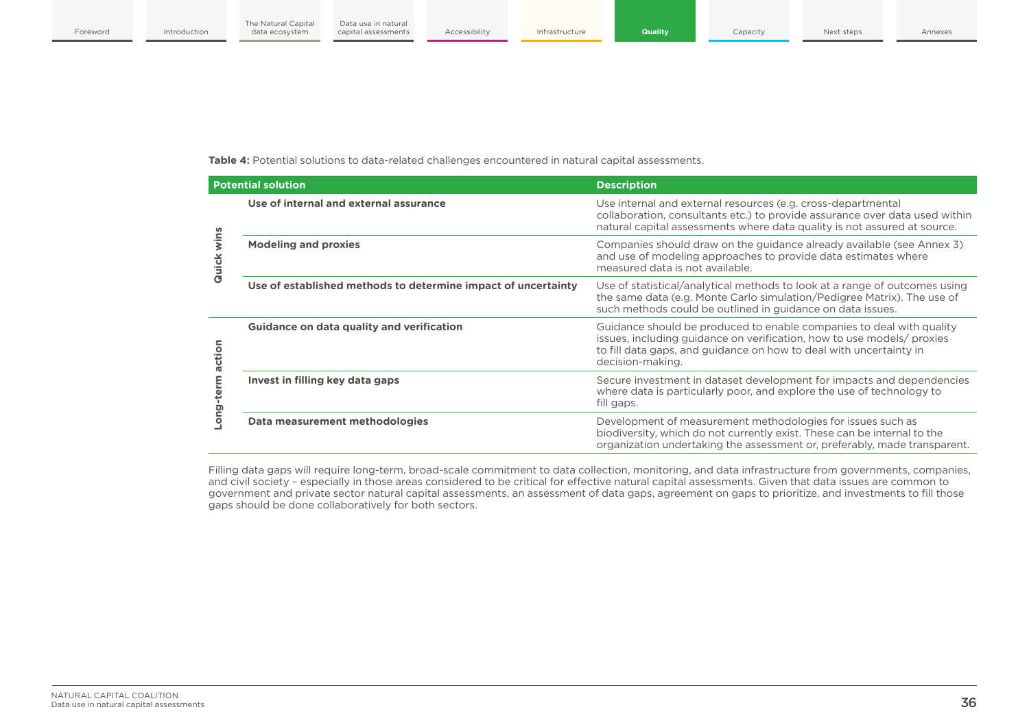**Table 4:** Potential solutions to data-related challenges encountered in natural capital assessments.

| | Potential solution | Description |
|---|---|---|
| Quick wins | **Use of internal and external assurance** | Use internal and external resources (e.g. cross-departmental collaboration, consultants etc.) to provide assurance over data used within natural capital assessments where data quality is not assured at source. |
| | **Modeling and proxies** | Companies should draw on the guidance already available (see Annex 3) and use of modeling approaches to provide data estimates where measured data is not available. |
| | **Use of established methods to determine impact of uncertainty** | Use of statistical/analytical methods to look at a range of outcomes using the same data (e.g. Monte Carlo simulation/Pedigree Matrix). The use of such methods could be outlined in guidance on data issues. |
| Long-term action | **Guidance on data quality and verification** | Guidance should be produced to enable companies to deal with quality issues, including guidance on verification, how to use models/ proxies to fill data gaps, and guidance on how to deal with uncertainty in decision-making. |
| | **Invest in filling key data gaps** | Secure investment in dataset development for impacts and dependencies where data is particularly poor, and explore the use of technology to fill gaps. |
| | **Data measurement methodologies** | Development of measurement methodologies for issues such as biodiversity, which do not currently exist. These can be internal to the organization undertaking the assessment or, preferably, made transparent. |

Filling data gaps will require long-term, broad-scale commitment to data collection, monitoring, and data infrastructure from governments, companies, and civil society – especially in those areas considered to be critical for effective natural capital assessments. Given that data issues are common to government and private sector natural capital assessments, an assessment of data gaps, agreement on gaps to prioritize, and investments to fill those gaps should be done collaboratively for both sectors.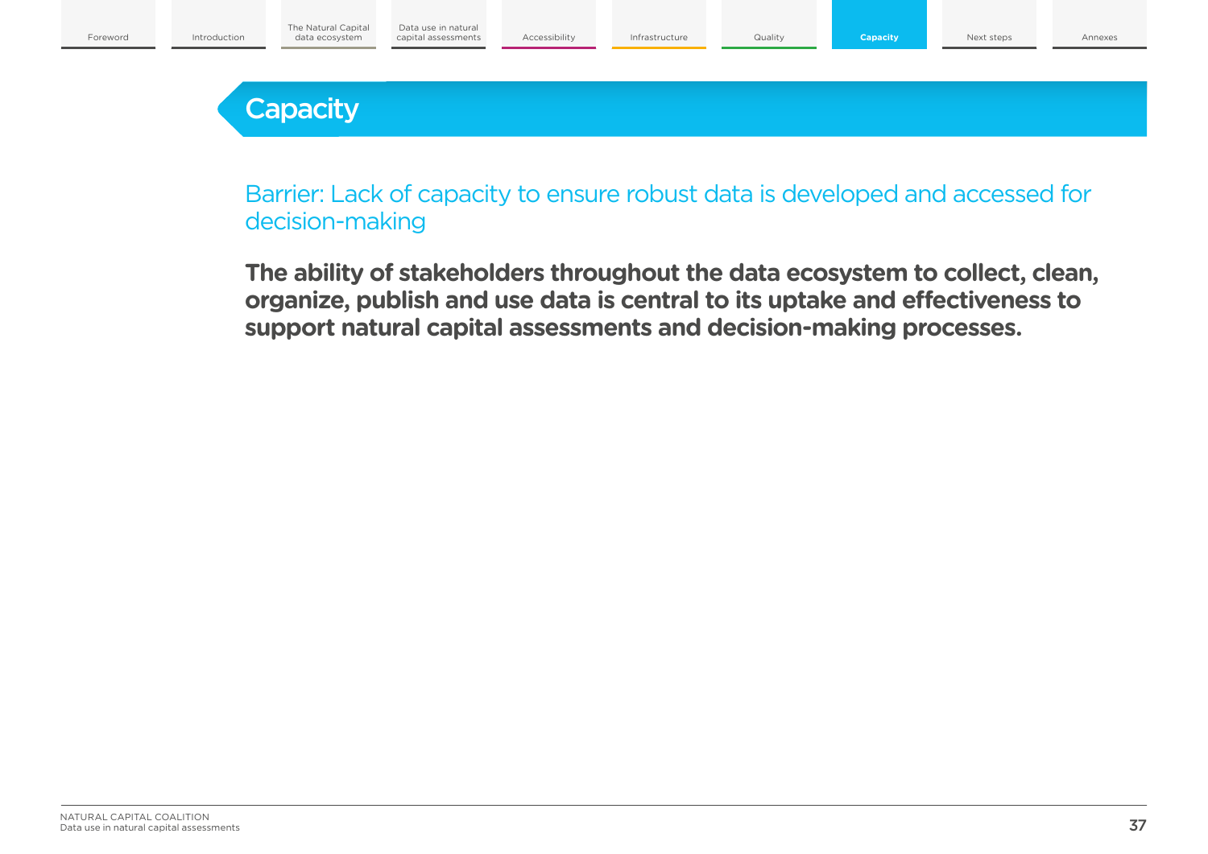# Capacity

## Barrier: Lack of capacity to ensure robust data is developed and accessed for decision-making

**The ability of stakeholders throughout the data ecosystem to collect, clean, organize, publish and use data is central to its uptake and effectiveness to support natural capital assessments and decision-making processes.**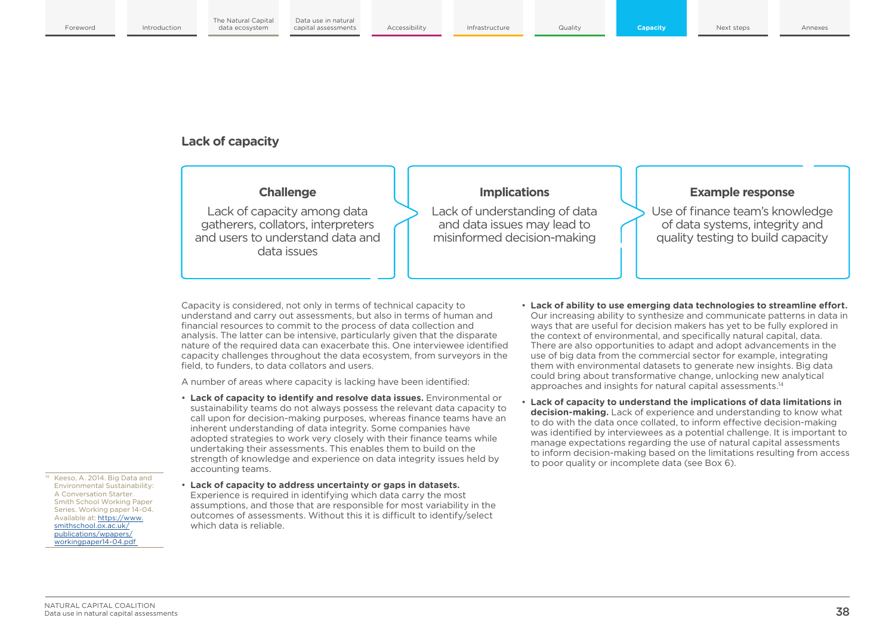## Lack of capacity

| Challenge | Implications | Example response |
|---|---|---|
| Lack of capacity among data gatherers, collators, interpreters and users to understand data and data issues | Lack of understanding of data and data issues may lead to misinformed decision-making | Use of finance team's knowledge of data systems, integrity and quality testing to build capacity |

Capacity is considered, not only in terms of technical capacity to understand and carry out assessments, but also in terms of human and financial resources to commit to the process of data collection and analysis. The latter can be intensive, particularly given that the disparate nature of the required data can exacerbate this. One interviewee identified capacity challenges throughout the data ecosystem, from surveyors in the field, to funders, to data collators and users.

A number of areas where capacity is lacking have been identified:

- **Lack of capacity to identify and resolve data issues.** Environmental or sustainability teams do not always possess the relevant data capacity to call upon for decision-making purposes, whereas finance teams have an inherent understanding of data integrity. Some companies have adopted strategies to work very closely with their finance teams while undertaking their assessments. This enables them to build on the strength of knowledge and experience on data integrity issues held by accounting teams.
- **Lack of capacity to address uncertainty or gaps in datasets.** Experience is required in identifying which data carry the most assumptions, and those that are responsible for most variability in the outcomes of assessments. Without this it is difficult to identify/select which data is reliable.
- **Lack of ability to use emerging data technologies to streamline effort.** Our increasing ability to synthesize and communicate patterns in data in ways that are useful for decision makers has yet to be fully explored in the context of environmental, and specifically natural capital, data. There are also opportunities to adapt and adopt advancements in the use of big data from the commercial sector for example, integrating them with environmental datasets to generate new insights. Big data could bring about transformative change, unlocking new analytical approaches and insights for natural capital assessments.[14]
- **Lack of capacity to understand the implications of data limitations in decision-making.** Lack of experience and understanding to know what to do with the data once collated, to inform effective decision-making was identified by interviewees as a potential challenge. It is important to manage expectations regarding the use of natural capital assessments to inform decision-making based on the limitations resulting from access to poor quality or incomplete data (see Box 6).

[14] Keeso, A. 2014. Big Data and Environmental Sustainability: A Conversation Starter. Smith School Working Paper Series. Working paper 14-04. Available at: https://www.smithschool.ox.ac.uk/publications/wpapers/workingpaper14-04.pdf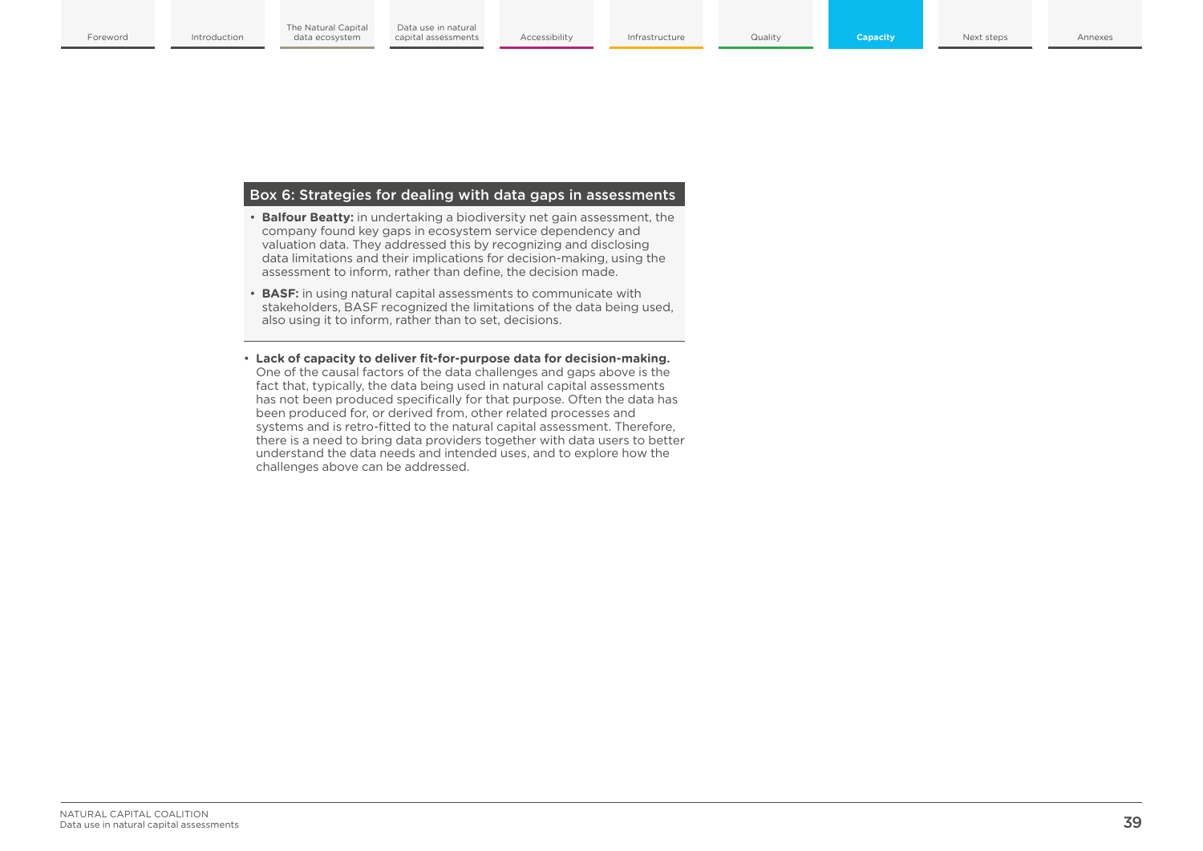### Box 6: Strategies for dealing with data gaps in assessments

- **Balfour Beatty:** in undertaking a biodiversity net gain assessment, the company found key gaps in ecosystem service dependency and valuation data. They addressed this by recognizing and disclosing data limitations and their implications for decision-making, using the assessment to inform, rather than define, the decision made.
- **BASF:** in using natural capital assessments to communicate with stakeholders, BASF recognized the limitations of the data being used, also using it to inform, rather than to set, decisions.

- **Lack of capacity to deliver fit-for-purpose data for decision-making.** One of the causal factors of the data challenges and gaps above is the fact that, typically, the data being used in natural capital assessments has not been produced specifically for that purpose. Often the data has been produced for, or derived from, other related processes and systems and is retro-fitted to the natural capital assessment. Therefore, there is a need to bring data providers together with data users to better understand the data needs and intended uses, and to explore how the challenges above can be addressed.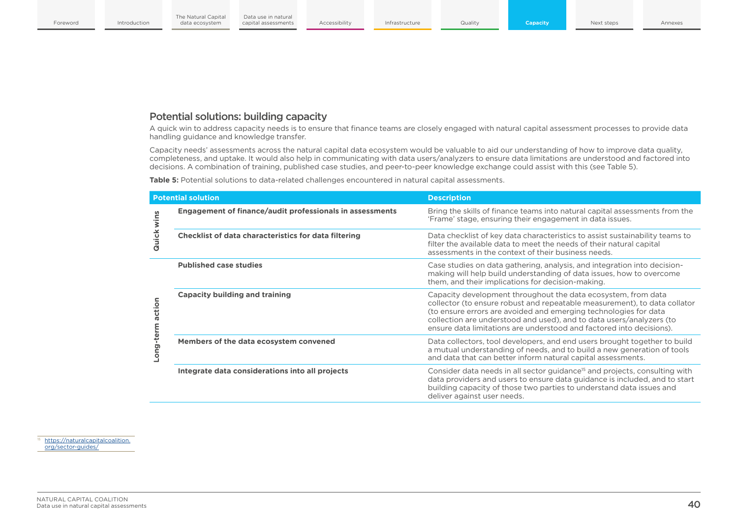## Potential solutions: building capacity

A quick win to address capacity needs is to ensure that finance teams are closely engaged with natural capital assessment processes to provide data handling guidance and knowledge transfer.

Capacity needs' assessments across the natural capital data ecosystem would be valuable to aid our understanding of how to improve data quality, completeness, and uptake. It would also help in communicating with data users/analyzers to ensure data limitations are understood and factored into decisions. A combination of training, published case studies, and peer-to-peer knowledge exchange could assist with this (see Table 5).

**Table 5:** Potential solutions to data-related challenges encountered in natural capital assessments.

| | Potential solution | Description |
|---|---|---|
| Quick wins | **Engagement of finance/audit professionals in assessments** | Bring the skills of finance teams into natural capital assessments from the 'Frame' stage, ensuring their engagement in data issues. |
| | **Checklist of data characteristics for data filtering** | Data checklist of key data characteristics to assist sustainability teams to filter the available data to meet the needs of their natural capital assessments in the context of their business needs. |
| Long-term action | **Published case studies** | Case studies on data gathering, analysis, and integration into decision-making will help build understanding of data issues, how to overcome them, and their implications for decision-making. |
| | **Capacity building and training** | Capacity development throughout the data ecosystem, from data collector (to ensure robust and repeatable measurement), to data collator (to ensure errors are avoided and emerging technologies for data collection are understood and used), and to data users/analyzers (to ensure data limitations are understood and factored into decisions). |
| | **Members of the data ecosystem convened** | Data collectors, tool developers, and end users brought together to build a mutual understanding of needs, and to build a new generation of tools and data that can better inform natural capital assessments. |
| | **Integrate data considerations into all projects** | Consider data needs in all sector guidance[15] and projects, consulting with data providers and users to ensure data guidance is included, and to start building capacity of those two parties to understand data issues and deliver against user needs. |

[15] https://naturalcapitalcoalition.org/sector-guides/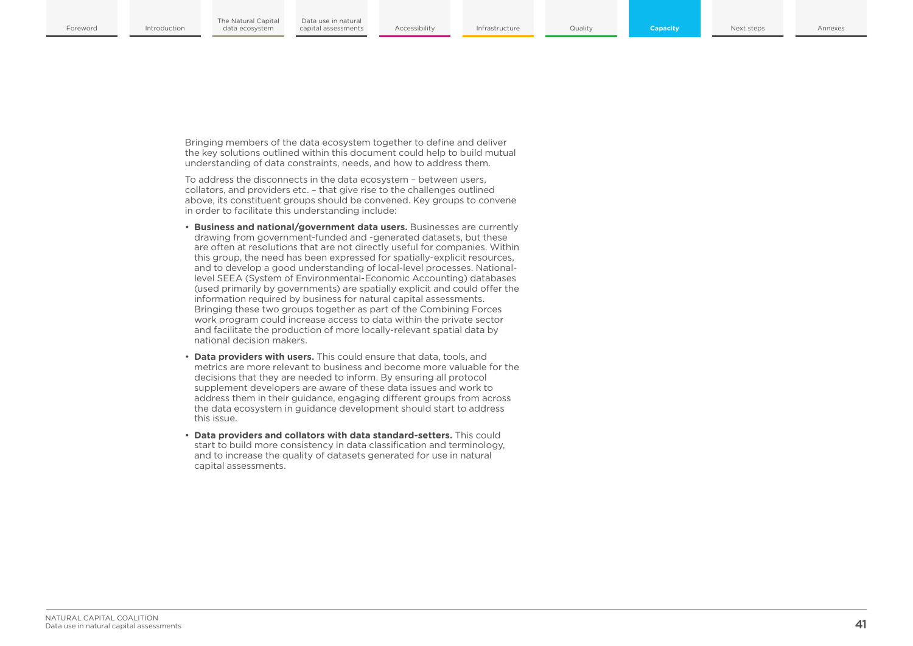Bringing members of the data ecosystem together to define and deliver the key solutions outlined within this document could help to build mutual understanding of data constraints, needs, and how to address them.

To address the disconnects in the data ecosystem – between users, collators, and providers etc. – that give rise to the challenges outlined above, its constituent groups should be convened. Key groups to convene in order to facilitate this understanding include:

- **Business and national/government data users.** Businesses are currently drawing from government-funded and -generated datasets, but these are often at resolutions that are not directly useful for companies. Within this group, the need has been expressed for spatially-explicit resources, and to develop a good understanding of local-level processes. National-level SEEA (System of Environmental-Economic Accounting) databases (used primarily by governments) are spatially explicit and could offer the information required by business for natural capital assessments. Bringing these two groups together as part of the Combining Forces work program could increase access to data within the private sector and facilitate the production of more locally-relevant spatial data by national decision makers.
- **Data providers with users.** This could ensure that data, tools, and metrics are more relevant to business and become more valuable for the decisions that they are needed to inform. By ensuring all protocol supplement developers are aware of these data issues and work to address them in their guidance, engaging different groups from across the data ecosystem in guidance development should start to address this issue.
- **Data providers and collators with data standard-setters.** This could start to build more consistency in data classification and terminology, and to increase the quality of datasets generated for use in natural capital assessments.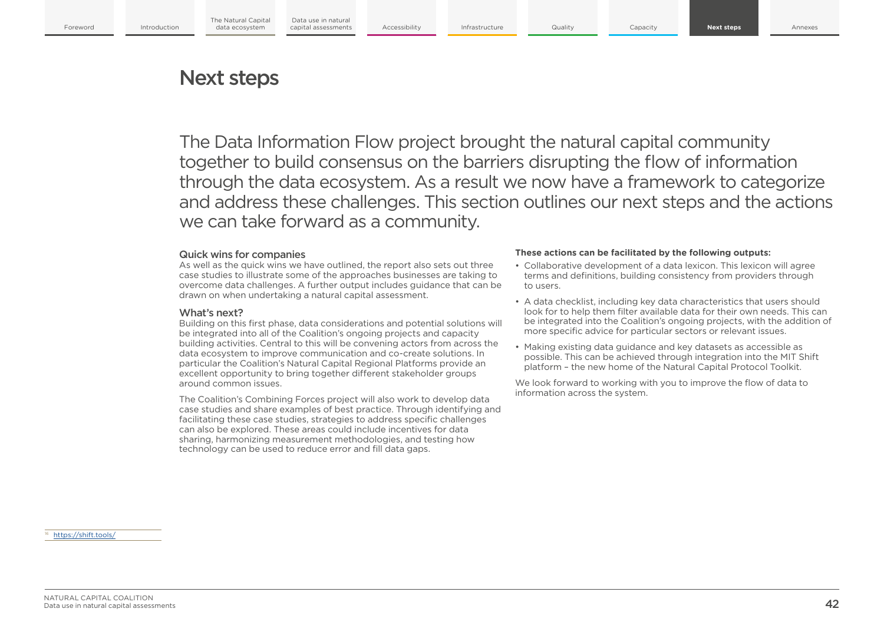# Next steps

The Data Information Flow project brought the natural capital community together to build consensus on the barriers disrupting the flow of information through the data ecosystem. As a result we now have a framework to categorize and address these challenges. This section outlines our next steps and the actions we can take forward as a community.

### Quick wins for companies

As well as the quick wins we have outlined, the report also sets out three case studies to illustrate some of the approaches businesses are taking to overcome data challenges. A further output includes guidance that can be drawn on when undertaking a natural capital assessment.

### What's next?

Building on this first phase, data considerations and potential solutions will be integrated into all of the Coalition's ongoing projects and capacity building activities. Central to this will be convening actors from across the data ecosystem to improve communication and co-create solutions. In particular the Coalition's Natural Capital Regional Platforms provide an excellent opportunity to bring together different stakeholder groups around common issues.

The Coalition's Combining Forces project will also work to develop data case studies and share examples of best practice. Through identifying and facilitating these case studies, strategies to address specific challenges can also be explored. These areas could include incentives for data sharing, harmonizing measurement methodologies, and testing how technology can be used to reduce error and fill data gaps.

**These actions can be facilitated by the following outputs:**

- Collaborative development of a data lexicon. This lexicon will agree terms and definitions, building consistency from providers through to users.
- A data checklist, including key data characteristics that users should look for to help them filter available data for their own needs. This can be integrated into the Coalition's ongoing projects, with the addition of more specific advice for particular sectors or relevant issues.
- Making existing data guidance and key datasets as accessible as possible. This can be achieved through integration into the MIT Shift platform – the new home of the Natural Capital Protocol Toolkit.

We look forward to working with you to improve the flow of data to information across the system.

[16] https://shift.tools/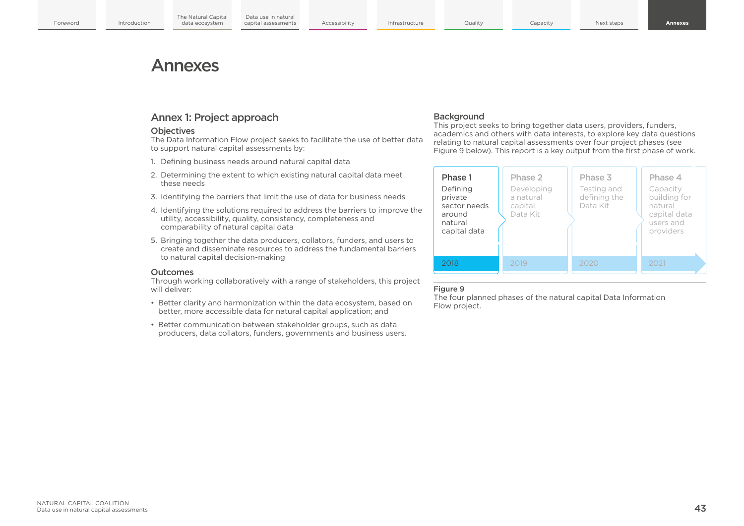# Annexes

## Annex 1: Project approach

### Objectives

The Data Information Flow project seeks to facilitate the use of better data to support natural capital assessments by:

1. Defining business needs around natural capital data
2. Determining the extent to which existing natural capital data meet these needs
3. Identifying the barriers that limit the use of data for business needs
4. Identifying the solutions required to address the barriers to improve the utility, accessibility, quality, consistency, completeness and comparability of natural capital data
5. Bringing together the data producers, collators, funders, and users to create and disseminate resources to address the fundamental barriers to natural capital decision-making

### Outcomes

Through working collaboratively with a range of stakeholders, this project will deliver:

- Better clarity and harmonization within the data ecosystem, based on better, more accessible data for natural capital application; and
- Better communication between stakeholder groups, such as data producers, data collators, funders, governments and business users.

### Background

This project seeks to bring together data users, providers, funders, academics and others with data interests, to explore key data questions relating to natural capital assessments over four project phases (see Figure 9 below). This report is a key output from the first phase of work.

| Phase 1 | Phase 2 | Phase 3 | Phase 4 |
|---|---|---|---|
| Defining private sector needs around natural capital data | Developing a natural capital Data Kit | Testing and defining the Data Kit | Capacity building for natural capital data users and providers |
| 2018 | 2019 | 2020 | 2021 |

**Figure 9**
The four planned phases of the natural capital Data Information Flow project.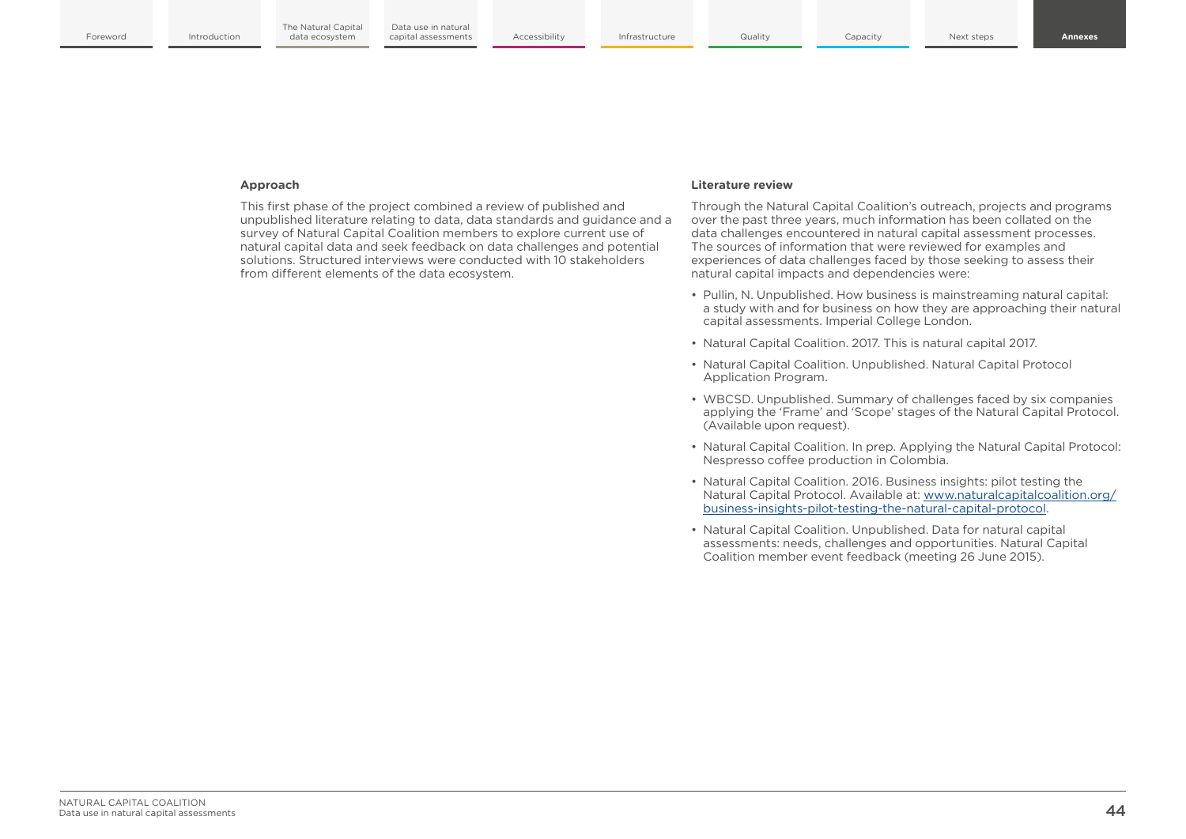### Approach

This first phase of the project combined a review of published and unpublished literature relating to data, data standards and guidance and a survey of Natural Capital Coalition members to explore current use of natural capital data and seek feedback on data challenges and potential solutions. Structured interviews were conducted with 10 stakeholders from different elements of the data ecosystem.

### Literature review

Through the Natural Capital Coalition's outreach, projects and programs over the past three years, much information has been collated on the data challenges encountered in natural capital assessment processes. The sources of information that were reviewed for examples and experiences of data challenges faced by those seeking to assess their natural capital impacts and dependencies were:

- Pullin, N. Unpublished. How business is mainstreaming natural capital: a study with and for business on how they are approaching their natural capital assessments. Imperial College London.
- Natural Capital Coalition. 2017. This is natural capital 2017.
- Natural Capital Coalition. Unpublished. Natural Capital Protocol Application Program.
- WBCSD. Unpublished. Summary of challenges faced by six companies applying the 'Frame' and 'Scope' stages of the Natural Capital Protocol. (Available upon request).
- Natural Capital Coalition. In prep. Applying the Natural Capital Protocol: Nespresso coffee production in Colombia.
- Natural Capital Coalition. 2016. Business insights: pilot testing the Natural Capital Protocol. Available at: [www.naturalcapitalcoalition.org/business-insights-pilot-testing-the-natural-capital-protocol](www.naturalcapitalcoalition.org/business-insights-pilot-testing-the-natural-capital-protocol).
- Natural Capital Coalition. Unpublished. Data for natural capital assessments: needs, challenges and opportunities. Natural Capital Coalition member event feedback (meeting 26 June 2015).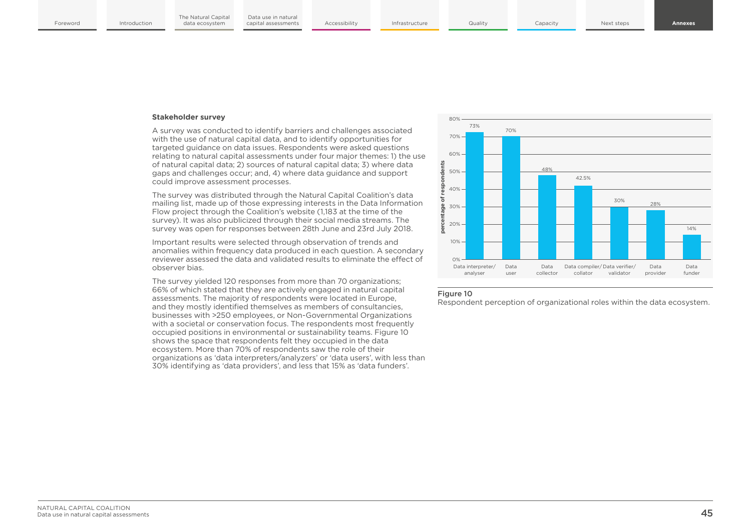### Stakeholder survey

A survey was conducted to identify barriers and challenges associated with the use of natural capital data, and to identify opportunities for targeted guidance on data issues. Respondents were asked questions relating to natural capital assessments under four major themes: 1) the use of natural capital data; 2) sources of natural capital data; 3) where data gaps and challenges occur; and, 4) where data guidance and support could improve assessment processes.

The survey was distributed through the Natural Capital Coalition's data mailing list, made up of those expressing interests in the Data Information Flow project through the Coalition's website (1,183 at the time of the survey). It was also publicized through their social media streams. The survey was open for responses between 28th June and 23rd July 2018.

Important results were selected through observation of trends and anomalies within frequency data produced in each question. A secondary reviewer assessed the data and validated results to eliminate the effect of observer bias.

The survey yielded 120 responses from more than 70 organizations; 66% of which stated that they are actively engaged in natural capital assessments. The majority of respondents were located in Europe, and they mostly identified themselves as members of consultancies, businesses with >250 employees, or Non-Governmental Organizations with a societal or conservation focus. The respondents most frequently occupied positions in environmental or sustainability teams. Figure 10 shows the space that respondents felt they occupied in the data ecosystem. More than 70% of respondents saw the role of their organizations as 'data interpreters/analyzers' or 'data users', with less than 30% identifying as 'data providers', and less that 15% as 'data funders'.

| Role | Percentage of respondents |
|---|---|
| Data interpreter/analyser | 73% |
| Data user | 70% |
| Data collector | 48% |
| Data compiler/collator | 42.5% |
| Data verifier/validator | 30% |
| Data provider | 28% |
| Data funder | 14% |

**Figure 10**
Respondent perception of organizational roles within the data ecosystem.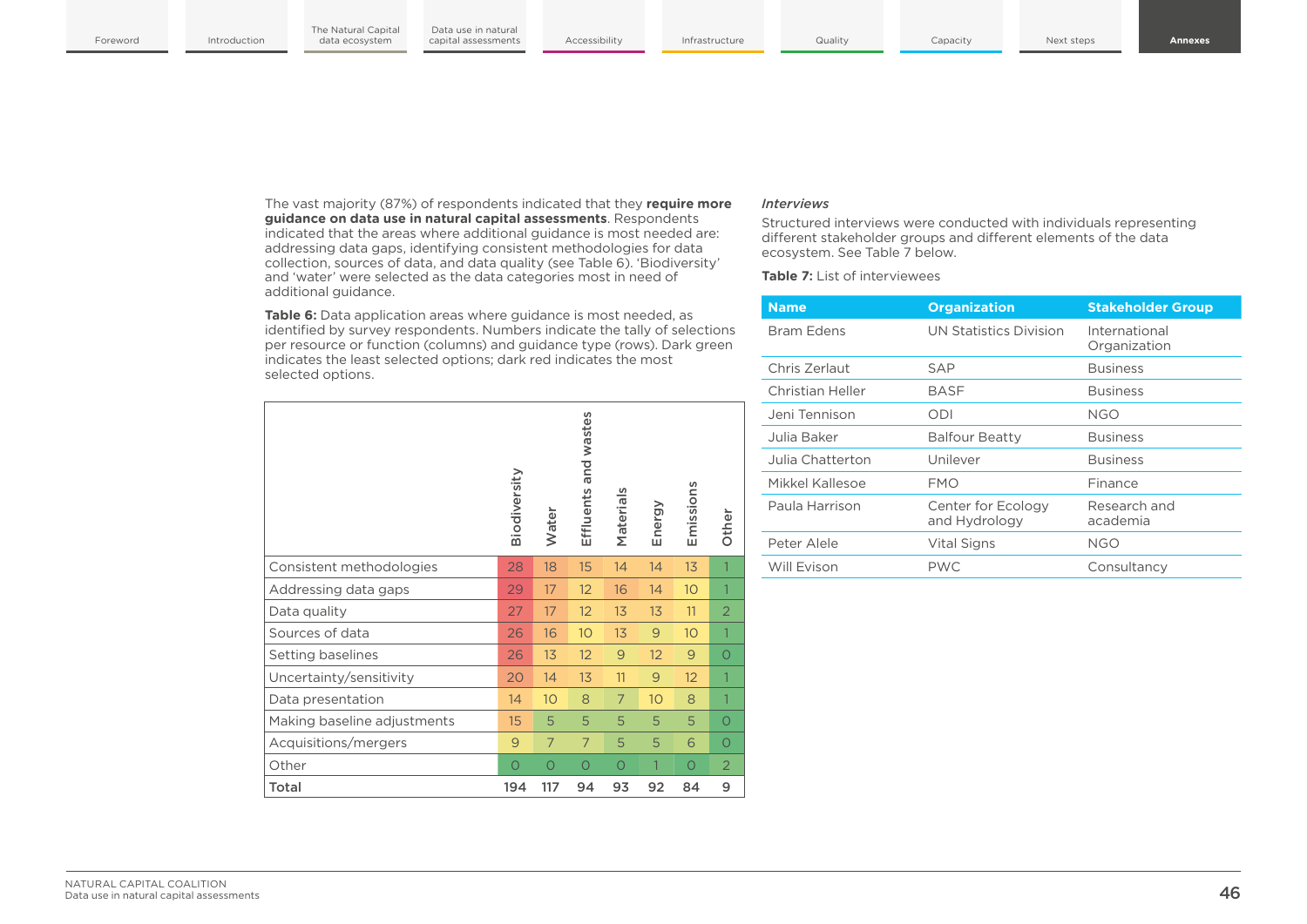The vast majority (87%) of respondents indicated that they **require more guidance on data use in natural capital assessments**. Respondents indicated that the areas where additional guidance is most needed are: addressing data gaps, identifying consistent methodologies for data collection, sources of data, and data quality (see Table 6). 'Biodiversity' and 'water' were selected as the data categories most in need of additional guidance.

**Table 6:** Data application areas where guidance is most needed, as identified by survey respondents. Numbers indicate the tally of selections per resource or function (columns) and guidance type (rows). Dark green indicates the least selected options; dark red indicates the most selected options.

| | Biodiversity | Water | Effluents and wastes | Materials | Energy | Emissions | Other |
|---|---|---|---|---|---|---|---|
| Consistent methodologies | 28 | 18 | 15 | 14 | 14 | 13 | 1 |
| Addressing data gaps | 29 | 17 | 12 | 16 | 14 | 10 | 1 |
| Data quality | 27 | 17 | 12 | 13 | 13 | 11 | 2 |
| Sources of data | 26 | 16 | 10 | 13 | 9 | 10 | 1 |
| Setting baselines | 26 | 13 | 12 | 9 | 12 | 9 | 0 |
| Uncertainty/sensitivity | 20 | 14 | 13 | 11 | 9 | 12 | 1 |
| Data presentation | 14 | 10 | 8 | 7 | 10 | 8 | 1 |
| Making baseline adjustments | 15 | 5 | 5 | 5 | 5 | 5 | 0 |
| Acquisitions/mergers | 9 | 7 | 7 | 5 | 5 | 6 | 0 |
| Other | 0 | 0 | 0 | 0 | 1 | 0 | 2 |
| **Total** | **194** | **117** | **94** | **93** | **92** | **84** | **9** |

*Interviews*

Structured interviews were conducted with individuals representing different stakeholder groups and different elements of the data ecosystem. See Table 7 below.

**Table 7:** List of interviewees

| Name | Organization | Stakeholder Group |
|---|---|---|
| Bram Edens | UN Statistics Division | International Organization |
| Chris Zerlaut | SAP | Business |
| Christian Heller | BASF | Business |
| Jeni Tennison | ODI | NGO |
| Julia Baker | Balfour Beatty | Business |
| Julia Chatterton | Unilever | Business |
| Mikkel Kallesoe | FMO | Finance |
| Paula Harrison | Center for Ecology and Hydrology | Research and academia |
| Peter Alele | Vital Signs | NGO |
| Will Evison | PWC | Consultancy |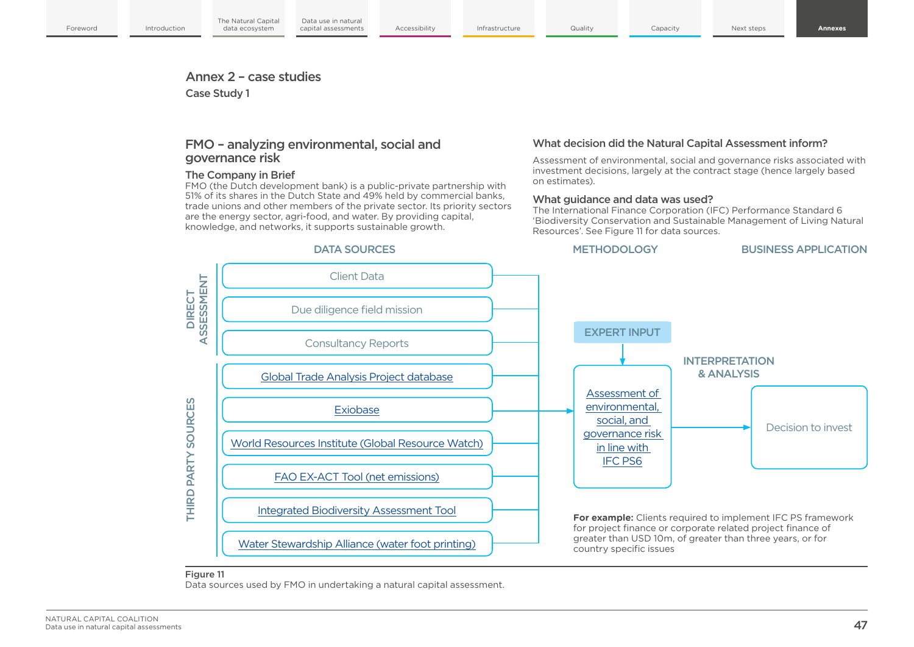## Annex 2 – case studies

### Case Study 1

## FMO – analyzing environmental, social and governance risk

### The Company in Brief

FMO (the Dutch development bank) is a public-private partnership with 51% of its shares in the Dutch State and 49% held by commercial banks, trade unions and other members of the private sector. Its priority sectors are the energy sector, agri-food, and water. By providing capital, knowledge, and networks, it supports sustainable growth.

### What decision did the Natural Capital Assessment inform?

Assessment of environmental, social and governance risks associated with investment decisions, largely at the contract stage (hence largely based on estimates).

### What guidance and data was used?

The International Finance Corporation (IFC) Performance Standard 6 'Biodiversity Conservation and Sustainable Management of Living Natural Resources'. See Figure 11 for data sources.

**DATA SOURCES**

DIRECT ASSESSMENT
- Client Data
- Due diligence field mission
- Consultancy Reports

THIRD PARTY SOURCES
- Global Trade Analysis Project database
- Exiobase
- World Resources Institute (Global Resource Watch)
- FAO EX-ACT Tool (net emissions)
- Integrated Biodiversity Assessment Tool
- Water Stewardship Alliance (water foot printing)

**METHODOLOGY**

EXPERT INPUT → Assessment of environmental, social, and governance risk in line with IFC PS6

INTERPRETATION & ANALYSIS

**BUSINESS APPLICATION**

Decision to invest

**For example:** Clients required to implement IFC PS framework for project finance or corporate related project finance of greater than USD 10m, of greater than three years, or for country specific issues

Figure 11
Data sources used by FMO in undertaking a natural capital assessment.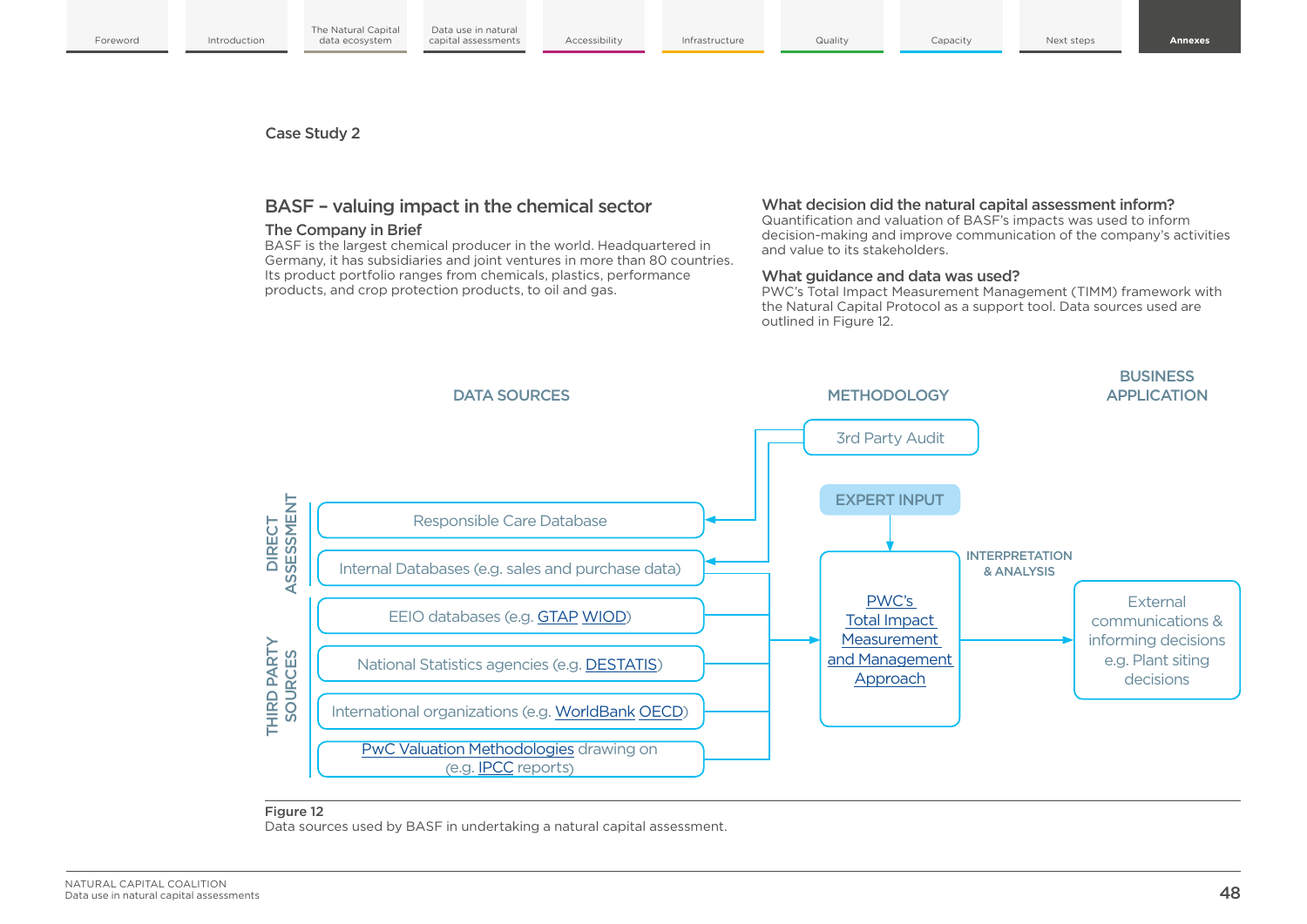Case Study 2

## BASF – valuing impact in the chemical sector

### The Company in Brief

BASF is the largest chemical producer in the world. Headquartered in Germany, it has subsidiaries and joint ventures in more than 80 countries. Its product portfolio ranges from chemicals, plastics, performance products, and crop protection products, to oil and gas.

### What decision did the natural capital assessment inform?

Quantification and valuation of BASF's impacts was used to inform decision-making and improve communication of the company's activities and value to its stakeholders.

### What guidance and data was used?

PWC's Total Impact Measurement Management (TIMM) framework with the Natural Capital Protocol as a support tool. Data sources used are outlined in Figure 12.

DATA SOURCES

DIRECT ASSESSMENT
- Responsible Care Database
- Internal Databases (e.g. sales and purchase data)

THIRD PARTY SOURCES
- EEIO databases (e.g. GTAP WIOD)
- National Statistics agencies (e.g. DESTATIS)
- International organizations (e.g. WorldBank OECD)
- PwC Valuation Methodologies drawing on (e.g. IPCC reports)

METHODOLOGY
- 3rd Party Audit
- EXPERT INPUT
- PWC's Total Impact Measurement and Management Approach

INTERPRETATION & ANALYSIS

BUSINESS APPLICATION
- External communications & informing decisions e.g. Plant siting decisions

**Figure 12**
Data sources used by BASF in undertaking a natural capital assessment.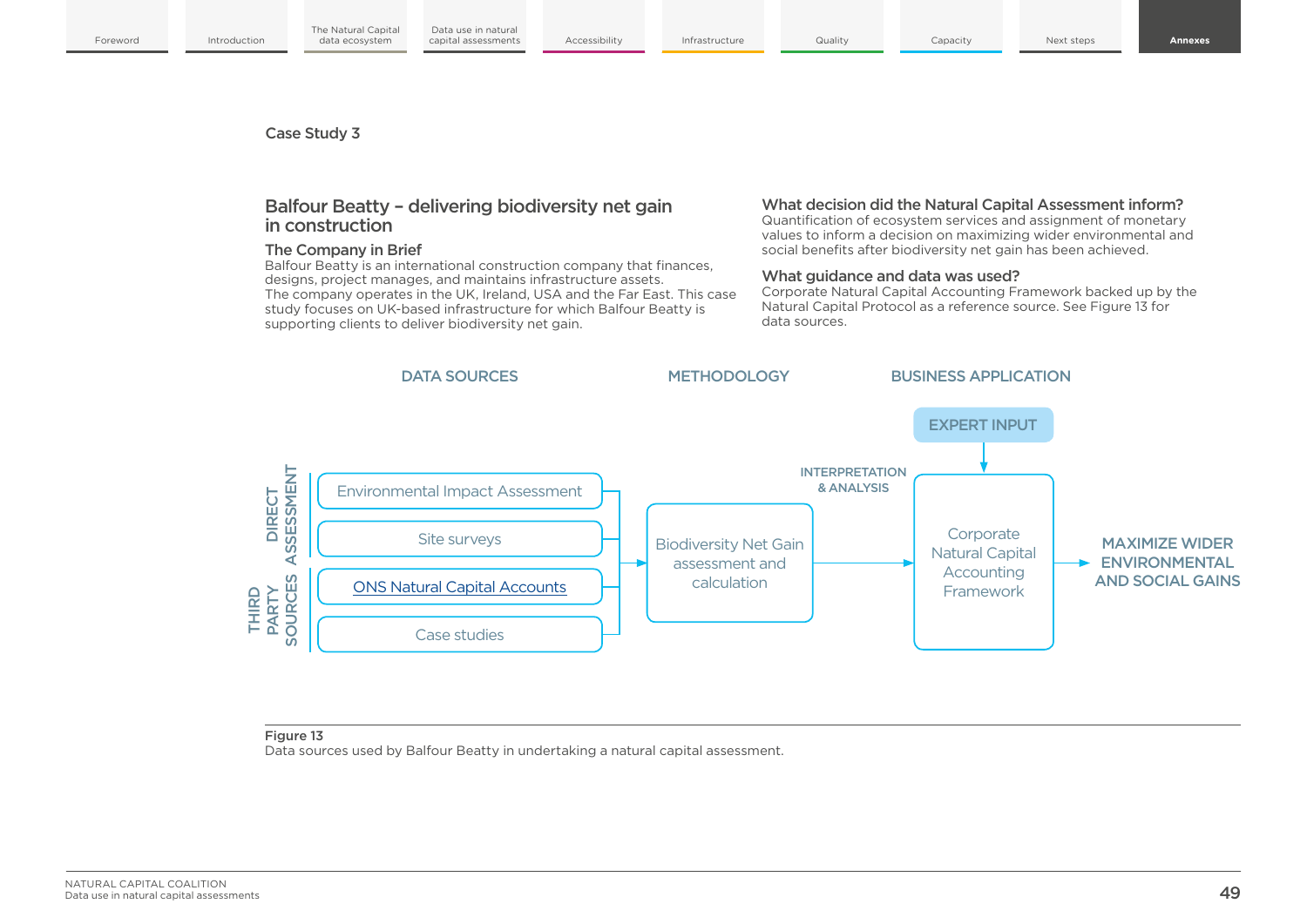Case Study 3

## Balfour Beatty – delivering biodiversity net gain in construction

### The Company in Brief

Balfour Beatty is an international construction company that finances, designs, project manages, and maintains infrastructure assets. The company operates in the UK, Ireland, USA and the Far East. This case study focuses on UK-based infrastructure for which Balfour Beatty is supporting clients to deliver biodiversity net gain.

### What decision did the Natural Capital Assessment inform?

Quantification of ecosystem services and assignment of monetary values to inform a decision on maximizing wider environmental and social benefits after biodiversity net gain has been achieved.

### What guidance and data was used?

Corporate Natural Capital Accounting Framework backed up by the Natural Capital Protocol as a reference source. See Figure 13 for data sources.

DATA SOURCES | METHODOLOGY | BUSINESS APPLICATION

DIRECT ASSESSMENT:
- Environmental Impact Assessment
- Site surveys

THIRD PARTY SOURCES:
- ONS Natural Capital Accounts
- Case studies

→ Biodiversity Net Gain assessment and calculation → INTERPRETATION & ANALYSIS → Corporate Natural Capital Accounting Framework (with EXPERT INPUT) → MAXIMIZE WIDER ENVIRONMENTAL AND SOCIAL GAINS

**Figure 13**
Data sources used by Balfour Beatty in undertaking a natural capital assessment.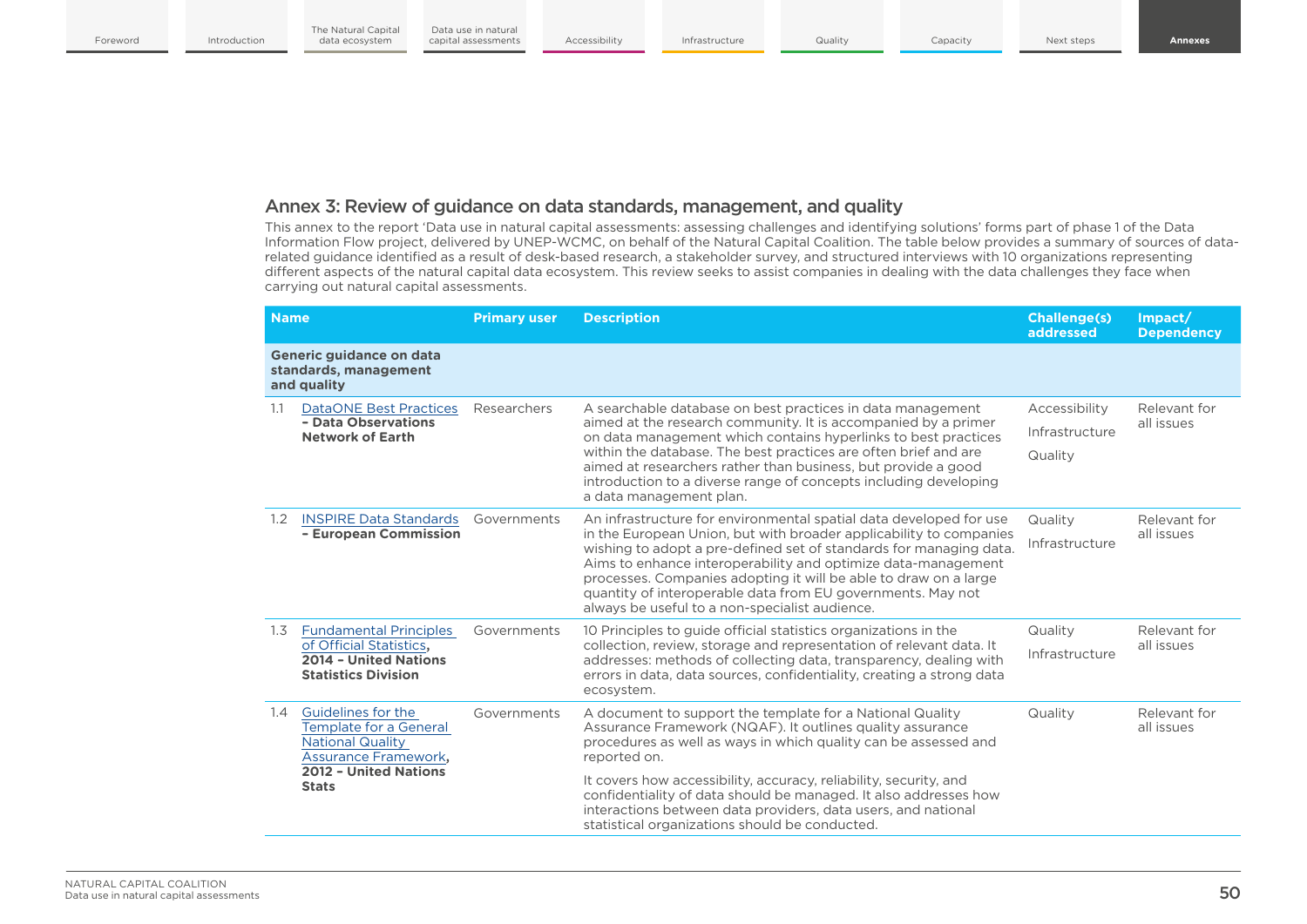## Annex 3: Review of guidance on data standards, management, and quality

This annex to the report 'Data use in natural capital assessments: assessing challenges and identifying solutions' forms part of phase 1 of the Data Information Flow project, delivered by UNEP-WCMC, on behalf of the Natural Capital Coalition. The table below provides a summary of sources of data-related guidance identified as a result of desk-based research, a stakeholder survey, and structured interviews with 10 organizations representing different aspects of the natural capital data ecosystem. This review seeks to assist companies in dealing with the data challenges they face when carrying out natural capital assessments.

| Name | | Primary user | Description | Challenge(s) addressed | Impact/ Dependency |
|---|---|---|---|---|---|
| **Generic guidance on data standards, management and quality** | | | | | |
| 1.1 | DataONE Best Practices **– Data Observations Network of Earth** | Researchers | A searchable database on best practices in data management aimed at the research community. It is accompanied by a primer on data management which contains hyperlinks to best practices within the database. The best practices are often brief and are aimed at researchers rather than business, but provide a good introduction to a diverse range of concepts including developing a data management plan. | Accessibility<br>Infrastructure<br>Quality | Relevant for all issues |
| 1.2 | INSPIRE Data Standards **– European Commission** | Governments | An infrastructure for environmental spatial data developed for use in the European Union, but with broader applicability to companies wishing to adopt a pre-defined set of standards for managing data. Aims to enhance interoperability and optimize data-management processes. Companies adopting it will be able to draw on a large quantity of interoperable data from EU governments. May not always be useful to a non-specialist audience. | Quality<br>Infrastructure | Relevant for all issues |
| 1.3 | Fundamental Principles of Official Statistics, **2014 – United Nations Statistics Division** | Governments | 10 Principles to guide official statistics organizations in the collection, review, storage and representation of relevant data. It addresses: methods of collecting data, transparency, dealing with errors in data, data sources, confidentiality, creating a strong data ecosystem. | Quality<br>Infrastructure | Relevant for all issues |
| 1.4 | Guidelines for the Template for a General National Quality Assurance Framework, **2012 – United Nations Stats** | Governments | A document to support the template for a National Quality Assurance Framework (NQAF). It outlines quality assurance procedures as well as ways in which quality can be assessed and reported on.<br><br>It covers how accessibility, accuracy, reliability, security, and confidentiality of data should be managed. It also addresses how interactions between data providers, data users, and national statistical organizations should be conducted. | Quality | Relevant for all issues |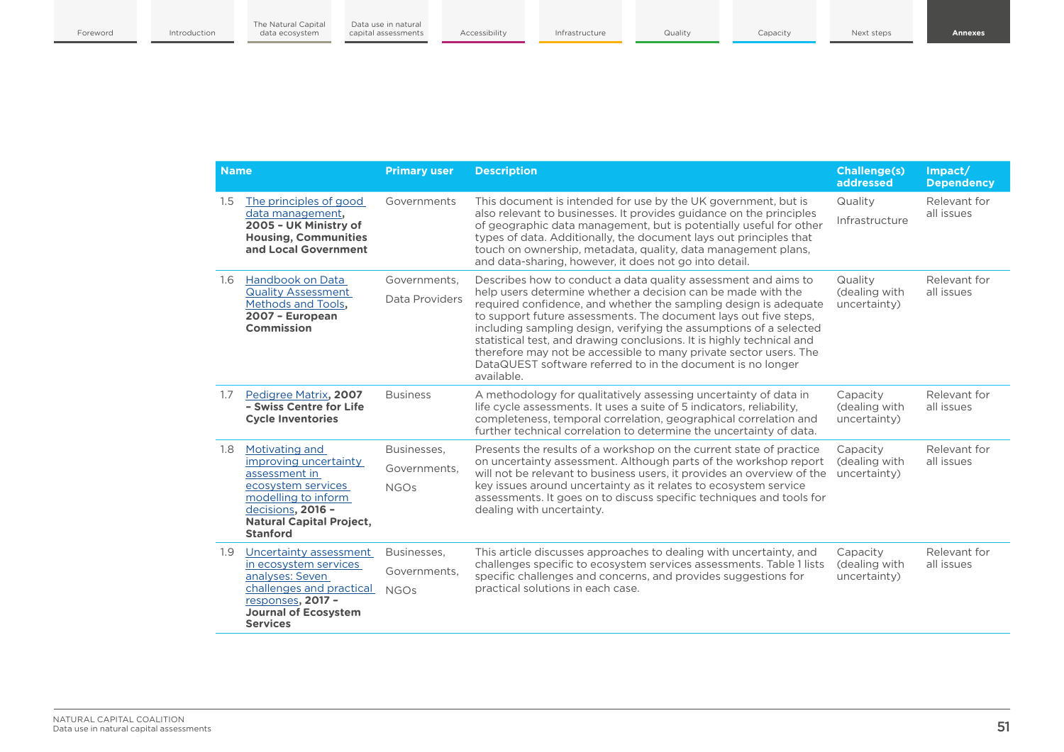| Name | Primary user | Description | Challenge(s) addressed | Impact/ Dependency |
|---|---|---|---|---|
| 1.5 The principles of good data management, **2005 – UK Ministry of Housing, Communities and Local Government** | Governments | This document is intended for use by the UK government, but is also relevant to businesses. It provides guidance on the principles of geographic data management, but is potentially useful for other types of data. Additionally, the document lays out principles that touch on ownership, metadata, quality, data management plans, and data-sharing, however, it does not go into detail. | Quality<br>Infrastructure | Relevant for all issues |
| 1.6 Handbook on Data Quality Assessment Methods and Tools, **2007 – European Commission** | Governments,<br>Data Providers | Describes how to conduct a data quality assessment and aims to help users determine whether a decision can be made with the required confidence, and whether the sampling design is adequate to support future assessments. The document lays out five steps, including sampling design, verifying the assumptions of a selected statistical test, and drawing conclusions. It is highly technical and therefore may not be accessible to many private sector users. The DataQUEST software referred to in the document is no longer available. | Quality (dealing with uncertainty) | Relevant for all issues |
| 1.7 Pedigree Matrix, **2007 – Swiss Centre for Life Cycle Inventories** | Business | A methodology for qualitatively assessing uncertainty of data in life cycle assessments. It uses a suite of 5 indicators, reliability, completeness, temporal correlation, geographical correlation and further technical correlation to determine the uncertainty of data. | Capacity (dealing with uncertainty) | Relevant for all issues |
| 1.8 Motivating and improving uncertainty assessment in ecosystem services modelling to inform decisions, **2016 – Natural Capital Project, Stanford** | Businesses,<br>Governments,<br>NGOs | Presents the results of a workshop on the current state of practice on uncertainty assessment. Although parts of the workshop report will not be relevant to business users, it provides an overview of the key issues around uncertainty as it relates to ecosystem service assessments. It goes on to discuss specific techniques and tools for dealing with uncertainty. | Capacity (dealing with uncertainty) | Relevant for all issues |
| 1.9 Uncertainty assessment in ecosystem services analyses: Seven challenges and practical responses, **2017 – Journal of Ecosystem Services** | Businesses,<br>Governments,<br>NGOs | This article discusses approaches to dealing with uncertainty, and challenges specific to ecosystem services assessments. Table 1 lists specific challenges and concerns, and provides suggestions for practical solutions in each case. | Capacity (dealing with uncertainty) | Relevant for all issues |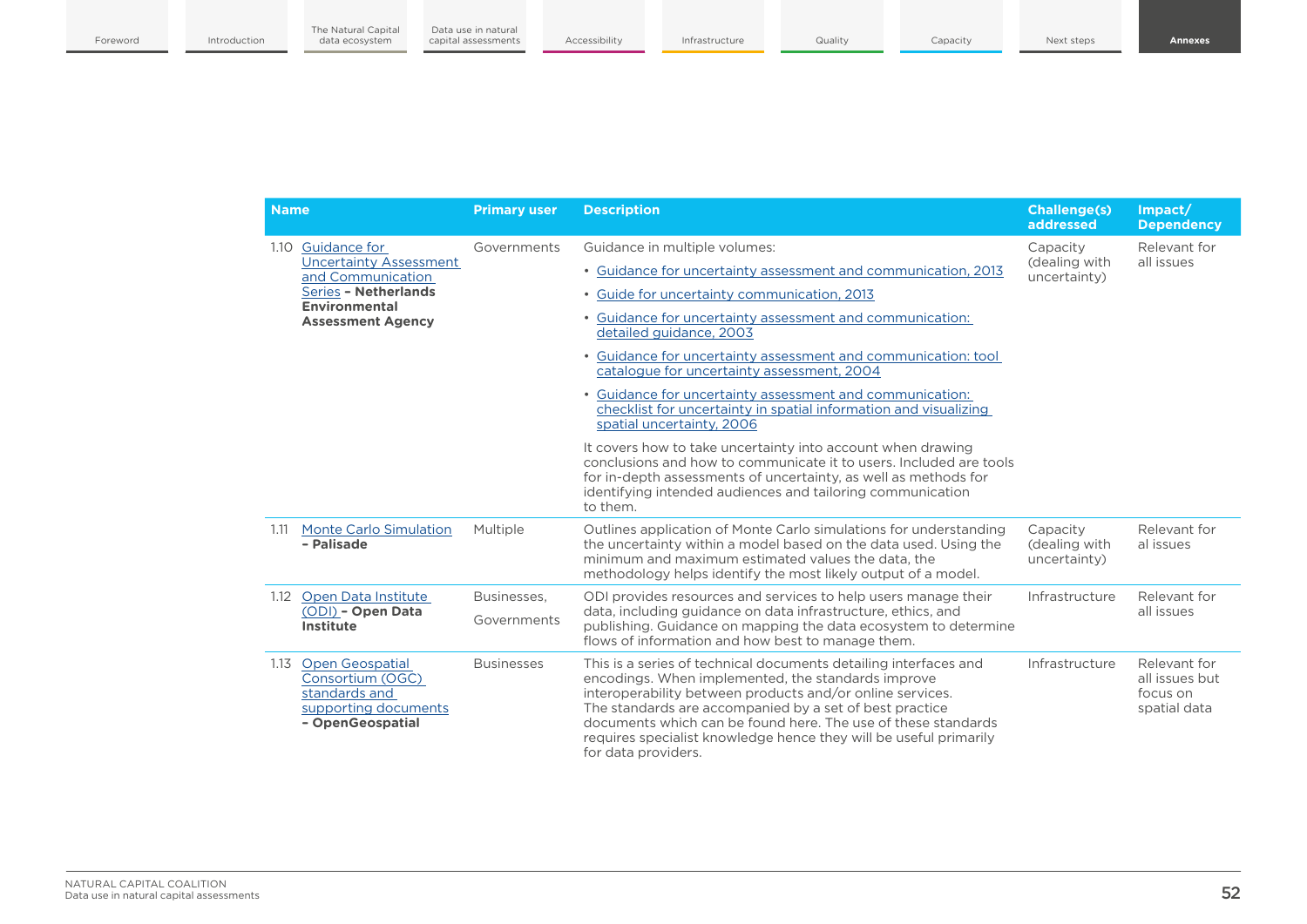| Name | Primary user | Description | Challenge(s) addressed | Impact/ Dependency |
|---|---|---|---|---|
| 1.10 Guidance for Uncertainty Assessment and Communication Series **– Netherlands Environmental Assessment Agency** | Governments | Guidance in multiple volumes:<br>• Guidance for uncertainty assessment and communication, 2013<br>• Guide for uncertainty communication, 2013<br>• Guidance for uncertainty assessment and communication: detailed guidance, 2003<br>• Guidance for uncertainty assessment and communication: tool catalogue for uncertainty assessment, 2004<br>• Guidance for uncertainty assessment and communication: checklist for uncertainty in spatial information and visualizing spatial uncertainty, 2006<br>It covers how to take uncertainty into account when drawing conclusions and how to communicate it to users. Included are tools for in-depth assessments of uncertainty, as well as methods for identifying intended audiences and tailoring communication to them. | Capacity (dealing with uncertainty) | Relevant for all issues |
| 1.11 Monte Carlo Simulation **– Palisade** | Multiple | Outlines application of Monte Carlo simulations for understanding the uncertainty within a model based on the data used. Using the minimum and maximum estimated values the data, the methodology helps identify the most likely output of a model. | Capacity (dealing with uncertainty) | Relevant for al issues |
| 1.12 Open Data Institute (ODI) **– Open Data Institute** | Businesses, Governments | ODI provides resources and services to help users manage their data, including guidance on data infrastructure, ethics, and publishing. Guidance on mapping the data ecosystem to determine flows of information and how best to manage them. | Infrastructure | Relevant for all issues |
| 1.13 Open Geospatial Consortium (OGC) standards and supporting documents **– OpenGeospatial** | Businesses | This is a series of technical documents detailing interfaces and encodings. When implemented, the standards improve interoperability between products and/or online services. The standards are accompanied by a set of best practice documents which can be found here. The use of these standards requires specialist knowledge hence they will be useful primarily for data providers. | Infrastructure | Relevant for all issues but focus on spatial data |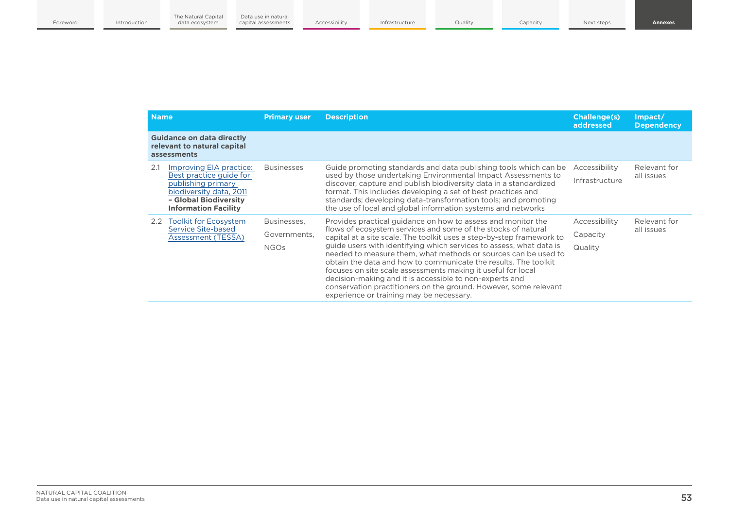| Name | Primary user | Description | Challenge(s) addressed | Impact/ Dependency |
|---|---|---|---|---|
| **Guidance on data directly relevant to natural capital assessments** | | | | |
| 2.1 Improving EIA practice: Best practice guide for publishing primary biodiversity data, 2011 **– Global Biodiversity Information Facility** | Businesses | Guide promoting standards and data publishing tools which can be used by those undertaking Environmental Impact Assessments to discover, capture and publish biodiversity data in a standardized format. This includes developing a set of best practices and standards; developing data-transformation tools; and promoting the use of local and global information systems and networks | Accessibility<br>Infrastructure | Relevant for all issues |
| 2.2 Toolkit for Ecosystem Service Site-based Assessment (TESSA) | Businesses,<br>Governments,<br>NGOs | Provides practical guidance on how to assess and monitor the flows of ecosystem services and some of the stocks of natural capital at a site scale. The toolkit uses a step-by-step framework to guide users with identifying which services to assess, what data is needed to measure them, what methods or sources can be used to obtain the data and how to communicate the results. The toolkit focuses on site scale assessments making it useful for local decision-making and it is accessible to non-experts and conservation practitioners on the ground. However, some relevant experience or training may be necessary. | Accessibility<br>Capacity<br>Quality | Relevant for all issues |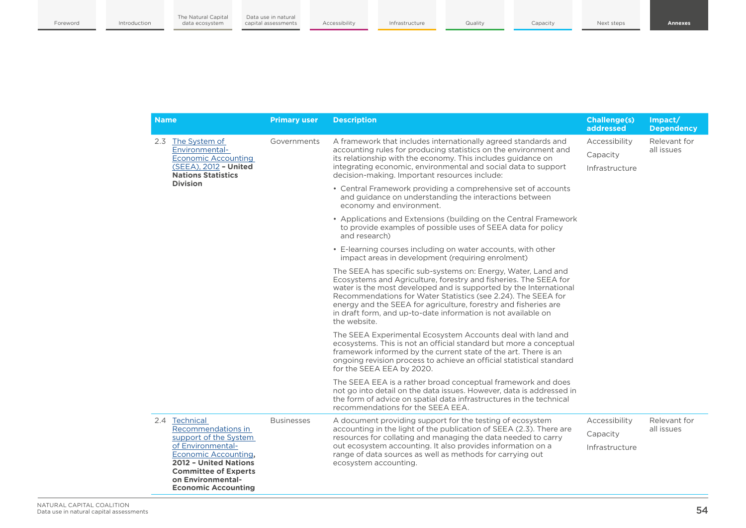| Name | Primary user | Description | Challenge(s) addressed | Impact/ Dependency |
|---|---|---|---|---|
| 2.3 [The System of Environmental-Economic Accounting (SEEA), 2012]() **– United Nations Statistics Division** | Governments | A framework that includes internationally agreed standards and accounting rules for producing statistics on the environment and its relationship with the economy. This includes guidance on integrating economic, environmental and social data to support decision-making. Important resources include:<br>• Central Framework providing a comprehensive set of accounts and guidance on understanding the interactions between economy and environment.<br>• Applications and Extensions (building on the Central Framework to provide examples of possible uses of SEEA data for policy and research)<br>• E-learning courses including on water accounts, with other impact areas in development (requiring enrolment)<br>The SEEA has specific sub-systems on: Energy, Water, Land and Ecosystems and Agriculture, forestry and fisheries. The SEEA for water is the most developed and is supported by the International Recommendations for Water Statistics (see 2.24). The SEEA for energy and the SEEA for agriculture, forestry and fisheries are in draft form, and up-to-date information is not available on the website.<br>The SEEA Experimental Ecosystem Accounts deal with land and ecosystems. This is not an official standard but more a conceptual framework informed by the current state of the art. There is an ongoing revision process to achieve an official statistical standard for the SEEA EEA by 2020.<br>The SEEA EEA is a rather broad conceptual framework and does not go into detail on the data issues. However, data is addressed in the form of advice on spatial data infrastructures in the technical recommendations for the SEEA EEA. | Accessibility<br>Capacity<br>Infrastructure | Relevant for all issues |
| 2.4 [Technical Recommendations in support of the System of Environmental-Economic Accounting](), **2012 – United Nations Committee of Experts on Environmental-Economic Accounting** | Businesses | A document providing support for the testing of ecosystem accounting in the light of the publication of SEEA (2.3). There are resources for collating and managing the data needed to carry out ecosystem accounting. It also provides information on a range of data sources as well as methods for carrying out ecosystem accounting. | Accessibility<br>Capacity<br>Infrastructure | Relevant for all issues |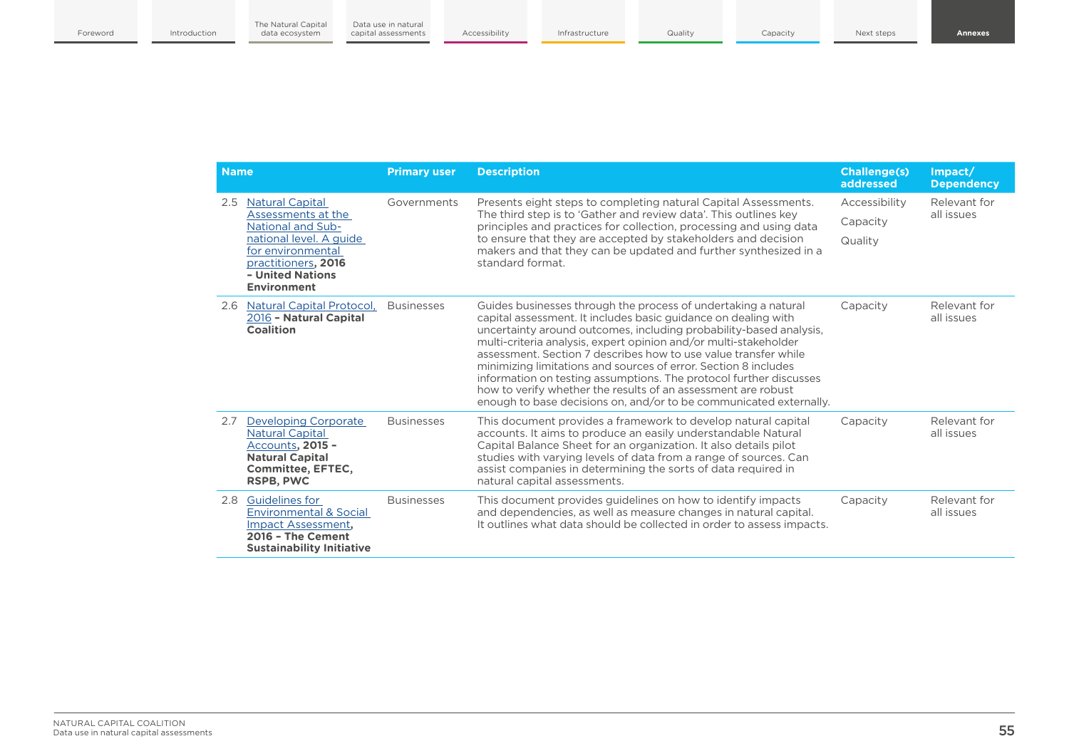| Name | Primary user | Description | Challenge(s) addressed | Impact/ Dependency |
|---|---|---|---|---|
| 2.5 Natural Capital Assessments at the National and Sub-national level. A guide for environmental practitioners, **2016 – United Nations Environment** | Governments | Presents eight steps to completing natural Capital Assessments. The third step is to 'Gather and review data'. This outlines key principles and practices for collection, processing and using data to ensure that they are accepted by stakeholders and decision makers and that they can be updated and further synthesized in a standard format. | Accessibility<br>Capacity<br>Quality | Relevant for all issues |
| 2.6 Natural Capital Protocol, 2016 **– Natural Capital Coalition** | Businesses | Guides businesses through the process of undertaking a natural capital assessment. It includes basic guidance on dealing with uncertainty around outcomes, including probability-based analysis, multi-criteria analysis, expert opinion and/or multi-stakeholder assessment. Section 7 describes how to use value transfer while minimizing limitations and sources of error. Section 8 includes information on testing assumptions. The protocol further discusses how to verify whether the results of an assessment are robust enough to base decisions on, and/or to be communicated externally. | Capacity | Relevant for all issues |
| 2.7 Developing Corporate Natural Capital Accounts, **2015 – Natural Capital Committee, EFTEC, RSPB, PWC** | Businesses | This document provides a framework to develop natural capital accounts. It aims to produce an easily understandable Natural Capital Balance Sheet for an organization. It also details pilot studies with varying levels of data from a range of sources. Can assist companies in determining the sorts of data required in natural capital assessments. | Capacity | Relevant for all issues |
| 2.8 Guidelines for Environmental & Social Impact Assessment, **2016 – The Cement Sustainability Initiative** | Businesses | This document provides guidelines on how to identify impacts and dependencies, as well as measure changes in natural capital. It outlines what data should be collected in order to assess impacts. | Capacity | Relevant for all issues |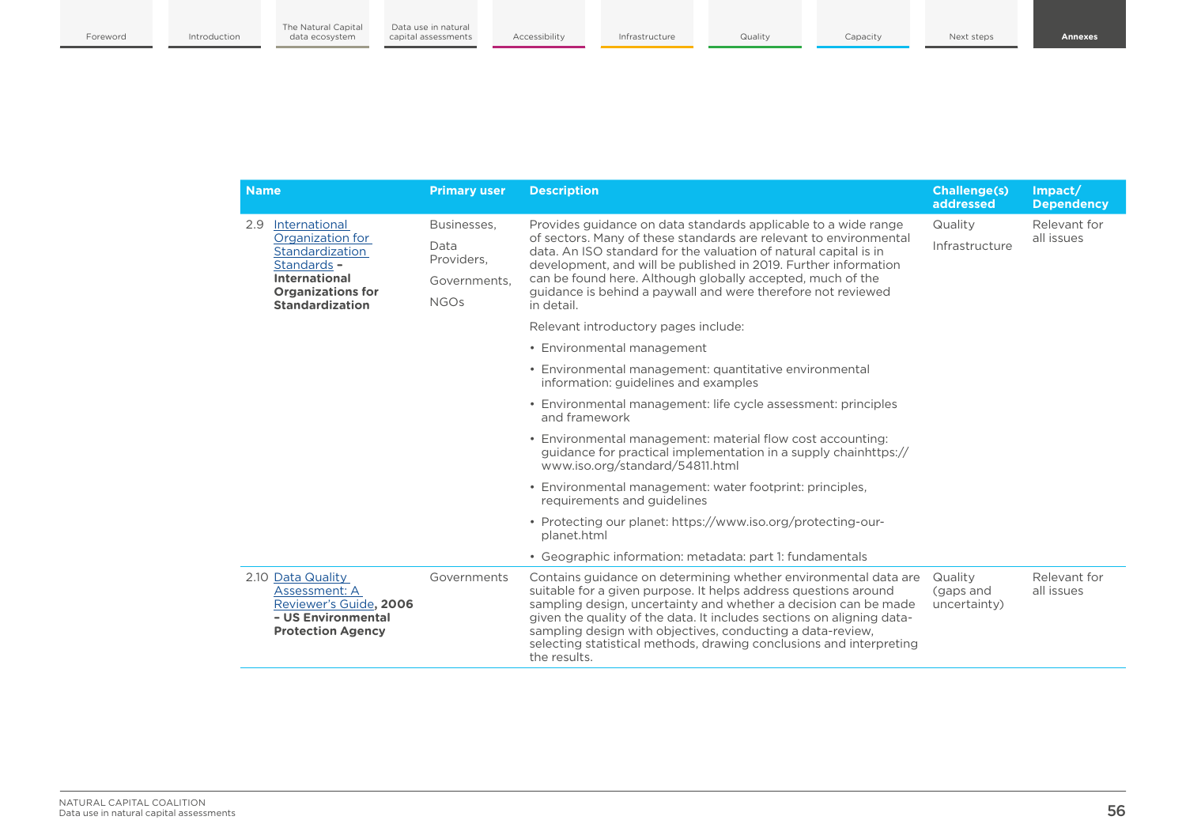| Name | Primary user | Description | Challenge(s) addressed | Impact/ Dependency |
|---|---|---|---|---|
| 2.9 International Organization for Standardization Standards – **International Organizations for Standardization** | Businesses, Data Providers, Governments, NGOs | Provides guidance on data standards applicable to a wide range of sectors. Many of these standards are relevant to environmental data. An ISO standard for the valuation of natural capital is in development, and will be published in 2019. Further information can be found here. Although globally accepted, much of the guidance is behind a paywall and were therefore not reviewed in detail.<br><br>Relevant introductory pages include:<br>• Environmental management<br>• Environmental management: quantitative environmental information: guidelines and examples<br>• Environmental management: life cycle assessment: principles and framework<br>• Environmental management: material flow cost accounting: guidance for practical implementation in a supply chainhttps://www.iso.org/standard/54811.html<br>• Environmental management: water footprint: principles, requirements and guidelines<br>• Protecting our planet: https://www.iso.org/protecting-our-planet.html<br>• Geographic information: metadata: part 1: fundamentals | Quality<br><br>Infrastructure | Relevant for all issues |
| 2.10 Data Quality Assessment: A Reviewer's Guide, **2006 – US Environmental Protection Agency** | Governments | Contains guidance on determining whether environmental data are suitable for a given purpose. It helps address questions around sampling design, uncertainty and whether a decision can be made given the quality of the data. It includes sections on aligning data-sampling design with objectives, conducting a data-review, selecting statistical methods, drawing conclusions and interpreting the results. | Quality (gaps and uncertainty) | Relevant for all issues |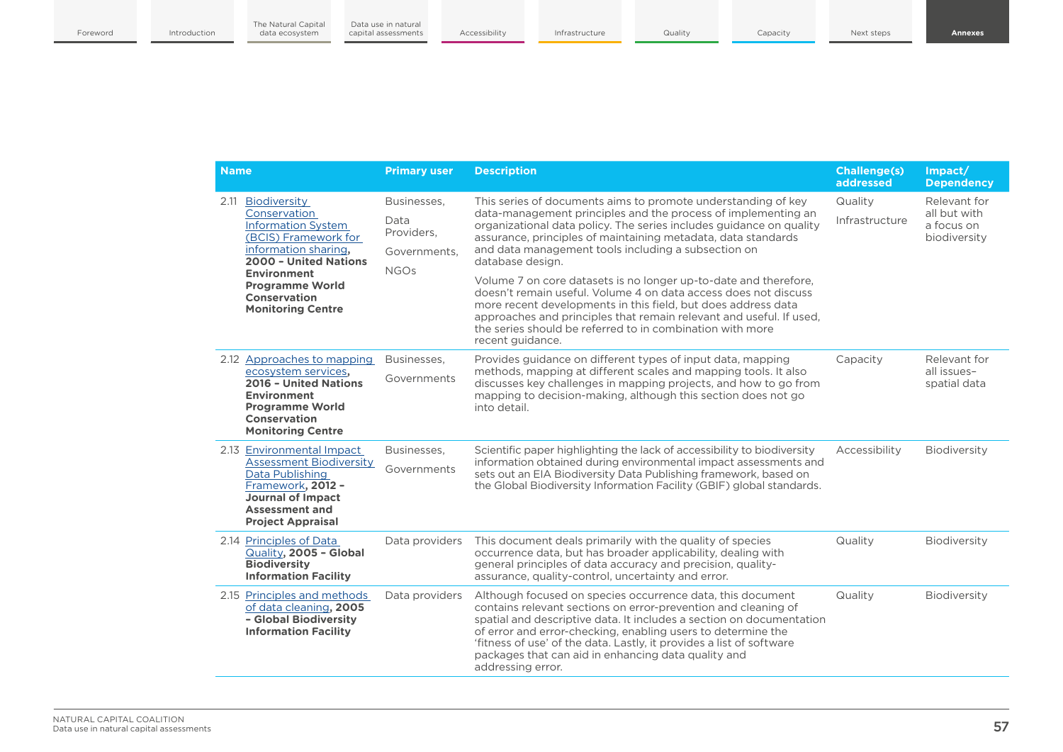| Name | Primary user | Description | Challenge(s) addressed | Impact/ Dependency |
|---|---|---|---|---|
| 2.11 Biodiversity Conservation Information System (BCIS) Framework for information sharing, **2000 – United Nations Environment Programme World Conservation Monitoring Centre** | Businesses, Data Providers, Governments, NGOs | This series of documents aims to promote understanding of key data-management principles and the process of implementing an organizational data policy. The series includes guidance on quality assurance, principles of maintaining metadata, data standards and data management tools including a subsection on database design. Volume 7 on core datasets is no longer up-to-date and therefore, doesn't remain useful. Volume 4 on data access does not discuss more recent developments in this field, but does address data approaches and principles that remain relevant and useful. If used, the series should be referred to in combination with more recent guidance. | Quality Infrastructure | Relevant for all but with a focus on biodiversity |
| 2.12 Approaches to mapping ecosystem services, **2016 – United Nations Environment Programme World Conservation Monitoring Centre** | Businesses, Governments | Provides guidance on different types of input data, mapping methods, mapping at different scales and mapping tools. It also discusses key challenges in mapping projects, and how to go from mapping to decision-making, although this section does not go into detail. | Capacity | Relevant for all issues– spatial data |
| 2.13 Environmental Impact Assessment Biodiversity Data Publishing Framework, **2012 – Journal of Impact Assessment and Project Appraisal** | Businesses, Governments | Scientific paper highlighting the lack of accessibility to biodiversity information obtained during environmental impact assessments and sets out an EIA Biodiversity Data Publishing framework, based on the Global Biodiversity Information Facility (GBIF) global standards. | Accessibility | Biodiversity |
| 2.14 Principles of Data Quality, **2005 – Global Biodiversity Information Facility** | Data providers | This document deals primarily with the quality of species occurrence data, but has broader applicability, dealing with general principles of data accuracy and precision, quality-assurance, quality-control, uncertainty and error. | Quality | Biodiversity |
| 2.15 Principles and methods of data cleaning, **2005 – Global Biodiversity Information Facility** | Data providers | Although focused on species occurrence data, this document contains relevant sections on error-prevention and cleaning of spatial and descriptive data. It includes a section on documentation of error and error-checking, enabling users to determine the 'fitness of use' of the data. Lastly, it provides a list of software packages that can aid in enhancing data quality and addressing error. | Quality | Biodiversity |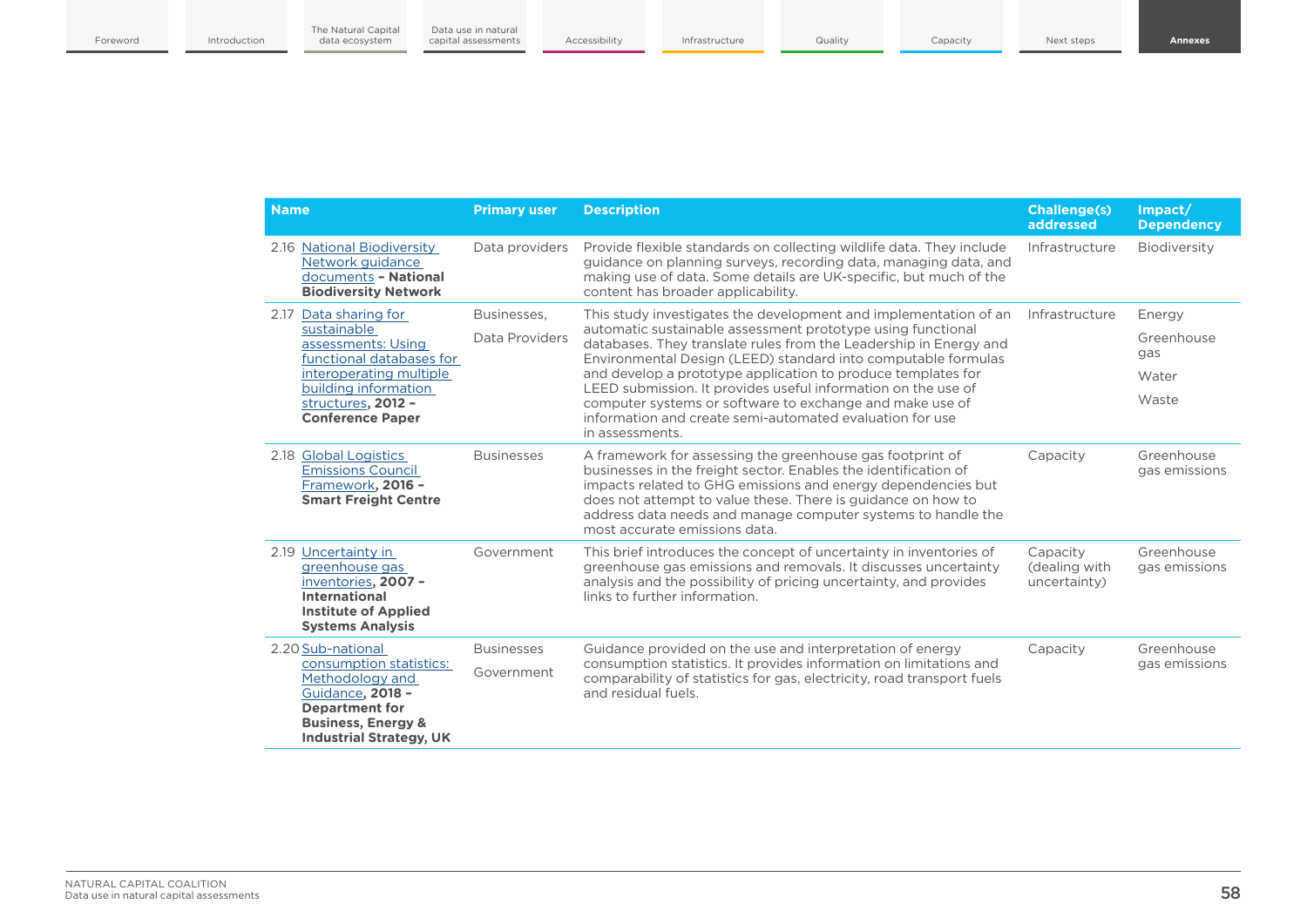| Name | Primary user | Description | Challenge(s) addressed | Impact/ Dependency |
|---|---|---|---|---|
| 2.16 National Biodiversity Network guidance documents **– National Biodiversity Network** | Data providers | Provide flexible standards on collecting wildlife data. They include guidance on planning surveys, recording data, managing data, and making use of data. Some details are UK-specific, but much of the content has broader applicability. | Infrastructure | Biodiversity |
| 2.17 Data sharing for sustainable assessments: Using functional databases for interoperating multiple building information structures**, 2012 – Conference Paper** | Businesses, Data Providers | This study investigates the development and implementation of an automatic sustainable assessment prototype using functional databases. They translate rules from the Leadership in Energy and Environmental Design (LEED) standard into computable formulas and develop a prototype application to produce templates for LEED submission. It provides useful information on the use of computer systems or software to exchange and make use of information and create semi-automated evaluation for use in assessments. | Infrastructure | Energy Greenhouse gas Water Waste |
| 2.18 Global Logistics Emissions Council Framework**, 2016 – Smart Freight Centre** | Businesses | A framework for assessing the greenhouse gas footprint of businesses in the freight sector. Enables the identification of impacts related to GHG emissions and energy dependencies but does not attempt to value these. There is guidance on how to address data needs and manage computer systems to handle the most accurate emissions data. | Capacity | Greenhouse gas emissions |
| 2.19 Uncertainty in greenhouse gas inventories**, 2007 – International Institute of Applied Systems Analysis** | Government | This brief introduces the concept of uncertainty in inventories of greenhouse gas emissions and removals. It discusses uncertainty analysis and the possibility of pricing uncertainty, and provides links to further information. | Capacity (dealing with uncertainty) | Greenhouse gas emissions |
| 2.20 Sub-national consumption statistics: Methodology and Guidance**, 2018 – Department for Business, Energy & Industrial Strategy, UK** | Businesses Government | Guidance provided on the use and interpretation of energy consumption statistics. It provides information on limitations and comparability of statistics for gas, electricity, road transport fuels and residual fuels. | Capacity | Greenhouse gas emissions |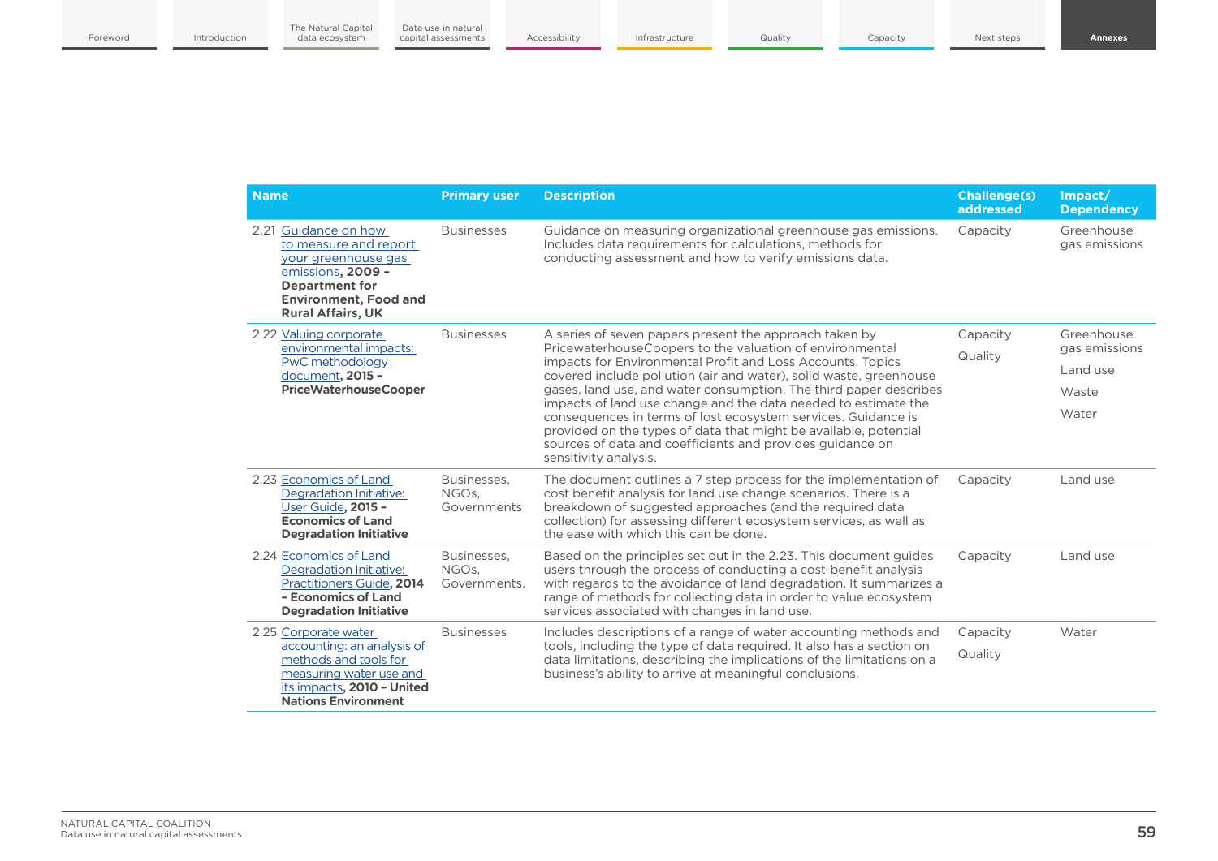| Name | Primary user | Description | Challenge(s) addressed | Impact/ Dependency |
|---|---|---|---|---|
| 2.21 Guidance on how to measure and report your greenhouse gas emissions, **2009 – Department for Environment, Food and Rural Affairs, UK** | Businesses | Guidance on measuring organizational greenhouse gas emissions. Includes data requirements for calculations, methods for conducting assessment and how to verify emissions data. | Capacity | Greenhouse gas emissions |
| 2.22 Valuing corporate environmental impacts: PwC methodology document, **2015 – PriceWaterhouseCooper** | Businesses | A series of seven papers present the approach taken by PricewaterhouseCoopers to the valuation of environmental impacts for Environmental Profit and Loss Accounts. Topics covered include pollution (air and water), solid waste, greenhouse gases, land use, and water consumption. The third paper describes impacts of land use change and the data needed to estimate the consequences in terms of lost ecosystem services. Guidance is provided on the types of data that might be available, potential sources of data and coefficients and provides guidance on sensitivity analysis. | Capacity<br>Quality | Greenhouse gas emissions<br>Land use<br>Waste<br>Water |
| 2.23 Economics of Land Degradation Initiative: User Guide, **2015 – Economics of Land Degradation Initiative** | Businesses, NGOs, Governments | The document outlines a 7 step process for the implementation of cost benefit analysis for land use change scenarios. There is a breakdown of suggested approaches (and the required data collection) for assessing different ecosystem services, as well as the ease with which this can be done. | Capacity | Land use |
| 2.24 Economics of Land Degradation Initiative: Practitioners Guide, **2014 – Economics of Land Degradation Initiative** | Businesses, NGOs, Governments. | Based on the principles set out in the 2.23. This document guides users through the process of conducting a cost-benefit analysis with regards to the avoidance of land degradation. It summarizes a range of methods for collecting data in order to value ecosystem services associated with changes in land use. | Capacity | Land use |
| 2.25 Corporate water accounting: an analysis of methods and tools for measuring water use and its impacts, **2010 – United Nations Environment** | Businesses | Includes descriptions of a range of water accounting methods and tools, including the type of data required. It also has a section on data limitations, describing the implications of the limitations on a business's ability to arrive at meaningful conclusions. | Capacity<br>Quality | Water |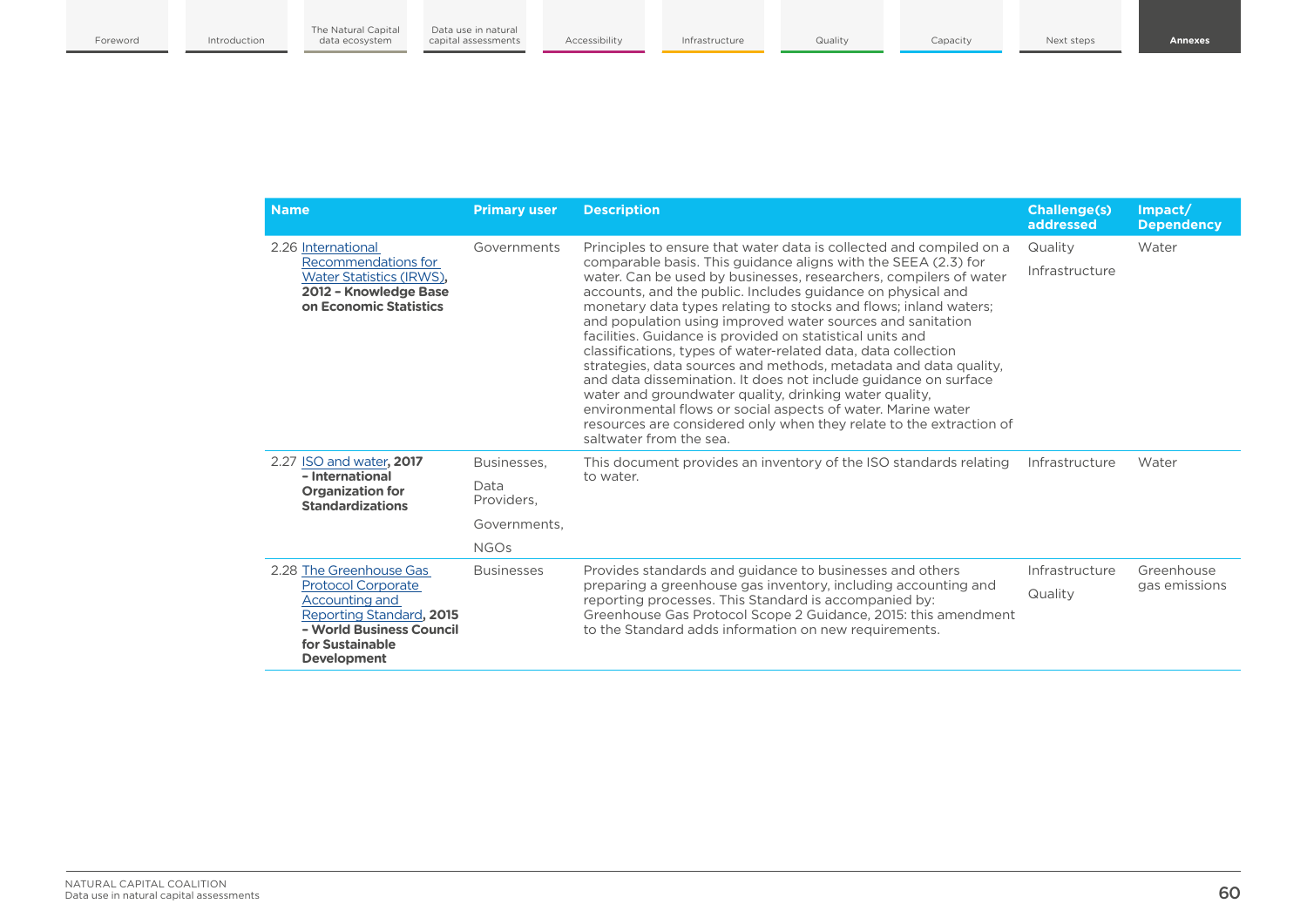| Name | Primary user | Description | Challenge(s) addressed | Impact/ Dependency |
|---|---|---|---|---|
| 2.26 International Recommendations for Water Statistics (IRWS), **2012 – Knowledge Base on Economic Statistics** | Governments | Principles to ensure that water data is collected and compiled on a comparable basis. This guidance aligns with the SEEA (2.3) for water. Can be used by businesses, researchers, compilers of water accounts, and the public. Includes guidance on physical and monetary data types relating to stocks and flows; inland waters; and population using improved water sources and sanitation facilities. Guidance is provided on statistical units and classifications, types of water-related data, data collection strategies, data sources and methods, metadata and data quality, and data dissemination. It does not include guidance on surface water and groundwater quality, drinking water quality, environmental flows or social aspects of water. Marine water resources are considered only when they relate to the extraction of saltwater from the sea. | Quality<br>Infrastructure | Water |
| 2.27 ISO and water, **2017 – International Organization for Standardizations** | Businesses,<br>Data Providers,<br>Governments,<br>NGOs | This document provides an inventory of the ISO standards relating to water. | Infrastructure | Water |
| 2.28 The Greenhouse Gas Protocol Corporate Accounting and Reporting Standard, **2015 – World Business Council for Sustainable Development** | Businesses | Provides standards and guidance to businesses and others preparing a greenhouse gas inventory, including accounting and reporting processes. This Standard is accompanied by: Greenhouse Gas Protocol Scope 2 Guidance, 2015: this amendment to the Standard adds information on new requirements. | Infrastructure<br>Quality | Greenhouse gas emissions |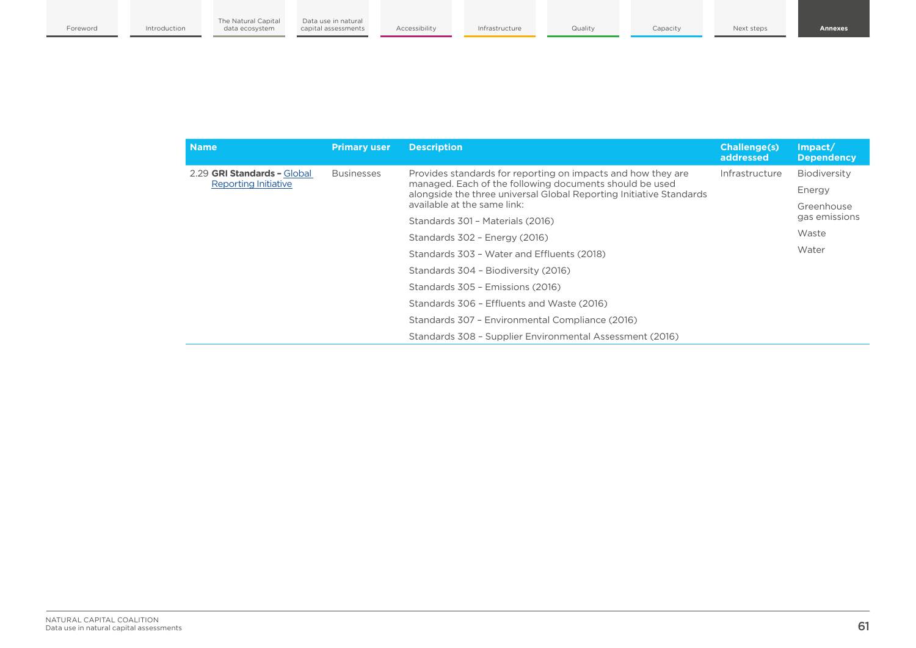| Name | Primary user | Description | Challenge(s) addressed | Impact/ Dependency |
|---|---|---|---|---|
| 2.29 **GRI Standards – Global Reporting Initiative** | Businesses | Provides standards for reporting on impacts and how they are managed. Each of the following documents should be used alongside the three universal Global Reporting Initiative Standards available at the same link:<br>Standards 301 – Materials (2016)<br>Standards 302 – Energy (2016)<br>Standards 303 – Water and Effluents (2018)<br>Standards 304 – Biodiversity (2016)<br>Standards 305 – Emissions (2016)<br>Standards 306 – Effluents and Waste (2016)<br>Standards 307 – Environmental Compliance (2016)<br>Standards 308 – Supplier Environmental Assessment (2016) | Infrastructure | Biodiversity<br>Energy<br>Greenhouse gas emissions<br>Waste<br>Water |